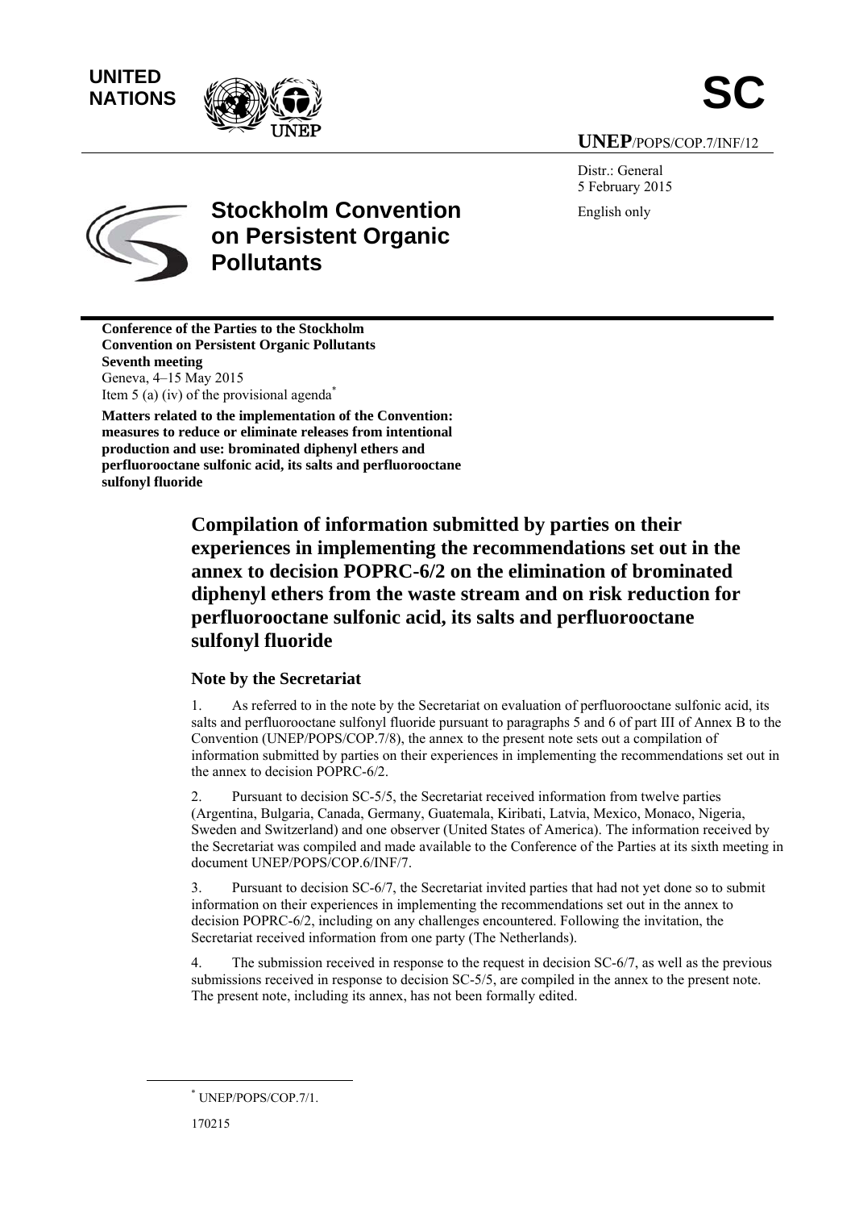UNITED NATIONS

SC

UNEP/POPS/COP.7/INF/12

Distr.: General
5 February 2015

English only

# Stockholm Convention on Persistent Organic Pollutants

**Conference of the Parties to the Stockholm Convention on Persistent Organic Pollutants**
**Seventh meeting**
Geneva, 4–15 May 2015
Item 5 (a) (iv) of the provisional agenda[*]

**Matters related to the implementation of the Convention: measures to reduce or eliminate releases from intentional production and use: brominated diphenyl ethers and perfluorooctane sulfonic acid, its salts and perfluorooctane sulfonyl fluoride**

## Compilation of information submitted by parties on their experiences in implementing the recommendations set out in the annex to decision POPRC-6/2 on the elimination of brominated diphenyl ethers from the waste stream and on risk reduction for perfluorooctane sulfonic acid, its salts and perfluorooctane sulfonyl fluoride

### Note by the Secretariat

1. As referred to in the note by the Secretariat on evaluation of perfluorooctane sulfonic acid, its salts and perfluorooctane sulfonyl fluoride pursuant to paragraphs 5 and 6 of part III of Annex B to the Convention (UNEP/POPS/COP.7/8), the annex to the present note sets out a compilation of information submitted by parties on their experiences in implementing the recommendations set out in the annex to decision POPRC-6/2.

2. Pursuant to decision SC-5/5, the Secretariat received information from twelve parties (Argentina, Bulgaria, Canada, Germany, Guatemala, Kiribati, Latvia, Mexico, Monaco, Nigeria, Sweden and Switzerland) and one observer (United States of America). The information received by the Secretariat was compiled and made available to the Conference of the Parties at its sixth meeting in document UNEP/POPS/COP.6/INF/7.

3. Pursuant to decision SC-6/7, the Secretariat invited parties that had not yet done so to submit information on their experiences in implementing the recommendations set out in the annex to decision POPRC-6/2, including on any challenges encountered. Following the invitation, the Secretariat received information from one party (The Netherlands).

4. The submission received in response to the request in decision SC-6/7, as well as the previous submissions received in response to decision SC-5/5, are compiled in the annex to the present note. The present note, including its annex, has not been formally edited.

[*] UNEP/POPS/COP.7/1.

170215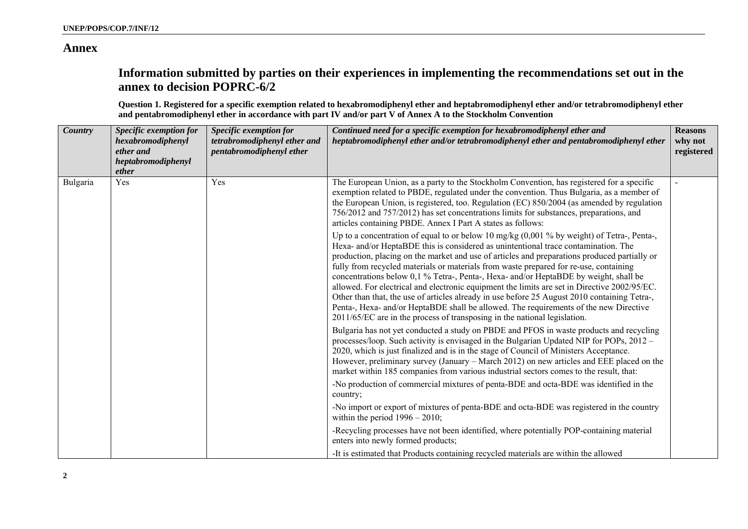# Annex

## Information submitted by parties on their experiences in implementing the recommendations set out in the annex to decision POPRC-6/2

**Question 1. Registered for a specific exemption related to hexabromodiphenyl ether and heptabromodiphenyl ether and/or tetrabromodiphenyl ether and pentabromodiphenyl ether in accordance with part IV and/or part V of Annex A to the Stockholm Convention**

| *Country* | *Specific exemption for hexabromodiphenyl ether and heptabromodiphenyl ether* | *Specific exemption for tetrabromodiphenyl ether and pentabromodiphenyl ether* | *Continued need for a specific exemption for hexabromodiphenyl ether and heptabromodiphenyl ether and/or tetrabromodiphenyl ether and pentabromodiphenyl ether* | **Reasons why not registered** |
|---|---|---|---|---|
| Bulgaria | Yes | Yes | The European Union, as a party to the Stockholm Convention, has registered for a specific exemption related to PBDE, regulated under the convention. Thus Bulgaria, as a member of the European Union, is registered, too. Regulation (EC) 850/2004 (as amended by regulation 756/2012 and 757/2012) has set concentrations limits for substances, preparations, and articles containing PBDE. Annex I Part A states as follows:<br><br>Up to a concentration of equal to or below 10 mg/kg (0,001 % by weight) of Tetra-, Penta-, Hexa- and/or HeptaBDE this is considered as unintentional trace contamination. The production, placing on the market and use of articles and preparations produced partially or fully from recycled materials or materials from waste prepared for re-use, containing concentrations below 0,1 % Tetra-, Penta-, Hexa- and/or HeptaBDE by weight, shall be allowed. For electrical and electronic equipment the limits are set in Directive 2002/95/EC. Other than that, the use of articles already in use before 25 August 2010 containing Tetra-, Penta-, Hexa- and/or HeptaBDE shall be allowed. The requirements of the new Directive 2011/65/EC are in the process of transposing in the national legislation.<br><br>Bulgaria has not yet conducted a study on PBDE and PFOS in waste products and recycling processes/loop. Such activity is envisaged in the Bulgarian Updated NIP for POPs, 2012 – 2020, which is just finalized and is in the stage of Council of Ministers Acceptance. However, preliminary survey (January – March 2012) on new articles and EEE placed on the market within 185 companies from various industrial sectors comes to the result, that:<br><br>-No production of commercial mixtures of penta-BDE and octa-BDE was identified in the country;<br><br>-No import or export of mixtures of penta-BDE and octa-BDE was registered in the country within the period 1996 – 2010;<br><br>-Recycling processes have not been identified, where potentially POP-containing material enters into newly formed products;<br><br>-It is estimated that Products containing recycled materials are within the allowed | - |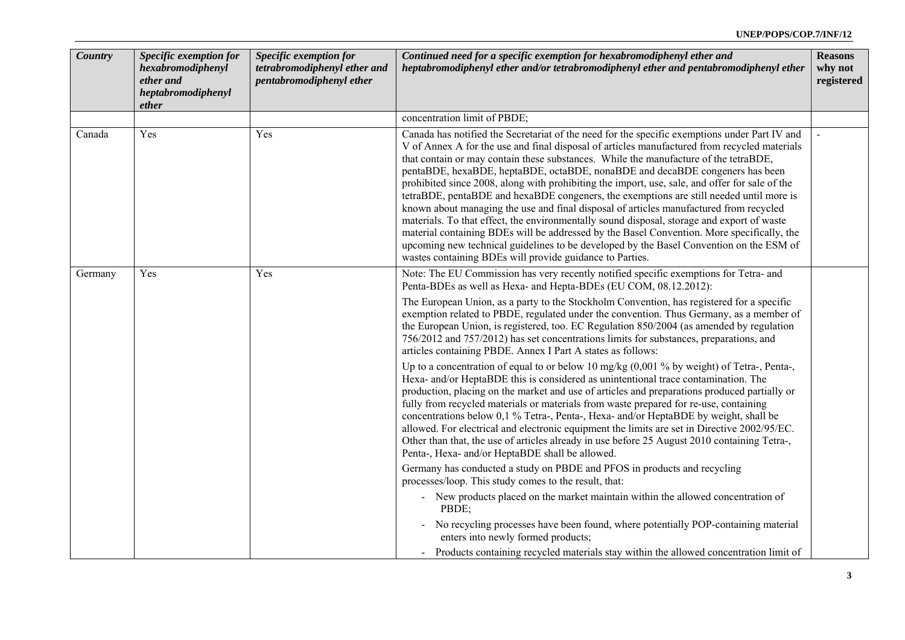| Country | Specific exemption for hexabromodiphenyl ether and heptabromodiphenyl ether | Specific exemption for tetrabromodiphenyl ether and pentabromodiphenyl ether | Continued need for a specific exemption for hexabromodiphenyl ether and heptabromodiphenyl ether and/or tetrabromodiphenyl ether and pentabromodiphenyl ether | Reasons why not registered |
|---|---|---|---|---|
| | | | concentration limit of PBDE; | |
| Canada | Yes | Yes | Canada has notified the Secretariat of the need for the specific exemptions under Part IV and V of Annex A for the use and final disposal of articles manufactured from recycled materials that contain or may contain these substances. While the manufacture of the tetraBDE, pentaBDE, hexaBDE, heptaBDE, octaBDE, nonaBDE and decaBDE congeners has been prohibited since 2008, along with prohibiting the import, use, sale, and offer for sale of the tetraBDE, pentaBDE and hexaBDE congeners, the exemptions are still needed until more is known about managing the use and final disposal of articles manufactured from recycled materials. To that effect, the environmentally sound disposal, storage and export of waste material containing BDEs will be addressed by the Basel Convention. More specifically, the upcoming new technical guidelines to be developed by the Basel Convention on the ESM of wastes containing BDEs will provide guidance to Parties. | - |
| Germany | Yes | Yes | Note: The EU Commission has very recently notified specific exemptions for Tetra- and Penta-BDEs as well as Hexa- and Hepta-BDEs (EU COM, 08.12.2012):<br><br>The European Union, as a party to the Stockholm Convention, has registered for a specific exemption related to PBDE, regulated under the convention. Thus Germany, as a member of the European Union, is registered, too. EC Regulation 850/2004 (as amended by regulation 756/2012 and 757/2012) has set concentrations limits for substances, preparations, and articles containing PBDE. Annex I Part A states as follows:<br><br>Up to a concentration of equal to or below 10 mg/kg (0,001 % by weight) of Tetra-, Penta-, Hexa- and/or HeptaBDE this is considered as unintentional trace contamination. The production, placing on the market and use of articles and preparations produced partially or fully from recycled materials or materials from waste prepared for re-use, containing concentrations below 0,1 % Tetra-, Penta-, Hexa- and/or HeptaBDE by weight, shall be allowed. For electrical and electronic equipment the limits are set in Directive 2002/95/EC. Other than that, the use of articles already in use before 25 August 2010 containing Tetra-, Penta-, Hexa- and/or HeptaBDE shall be allowed.<br><br>Germany has conducted a study on PBDE and PFOS in products and recycling processes/loop. This study comes to the result, that:<br><br>- New products placed on the market maintain within the allowed concentration of PBDE;<br>- No recycling processes have been found, where potentially POP-containing material enters into newly formed products;<br>- Products containing recycled materials stay within the allowed concentration limit of | |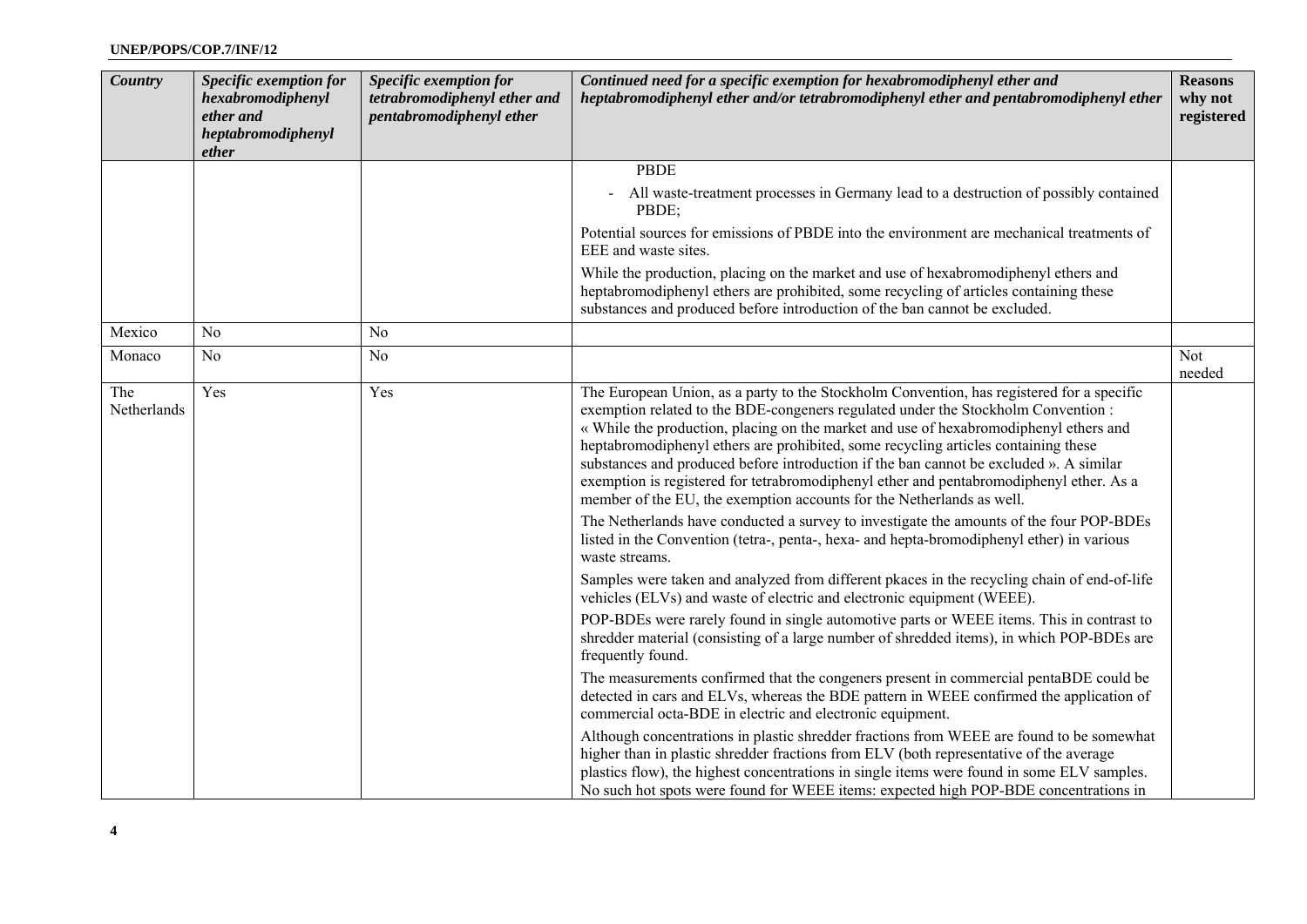| *Country* | *Specific exemption for hexabromodiphenyl ether and heptabromodiphenyl ether* | *Specific exemption for tetrabromodiphenyl ether and pentabromodiphenyl ether* | *Continued need for a specific exemption for hexabromodiphenyl ether and heptabromodiphenyl ether and/or tetrabromodiphenyl ether and pentabromodiphenyl ether* | **Reasons why not registered** |
|---|---|---|---|---|
| | | | PBDE<br>- All waste-treatment processes in Germany lead to a destruction of possibly contained PBDE;<br>Potential sources for emissions of PBDE into the environment are mechanical treatments of EEE and waste sites.<br>While the production, placing on the market and use of hexabromodiphenyl ethers and heptabromodiphenyl ethers are prohibited, some recycling of articles containing these substances and produced before introduction of the ban cannot be excluded. | |
| Mexico | No | No | | |
| Monaco | No | No | | Not needed |
| The Netherlands | Yes | Yes | The European Union, as a party to the Stockholm Convention, has registered for a specific exemption related to the BDE-congeners regulated under the Stockholm Convention : « While the production, placing on the market and use of hexabromodiphenyl ethers and heptabromodiphenyl ethers are prohibited, some recycling articles containing these substances and produced before introduction if the ban cannot be excluded ». A similar exemption is registered for tetrabromodiphenyl ether and pentabromodiphenyl ether. As a member of the EU, the exemption accounts for the Netherlands as well.<br>The Netherlands have conducted a survey to investigate the amounts of the four POP-BDEs listed in the Convention (tetra-, penta-, hexa- and hepta-bromodiphenyl ether) in various waste streams.<br>Samples were taken and analyzed from different pkaces in the recycling chain of end-of-life vehicles (ELVs) and waste of electric and electronic equipment (WEEE).<br>POP-BDEs were rarely found in single automotive parts or WEEE items. This in contrast to shredder material (consisting of a large number of shredded items), in which POP-BDEs are frequently found.<br>The measurements confirmed that the congeners present in commercial pentaBDE could be detected in cars and ELVs, whereas the BDE pattern in WEEE confirmed the application of commercial octa-BDE in electric and electronic equipment.<br>Although concentrations in plastic shredder fractions from WEEE are found to be somewhat higher than in plastic shredder fractions from ELV (both representative of the average plastics flow), the highest concentrations in single items were found in some ELV samples. No such hot spots were found for WEEE items: expected high POP-BDE concentrations in | |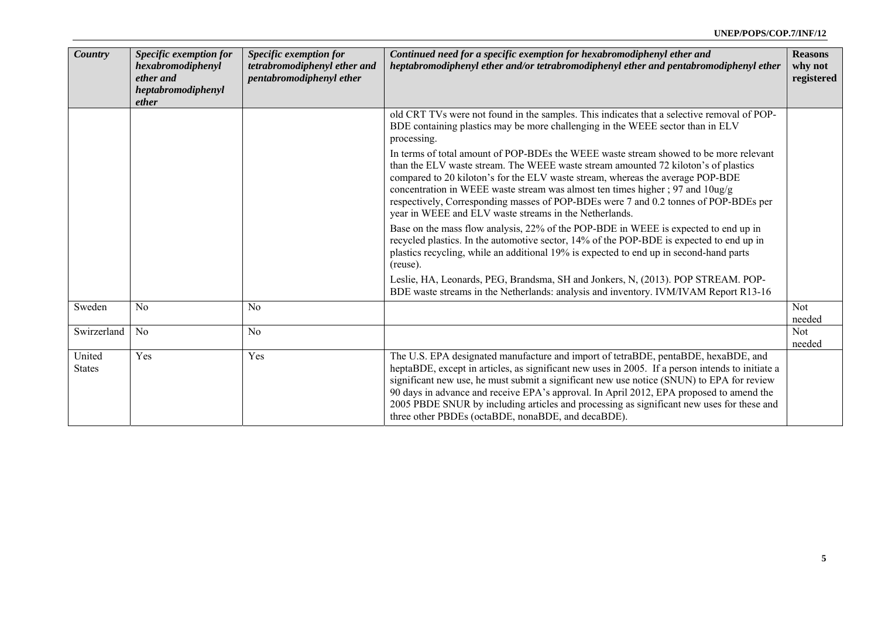| Country | Specific exemption for hexabromodiphenyl ether and heptabromodiphenyl ether | Specific exemption for tetrabromodiphenyl ether and pentabromodiphenyl ether | Continued need for a specific exemption for hexabromodiphenyl ether and heptabromodiphenyl ether and/or tetrabromodiphenyl ether and pentabromodiphenyl ether | Reasons why not registered |
|---|---|---|---|---|
| | | | old CRT TVs were not found in the samples. This indicates that a selective removal of POP-BDE containing plastics may be more challenging in the WEEE sector than in ELV processing.<br><br>In terms of total amount of POP-BDEs the WEEE waste stream showed to be more relevant than the ELV waste stream. The WEEE waste stream amounted 72 kiloton's of plastics compared to 20 kiloton's for the ELV waste stream, whereas the average POP-BDE concentration in WEEE waste stream was almost ten times higher ; 97 and 10ug/g respectively, Corresponding masses of POP-BDEs were 7 and 0.2 tonnes of POP-BDEs per year in WEEE and ELV waste streams in the Netherlands.<br><br>Base on the mass flow analysis, 22% of the POP-BDE in WEEE is expected to end up in recycled plastics. In the automotive sector, 14% of the POP-BDE is expected to end up in plastics recycling, while an additional 19% is expected to end up in second-hand parts (reuse).<br><br>Leslie, HA, Leonards, PEG, Brandsma, SH and Jonkers, N, (2013). POP STREAM. POP-BDE waste streams in the Netherlands: analysis and inventory. IVM/IVAM Report R13-16 | |
| Sweden | No | No | | Not needed |
| Swirzerland | No | No | | Not needed |
| United States | Yes | Yes | The U.S. EPA designated manufacture and import of tetraBDE, pentaBDE, hexaBDE, and heptaBDE, except in articles, as significant new uses in 2005. If a person intends to initiate a significant new use, he must submit a significant new use notice (SNUN) to EPA for review 90 days in advance and receive EPA's approval. In April 2012, EPA proposed to amend the 2005 PBDE SNUR by including articles and processing as significant new uses for these and three other PBDEs (octaBDE, nonaBDE, and decaBDE). | |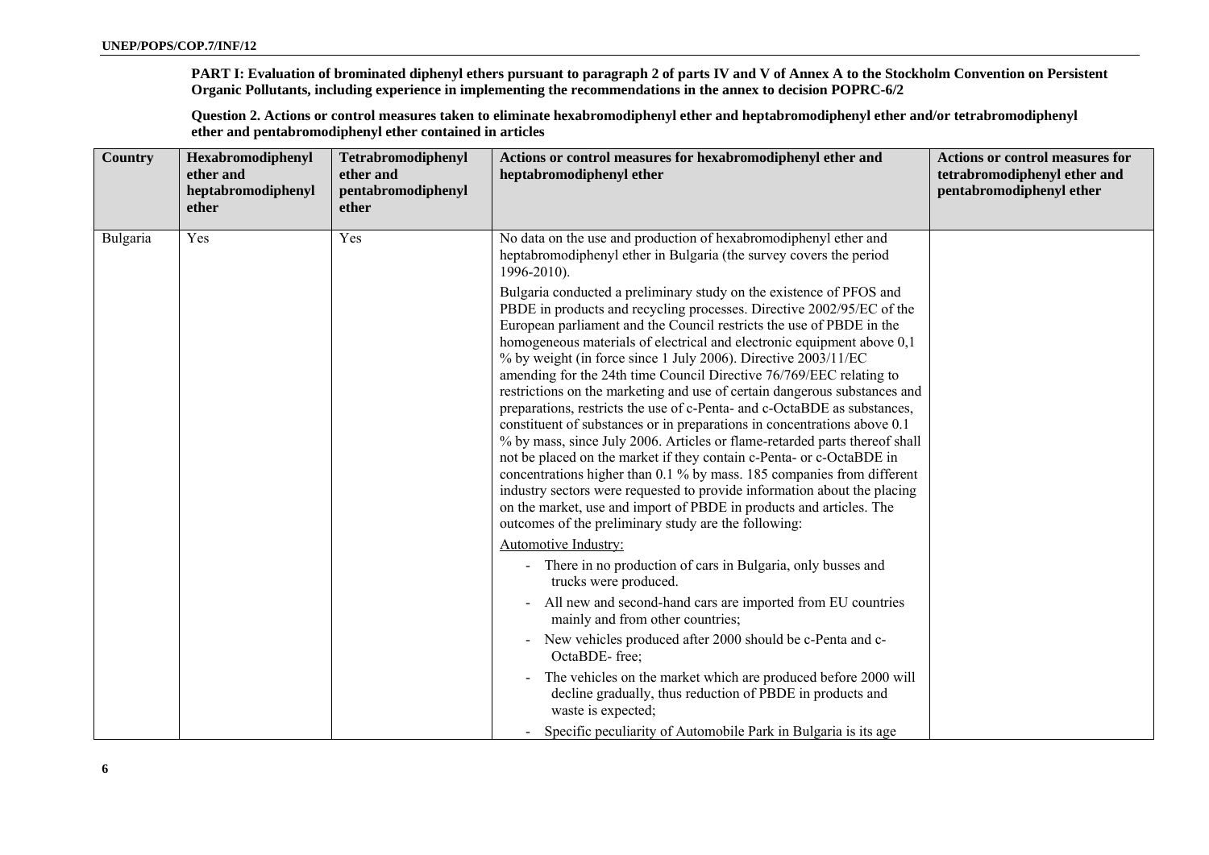**PART I: Evaluation of brominated diphenyl ethers pursuant to paragraph 2 of parts IV and V of Annex A to the Stockholm Convention on Persistent Organic Pollutants, including experience in implementing the recommendations in the annex to decision POPRC-6/2**

**Question 2. Actions or control measures taken to eliminate hexabromodiphenyl ether and heptabromodiphenyl ether and/or tetrabromodiphenyl ether and pentabromodiphenyl ether contained in articles**

| Country | Hexabromodiphenyl ether and heptabromodiphenyl ether | Tetrabromodiphenyl ether and pentabromodiphenyl ether | Actions or control measures for hexabromodiphenyl ether and heptabromodiphenyl ether | Actions or control measures for tetrabromodiphenyl ether and pentabromodiphenyl ether |
|---|---|---|---|---|
| Bulgaria | Yes | Yes | No data on the use and production of hexabromodiphenyl ether and heptabromodiphenyl ether in Bulgaria (the survey covers the period 1996-2010).<br><br>Bulgaria conducted a preliminary study on the existence of PFOS and PBDE in products and recycling processes. Directive 2002/95/EC of the European parliament and the Council restricts the use of PBDE in the homogeneous materials of electrical and electronic equipment above 0,1 % by weight (in force since 1 July 2006). Directive 2003/11/EC amending for the 24th time Council Directive 76/769/EEC relating to restrictions on the marketing and use of certain dangerous substances and preparations, restricts the use of c-Penta- and c-OctaBDE as substances, constituent of substances or in preparations in concentrations above 0.1 % by mass, since July 2006. Articles or flame-retarded parts thereof shall not be placed on the market if they contain c-Penta- or c-OctaBDE in concentrations higher than 0.1 % by mass. 185 companies from different industry sectors were requested to provide information about the placing on the market, use and import of PBDE in products and articles. The outcomes of the preliminary study are the following:<br><br>Automotive Industry:<br><br>- There in no production of cars in Bulgaria, only busses and trucks were produced.<br>- All new and second-hand cars are imported from EU countries mainly and from other countries;<br>- New vehicles produced after 2000 should be c-Penta and c-OctaBDE- free;<br>- The vehicles on the market which are produced before 2000 will decline gradually, thus reduction of PBDE in products and waste is expected;<br>- Specific peculiarity of Automobile Park in Bulgaria is its age | |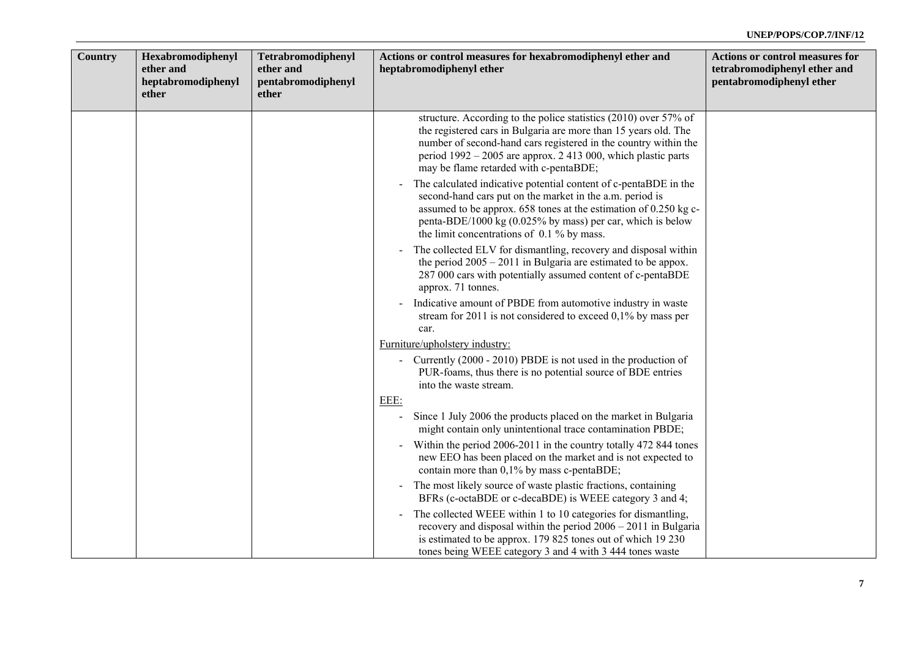| Country | Hexabromodiphenyl ether and heptabromodiphenyl ether | Tetrabromodiphenyl ether and pentabromodiphenyl ether | Actions or control measures for hexabromodiphenyl ether and heptabromodiphenyl ether | Actions or control measures for tetrabromodiphenyl ether and pentabromodiphenyl ether |
|---|---|---|---|---|
| | | | structure. According to the police statistics (2010) over 57% of the registered cars in Bulgaria are more than 15 years old. The number of second-hand cars registered in the country within the period 1992 – 2005 are approx. 2 413 000, which plastic parts may be flame retarded with c-pentaBDE;<br>- The calculated indicative potential content of c-pentaBDE in the second-hand cars put on the market in the a.m. period is assumed to be approx. 658 tones at the estimation of 0.250 kg c-penta-BDE/1000 kg (0.025% by mass) per car, which is below the limit concentrations of 0.1 % by mass.<br>- The collected ELV for dismantling, recovery and disposal within the period 2005 – 2011 in Bulgaria are estimated to be appox. 287 000 cars with potentially assumed content of c-pentaBDE approx. 71 tonnes.<br>- Indicative amount of PBDE from automotive industry in waste stream for 2011 is not considered to exceed 0,1% by mass per car.<br>Furniture/upholstery industry:<br>- Currently (2000 - 2010) PBDE is not used in the production of PUR-foams, thus there is no potential source of BDE entries into the waste stream.<br>EEE:<br>- Since 1 July 2006 the products placed on the market in Bulgaria might contain only unintentional trace contamination PBDE;<br>- Within the period 2006-2011 in the country totally 472 844 tones new EEO has been placed on the market and is not expected to contain more than 0,1% by mass c-pentaBDE;<br>- The most likely source of waste plastic fractions, containing BFRs (c-octaBDE or c-decaBDE) is WEEE category 3 and 4;<br>- The collected WEEE within 1 to 10 categories for dismantling, recovery and disposal within the period 2006 – 2011 in Bulgaria is estimated to be approx. 179 825 tones out of which 19 230 tones being WEEE category 3 and 4 with 3 444 tones waste | |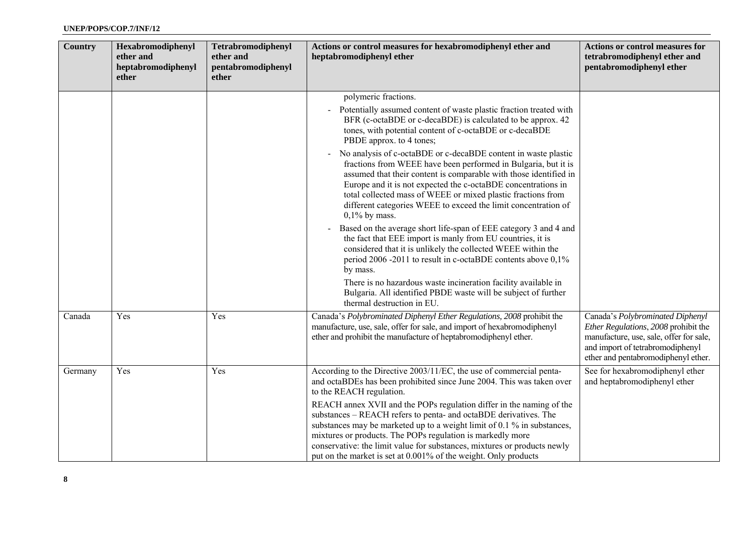| Country | Hexabromodiphenyl ether and heptabromodiphenyl ether | Tetrabromodiphenyl ether and pentabromodiphenyl ether | Actions or control measures for hexabromodiphenyl ether and heptabromodiphenyl ether | Actions or control measures for tetrabromodiphenyl ether and pentabromodiphenyl ether |
|---|---|---|---|---|
| | | | polymeric fractions.<br>- Potentially assumed content of waste plastic fraction treated with BFR (c-octaBDE or c-decaBDE) is calculated to be approx. 42 tones, with potential content of c-octaBDE or c-decaBDE PBDE approx. to 4 tones;<br>- No analysis of c-octaBDE or c-decaBDE content in waste plastic fractions from WEEE have been performed in Bulgaria, but it is assumed that their content is comparable with those identified in Europe and it is not expected the c-octaBDE concentrations in total collected mass of WEEE or mixed plastic fractions from different categories WEEE to exceed the limit concentration of 0,1% by mass.<br>- Based on the average short life-span of EEE category 3 and 4 and the fact that EEE import is manly from EU countries, it is considered that it is unlikely the collected WEEE within the period 2006 -2011 to result in c-octaBDE contents above 0,1% by mass.<br>There is no hazardous waste incineration facility available in Bulgaria. All identified PBDE waste will be subject of further thermal destruction in EU. | |
| Canada | Yes | Yes | Canada's *Polybrominated Diphenyl Ether Regulations, 2008* prohibit the manufacture, use, sale, offer for sale, and import of hexabromodiphenyl ether and prohibit the manufacture of heptabromodiphenyl ether. | Canada's *Polybrominated Diphenyl Ether Regulations, 2008* prohibit the manufacture, use, sale, offer for sale, and import of tetrabromodiphenyl ether and pentabromodiphenyl ether. |
| Germany | Yes | Yes | According to the Directive 2003/11/EC, the use of commercial penta- and octaBDEs has been prohibited since June 2004. This was taken over to the REACH regulation.<br>REACH annex XVII and the POPs regulation differ in the naming of the substances – REACH refers to penta- and octaBDE derivatives. The substances may be marketed up to a weight limit of 0.1 % in substances, mixtures or products. The POPs regulation is markedly more conservative: the limit value for substances, mixtures or products newly put on the market is set at 0.001% of the weight. Only products | See for hexabromodiphenyl ether and heptabromodiphenyl ether |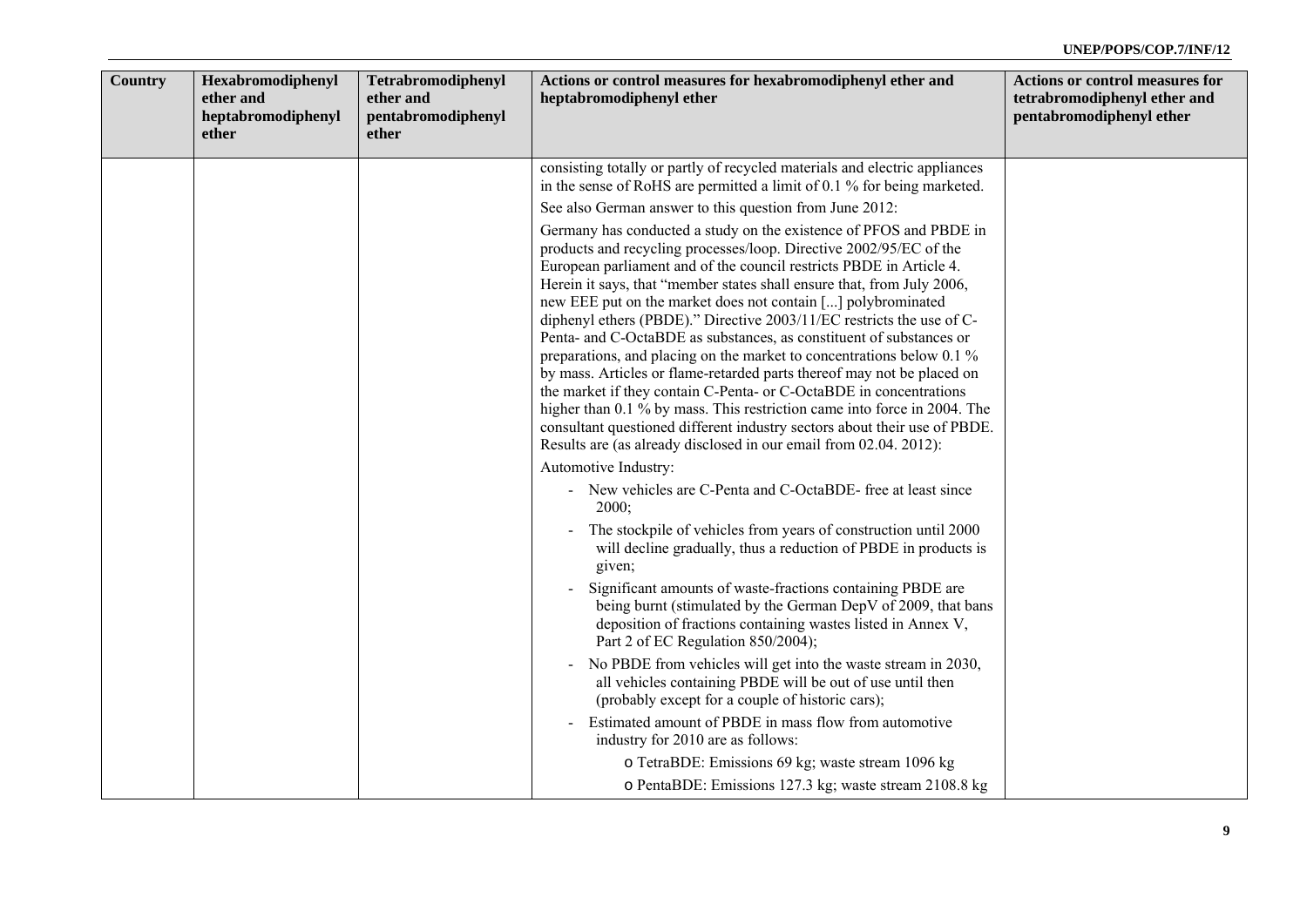| Country | Hexabromodiphenyl ether and heptabromodiphenyl ether | Tetrabromodiphenyl ether and pentabromodiphenyl ether | Actions or control measures for hexabromodiphenyl ether and heptabromodiphenyl ether | Actions or control measures for tetrabromodiphenyl ether and pentabromodiphenyl ether |
|---|---|---|---|---|
| | | | consisting totally or partly of recycled materials and electric appliances in the sense of RoHS are permitted a limit of 0.1 % for being marketed.<br><br>See also German answer to this question from June 2012:<br><br>Germany has conducted a study on the existence of PFOS and PBDE in products and recycling processes/loop. Directive 2002/95/EC of the European parliament and of the council restricts PBDE in Article 4. Herein it says, that "member states shall ensure that, from July 2006, new EEE put on the market does not contain [...] polybrominated diphenyl ethers (PBDE)." Directive 2003/11/EC restricts the use of C-Penta- and C-OctaBDE as substances, as constituent of substances or preparations, and placing on the market to concentrations below 0.1 % by mass. Articles or flame-retarded parts thereof may not be placed on the market if they contain C-Penta- or C-OctaBDE in concentrations higher than 0.1 % by mass. This restriction came into force in 2004. The consultant questioned different industry sectors about their use of PBDE. Results are (as already disclosed in our email from 02.04. 2012):<br><br>Automotive Industry:<br><br>- New vehicles are C-Penta and C-OctaBDE- free at least since 2000;<br>- The stockpile of vehicles from years of construction until 2000 will decline gradually, thus a reduction of PBDE in products is given;<br>- Significant amounts of waste-fractions containing PBDE are being burnt (stimulated by the German DepV of 2009, that bans deposition of fractions containing wastes listed in Annex V, Part 2 of EC Regulation 850/2004);<br>- No PBDE from vehicles will get into the waste stream in 2030, all vehicles containing PBDE will be out of use until then (probably except for a couple of historic cars);<br>- Estimated amount of PBDE in mass flow from automotive industry for 2010 are as follows:<br>&nbsp;&nbsp;&nbsp;&nbsp;o TetraBDE: Emissions 69 kg; waste stream 1096 kg<br>&nbsp;&nbsp;&nbsp;&nbsp;o PentaBDE: Emissions 127.3 kg; waste stream 2108.8 kg | |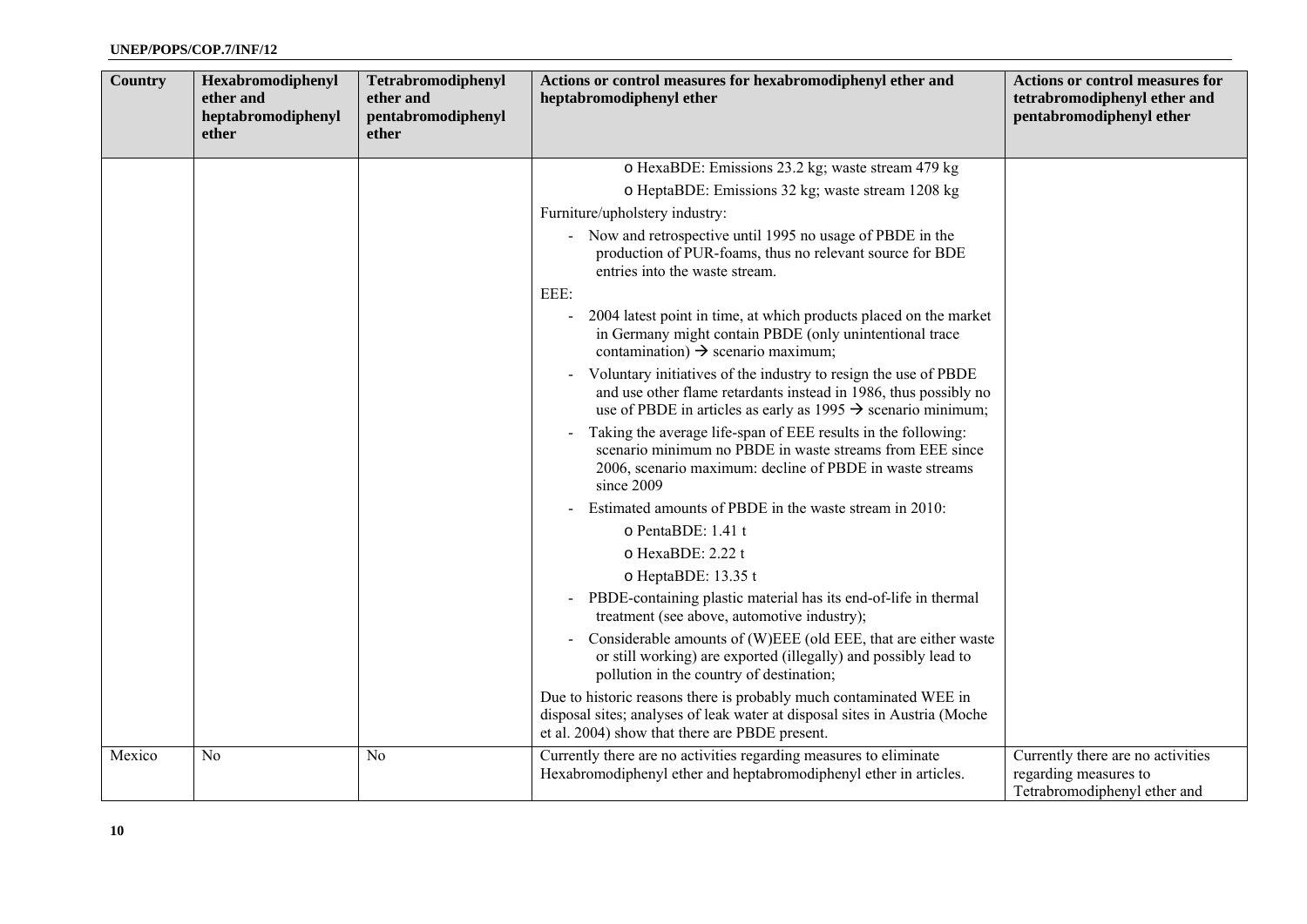| Country | Hexabromodiphenyl ether and heptabromodiphenyl ether | Tetrabromodiphenyl ether and pentabromodiphenyl ether | Actions or control measures for hexabromodiphenyl ether and heptabromodiphenyl ether | Actions or control measures for tetrabromodiphenyl ether and pentabromodiphenyl ether |
|---|---|---|---|---|
| | | | o HexaBDE: Emissions 23.2 kg; waste stream 479 kg<br>o HeptaBDE: Emissions 32 kg; waste stream 1208 kg<br>Furniture/upholstery industry:<br>- Now and retrospective until 1995 no usage of PBDE in the production of PUR-foams, thus no relevant source for BDE entries into the waste stream.<br>EEE:<br>- 2004 latest point in time, at which products placed on the market in Germany might contain PBDE (only unintentional trace contamination) → scenario maximum;<br>- Voluntary initiatives of the industry to resign the use of PBDE and use other flame retardants instead in 1986, thus possibly no use of PBDE in articles as early as 1995 → scenario minimum;<br>- Taking the average life-span of EEE results in the following: scenario minimum no PBDE in waste streams from EEE since 2006, scenario maximum: decline of PBDE in waste streams since 2009<br>- Estimated amounts of PBDE in the waste stream in 2010:<br>o PentaBDE: 1.41 t<br>o HexaBDE: 2.22 t<br>o HeptaBDE: 13.35 t<br>- PBDE-containing plastic material has its end-of-life in thermal treatment (see above, automotive industry);<br>- Considerable amounts of (W)EEE (old EEE, that are either waste or still working) are exported (illegally) and possibly lead to pollution in the country of destination;<br>Due to historic reasons there is probably much contaminated WEE in disposal sites; analyses of leak water at disposal sites in Austria (Moche et al. 2004) show that there are PBDE present. | |
| Mexico | No | No | Currently there are no activities regarding measures to eliminate Hexabromodiphenyl ether and heptabromodiphenyl ether in articles. | Currently there are no activities regarding measures to Tetrabromodiphenyl ether and |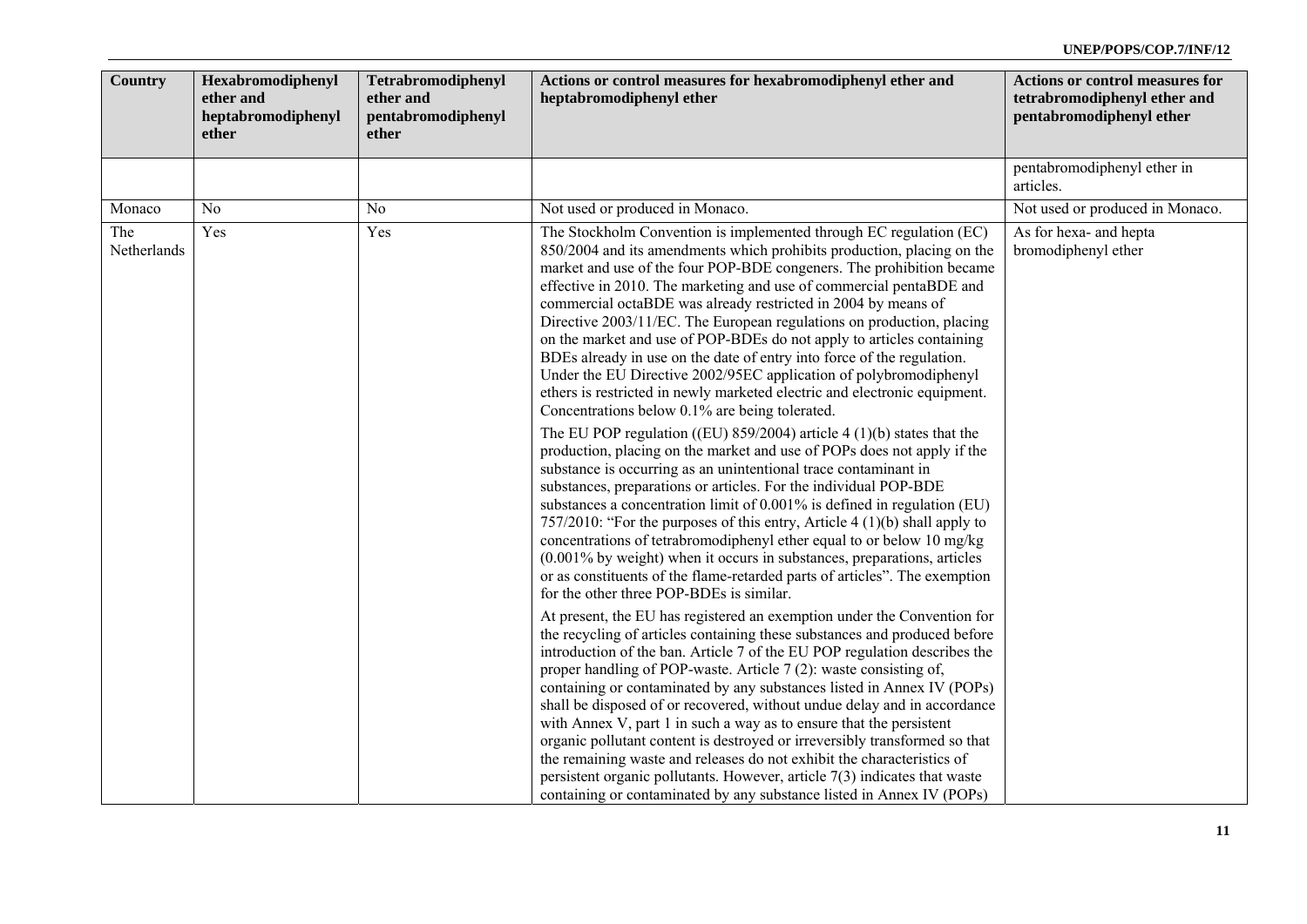| Country | Hexabromodiphenyl ether and heptabromodiphenyl ether | Tetrabromodiphenyl ether and pentabromodiphenyl ether | Actions or control measures for hexabromodiphenyl ether and heptabromodiphenyl ether | Actions or control measures for tetrabromodiphenyl ether and pentabromodiphenyl ether |
|---|---|---|---|---|
| | | | | pentabromodiphenyl ether in articles. |
| Monaco | No | No | Not used or produced in Monaco. | Not used or produced in Monaco. |
| The Netherlands | Yes | Yes | The Stockholm Convention is implemented through EC regulation (EC) 850/2004 and its amendments which prohibits production, placing on the market and use of the four POP-BDE congeners. The prohibition became effective in 2010. The marketing and use of commercial pentaBDE and commercial octaBDE was already restricted in 2004 by means of Directive 2003/11/EC. The European regulations on production, placing on the market and use of POP-BDEs do not apply to articles containing BDEs already in use on the date of entry into force of the regulation. Under the EU Directive 2002/95EC application of polybromodiphenyl ethers is restricted in newly marketed electric and electronic equipment. Concentrations below 0.1% are being tolerated.<br><br>The EU POP regulation ((EU) 859/2004) article 4 (1)(b) states that the production, placing on the market and use of POPs does not apply if the substance is occurring as an unintentional trace contaminant in substances, preparations or articles. For the individual POP-BDE substances a concentration limit of 0.001% is defined in regulation (EU) 757/2010: "For the purposes of this entry, Article 4 (1)(b) shall apply to concentrations of tetrabromodiphenyl ether equal to or below 10 mg/kg (0.001% by weight) when it occurs in substances, preparations, articles or as constituents of the flame-retarded parts of articles". The exemption for the other three POP-BDEs is similar.<br><br>At present, the EU has registered an exemption under the Convention for the recycling of articles containing these substances and produced before introduction of the ban. Article 7 of the EU POP regulation describes the proper handling of POP-waste. Article 7 (2): waste consisting of, containing or contaminated by any substances listed in Annex IV (POPs) shall be disposed of or recovered, without undue delay and in accordance with Annex V, part 1 in such a way as to ensure that the persistent organic pollutant content is destroyed or irreversibly transformed so that the remaining waste and releases do not exhibit the characteristics of persistent organic pollutants. However, article 7(3) indicates that waste containing or contaminated by any substance listed in Annex IV (POPs) | As for hexa- and hepta bromodiphenyl ether |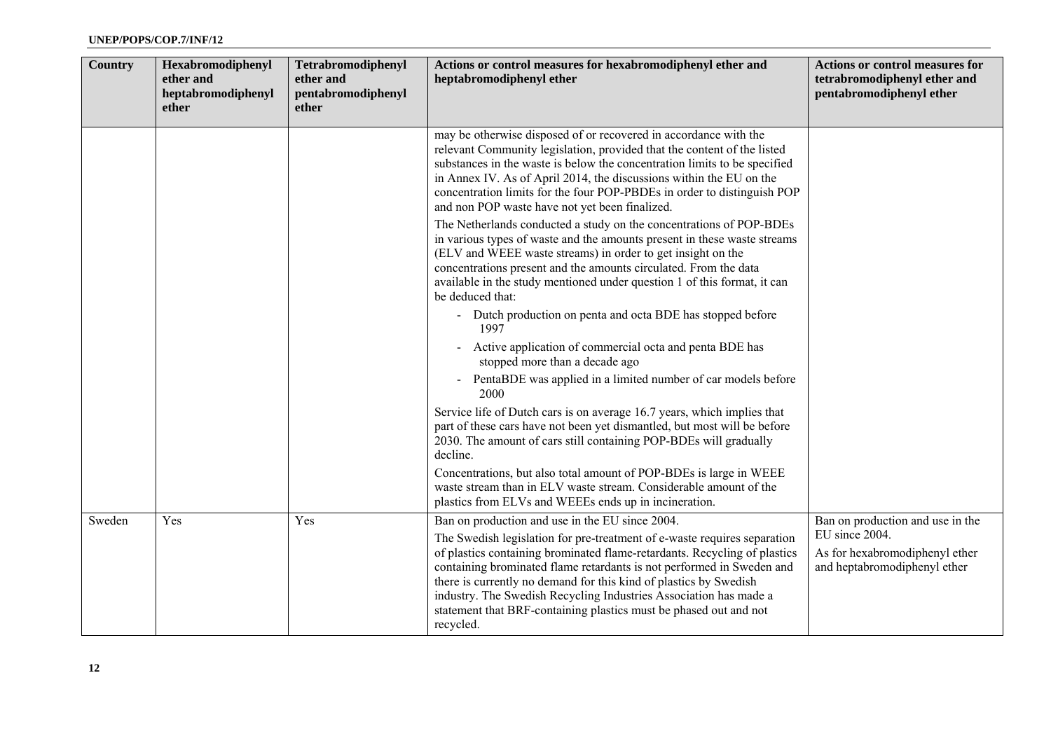| Country | Hexabromodiphenyl ether and heptabromodiphenyl ether | Tetrabromodiphenyl ether and pentabromodiphenyl ether | Actions or control measures for hexabromodiphenyl ether and heptabromodiphenyl ether | Actions or control measures for tetrabromodiphenyl ether and pentabromodiphenyl ether |
|---|---|---|---|---|
| | | | may be otherwise disposed of or recovered in accordance with the relevant Community legislation, provided that the content of the listed substances in the waste is below the concentration limits to be specified in Annex IV. As of April 2014, the discussions within the EU on the concentration limits for the four POP-PBDEs in order to distinguish POP and non POP waste have not yet been finalized.<br><br>The Netherlands conducted a study on the concentrations of POP-BDEs in various types of waste and the amounts present in these waste streams (ELV and WEEE waste streams) in order to get insight on the concentrations present and the amounts circulated. From the data available in the study mentioned under question 1 of this format, it can be deduced that:<br>- Dutch production on penta and octa BDE has stopped before 1997<br>- Active application of commercial octa and penta BDE has stopped more than a decade ago<br>- PentaBDE was applied in a limited number of car models before 2000<br><br>Service life of Dutch cars is on average 16.7 years, which implies that part of these cars have not been yet dismantled, but most will be before 2030. The amount of cars still containing POP-BDEs will gradually decline.<br><br>Concentrations, but also total amount of POP-BDEs is large in WEEE waste stream than in ELV waste stream. Considerable amount of the plastics from ELVs and WEEEs ends up in incineration. | |
| Sweden | Yes | Yes | Ban on production and use in the EU since 2004.<br><br>The Swedish legislation for pre-treatment of e-waste requires separation of plastics containing brominated flame-retardants. Recycling of plastics containing brominated flame retardants is not performed in Sweden and there is currently no demand for this kind of plastics by Swedish industry. The Swedish Recycling Industries Association has made a statement that BRF-containing plastics must be phased out and not recycled. | Ban on production and use in the EU since 2004.<br><br>As for hexabromodiphenyl ether and heptabromodiphenyl ether |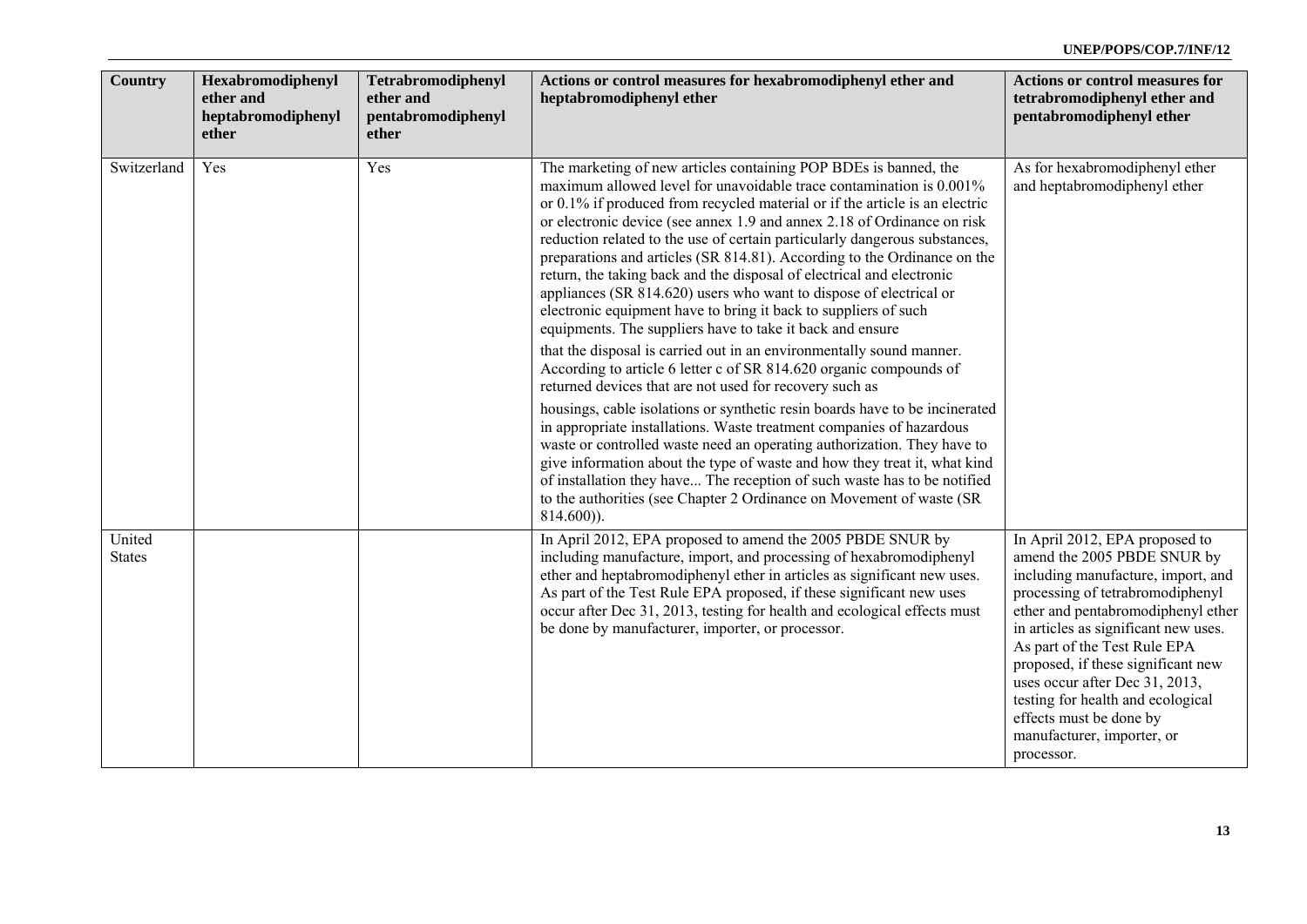| Country | Hexabromodiphenyl ether and heptabromodiphenyl ether | Tetrabromodiphenyl ether and pentabromodiphenyl ether | Actions or control measures for hexabromodiphenyl ether and heptabromodiphenyl ether | Actions or control measures for tetrabromodiphenyl ether and pentabromodiphenyl ether |
|---|---|---|---|---|
| Switzerland | Yes | Yes | The marketing of new articles containing POP BDEs is banned, the maximum allowed level for unavoidable trace contamination is 0.001% or 0.1% if produced from recycled material or if the article is an electric or electronic device (see annex 1.9 and annex 2.18 of Ordinance on risk reduction related to the use of certain particularly dangerous substances, preparations and articles (SR 814.81). According to the Ordinance on the return, the taking back and the disposal of electrical and electronic appliances (SR 814.620) users who want to dispose of electrical or electronic equipment have to bring it back to suppliers of such equipments. The suppliers have to take it back and ensure that the disposal is carried out in an environmentally sound manner. According to article 6 letter c of SR 814.620 organic compounds of returned devices that are not used for recovery such as housings, cable isolations or synthetic resin boards have to be incinerated in appropriate installations. Waste treatment companies of hazardous waste or controlled waste need an operating authorization. They have to give information about the type of waste and how they treat it, what kind of installation they have... The reception of such waste has to be notified to the authorities (see Chapter 2 Ordinance on Movement of waste (SR 814.600)). | As for hexabromodiphenyl ether and heptabromodiphenyl ether |
| United States | | | In April 2012, EPA proposed to amend the 2005 PBDE SNUR by including manufacture, import, and processing of hexabromodiphenyl ether and heptabromodiphenyl ether in articles as significant new uses. As part of the Test Rule EPA proposed, if these significant new uses occur after Dec 31, 2013, testing for health and ecological effects must be done by manufacturer, importer, or processor. | In April 2012, EPA proposed to amend the 2005 PBDE SNUR by including manufacture, import, and processing of tetrabromodiphenyl ether and pentabromodiphenyl ether in articles as significant new uses. As part of the Test Rule EPA proposed, if these significant new uses occur after Dec 31, 2013, testing for health and ecological effects must be done by manufacturer, importer, or processor. |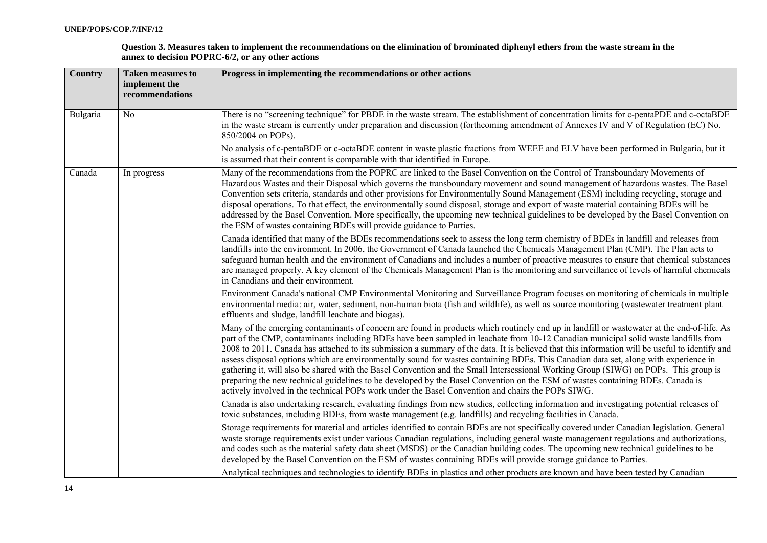**Question 3. Measures taken to implement the recommendations on the elimination of brominated diphenyl ethers from the waste stream in the annex to decision POPRC-6/2, or any other actions**

| Country | Taken measures to implement the recommendations | Progress in implementing the recommendations or other actions |
|---|---|---|
| Bulgaria | No | There is no "screening technique" for PBDE in the waste stream. The establishment of concentration limits for c-pentaPDE and c-octaBDE in the waste stream is currently under preparation and discussion (forthcoming amendment of Annexes IV and V of Regulation (EC) No. 850/2004 on POPs).<br><br>No analysis of c-pentaBDE or c-octaBDE content in waste plastic fractions from WEEE and ELV have been performed in Bulgaria, but it is assumed that their content is comparable with that identified in Europe. |
| Canada | In progress | Many of the recommendations from the POPRC are linked to the Basel Convention on the Control of Transboundary Movements of Hazardous Wastes and their Disposal which governs the transboundary movement and sound management of hazardous wastes. The Basel Convention sets criteria, standards and other provisions for Environmentally Sound Management (ESM) including recycling, storage and disposal operations. To that effect, the environmentally sound disposal, storage and export of waste material containing BDEs will be addressed by the Basel Convention. More specifically, the upcoming new technical guidelines to be developed by the Basel Convention on the ESM of wastes containing BDEs will provide guidance to Parties.<br><br>Canada identified that many of the BDEs recommendations seek to assess the long term chemistry of BDEs in landfill and releases from landfills into the environment. In 2006, the Government of Canada launched the Chemicals Management Plan (CMP). The Plan acts to safeguard human health and the environment of Canadians and includes a number of proactive measures to ensure that chemical substances are managed properly. A key element of the Chemicals Management Plan is the monitoring and surveillance of levels of harmful chemicals in Canadians and their environment.<br><br>Environment Canada's national CMP Environmental Monitoring and Surveillance Program focuses on monitoring of chemicals in multiple environmental media: air, water, sediment, non-human biota (fish and wildlife), as well as source monitoring (wastewater treatment plant effluents and sludge, landfill leachate and biogas).<br><br>Many of the emerging contaminants of concern are found in products which routinely end up in landfill or wastewater at the end-of-life. As part of the CMP, contaminants including BDEs have been sampled in leachate from 10-12 Canadian municipal solid waste landfills from 2008 to 2011. Canada has attached to its submission a summary of the data. It is believed that this information will be useful to identify and assess disposal options which are environmentally sound for wastes containing BDEs. This Canadian data set, along with experience in gathering it, will also be shared with the Basel Convention and the Small Intersessional Working Group (SIWG) on POPs. This group is preparing the new technical guidelines to be developed by the Basel Convention on the ESM of wastes containing BDEs. Canada is actively involved in the technical POPs work under the Basel Convention and chairs the POPs SIWG.<br><br>Canada is also undertaking research, evaluating findings from new studies, collecting information and investigating potential releases of toxic substances, including BDEs, from waste management (e.g. landfills) and recycling facilities in Canada.<br><br>Storage requirements for material and articles identified to contain BDEs are not specifically covered under Canadian legislation. General waste storage requirements exist under various Canadian regulations, including general waste management regulations and authorizations, and codes such as the material safety data sheet (MSDS) or the Canadian building codes. The upcoming new technical guidelines to be developed by the Basel Convention on the ESM of wastes containing BDEs will provide storage guidance to Parties.<br><br>Analytical techniques and technologies to identify BDEs in plastics and other products are known and have been tested by Canadian |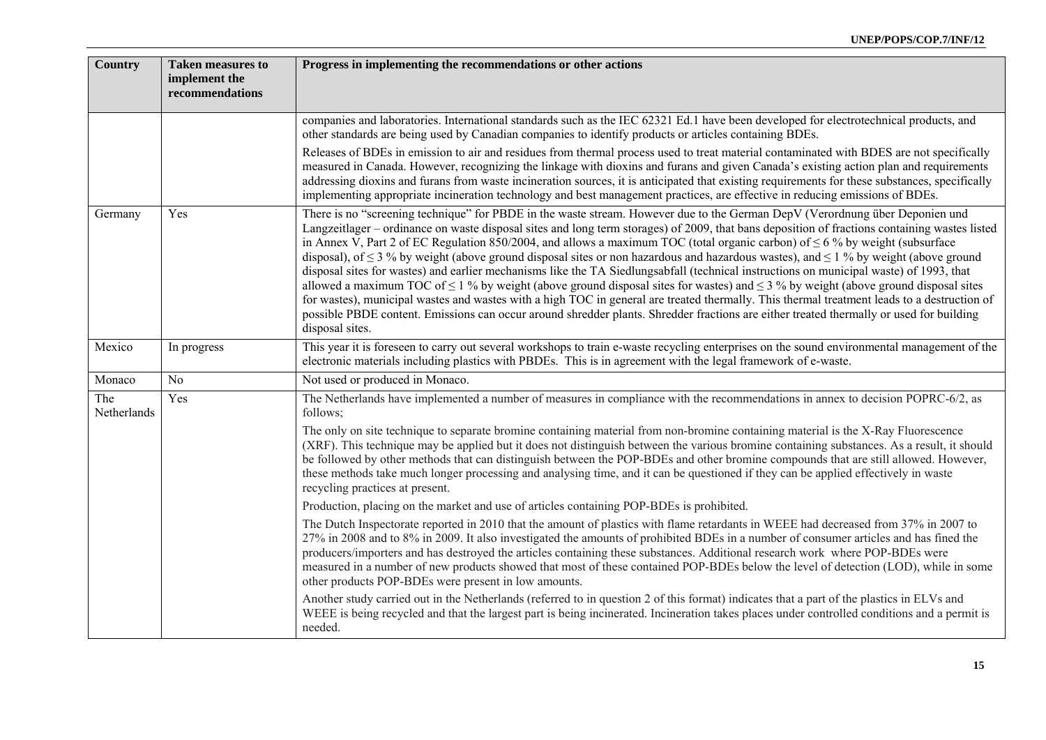| Country | Taken measures to implement the recommendations | Progress in implementing the recommendations or other actions |
|---|---|---|
| | | companies and laboratories. International standards such as the IEC 62321 Ed.1 have been developed for electrotechnical products, and other standards are being used by Canadian companies to identify products or articles containing BDEs.<br><br>Releases of BDEs in emission to air and residues from thermal process used to treat material contaminated with BDES are not specifically measured in Canada. However, recognizing the linkage with dioxins and furans and given Canada's existing action plan and requirements addressing dioxins and furans from waste incineration sources, it is anticipated that existing requirements for these substances, specifically implementing appropriate incineration technology and best management practices, are effective in reducing emissions of BDEs. |
| Germany | Yes | There is no "screening technique" for PBDE in the waste stream. However due to the German DepV (Verordnung über Deponien und Langzeitlager – ordinance on waste disposal sites and long term storages) of 2009, that bans deposition of fractions containing wastes listed in Annex V, Part 2 of EC Regulation 850/2004, and allows a maximum TOC (total organic carbon) of ≤ 6 % by weight (subsurface disposal), of ≤ 3 % by weight (above ground disposal sites or non hazardous and hazardous wastes), and ≤ 1 % by weight (above ground disposal sites for wastes) and earlier mechanisms like the TA Siedlungsabfall (technical instructions on municipal waste) of 1993, that allowed a maximum TOC of ≤ 1 % by weight (above ground disposal sites for wastes) and ≤ 3 % by weight (above ground disposal sites for wastes), municipal wastes and wastes with a high TOC in general are treated thermally. This thermal treatment leads to a destruction of possible PBDE content. Emissions can occur around shredder plants. Shredder fractions are either treated thermally or used for building disposal sites. |
| Mexico | In progress | This year it is foreseen to carry out several workshops to train e-waste recycling enterprises on the sound environmental management of the electronic materials including plastics with PBDEs. This is in agreement with the legal framework of e-waste. |
| Monaco | No | Not used or produced in Monaco. |
| The Netherlands | Yes | The Netherlands have implemented a number of measures in compliance with the recommendations in annex to decision POPRC-6/2, as follows;<br><br>The only on site technique to separate bromine containing material from non-bromine containing material is the X-Ray Fluorescence (XRF). This technique may be applied but it does not distinguish between the various bromine containing substances. As a result, it should be followed by other methods that can distinguish between the POP-BDEs and other bromine compounds that are still allowed. However, these methods take much longer processing and analysing time, and it can be questioned if they can be applied effectively in waste recycling practices at present.<br><br>Production, placing on the market and use of articles containing POP-BDEs is prohibited.<br><br>The Dutch Inspectorate reported in 2010 that the amount of plastics with flame retardants in WEEE had decreased from 37% in 2007 to 27% in 2008 and to 8% in 2009. It also investigated the amounts of prohibited BDEs in a number of consumer articles and has fined the producers/importers and has destroyed the articles containing these substances. Additional research work where POP-BDEs were measured in a number of new products showed that most of these contained POP-BDEs below the level of detection (LOD), while in some other products POP-BDEs were present in low amounts.<br><br>Another study carried out in the Netherlands (referred to in question 2 of this format) indicates that a part of the plastics in ELVs and WEEE is being recycled and that the largest part is being incinerated. Incineration takes places under controlled conditions and a permit is needed. |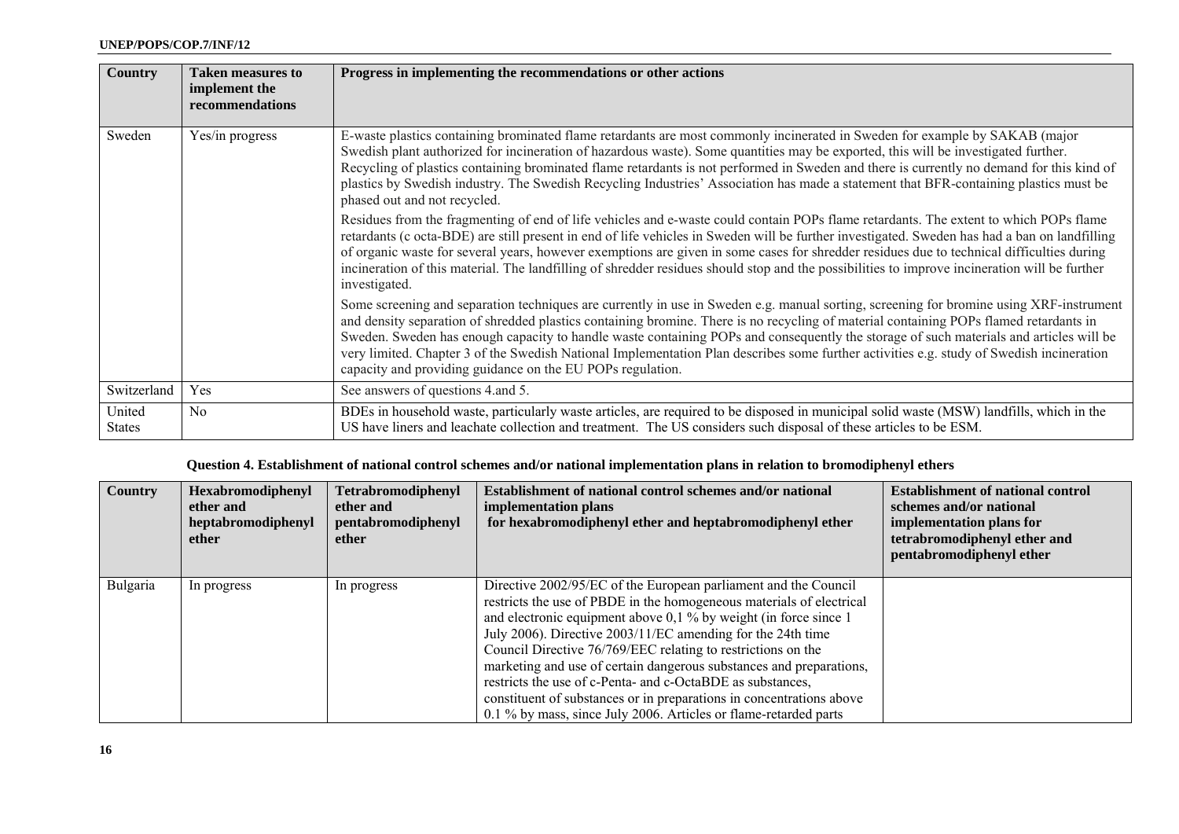| Country | Taken measures to implement the recommendations | Progress in implementing the recommendations or other actions |
|---|---|---|
| Sweden | Yes/in progress | E-waste plastics containing brominated flame retardants are most commonly incinerated in Sweden for example by SAKAB (major Swedish plant authorized for incineration of hazardous waste). Some quantities may be exported, this will be investigated further. Recycling of plastics containing brominated flame retardants is not performed in Sweden and there is currently no demand for this kind of plastics by Swedish industry. The Swedish Recycling Industries' Association has made a statement that BFR-containing plastics must be phased out and not recycled.<br><br>Residues from the fragmenting of end of life vehicles and e-waste could contain POPs flame retardants. The extent to which POPs flame retardants (c octa-BDE) are still present in end of life vehicles in Sweden will be further investigated. Sweden has had a ban on landfilling of organic waste for several years, however exemptions are given in some cases for shredder residues due to technical difficulties during incineration of this material. The landfilling of shredder residues should stop and the possibilities to improve incineration will be further investigated.<br><br>Some screening and separation techniques are currently in use in Sweden e.g. manual sorting, screening for bromine using XRF-instrument and density separation of shredded plastics containing bromine. There is no recycling of material containing POPs flamed retardants in Sweden. Sweden has enough capacity to handle waste containing POPs and consequently the storage of such materials and articles will be very limited. Chapter 3 of the Swedish National Implementation Plan describes some further activities e.g. study of Swedish incineration capacity and providing guidance on the EU POPs regulation. |
| Switzerland | Yes | See answers of questions 4.and 5. |
| United States | No | BDEs in household waste, particularly waste articles, are required to be disposed in municipal solid waste (MSW) landfills, which in the US have liners and leachate collection and treatment. The US considers such disposal of these articles to be ESM. |

**Question 4. Establishment of national control schemes and/or national implementation plans in relation to bromodiphenyl ethers**

| Country | Hexabromodiphenyl ether and heptabromodiphenyl ether | Tetrabromodiphenyl ether and pentabromodiphenyl ether | Establishment of national control schemes and/or national implementation plans for hexabromodiphenyl ether and heptabromodiphenyl ether | Establishment of national control schemes and/or national implementation plans for tetrabromodiphenyl ether and pentabromodiphenyl ether |
|---|---|---|---|---|
| Bulgaria | In progress | In progress | Directive 2002/95/EC of the European parliament and the Council restricts the use of PBDE in the homogeneous materials of electrical and electronic equipment above 0,1 % by weight (in force since 1 July 2006). Directive 2003/11/EC amending for the 24th time Council Directive 76/769/EEC relating to restrictions on the marketing and use of certain dangerous substances and preparations, restricts the use of c-Penta- and c-OctaBDE as substances, constituent of substances or in preparations in concentrations above 0.1 % by mass, since July 2006. Articles or flame-retarded parts | |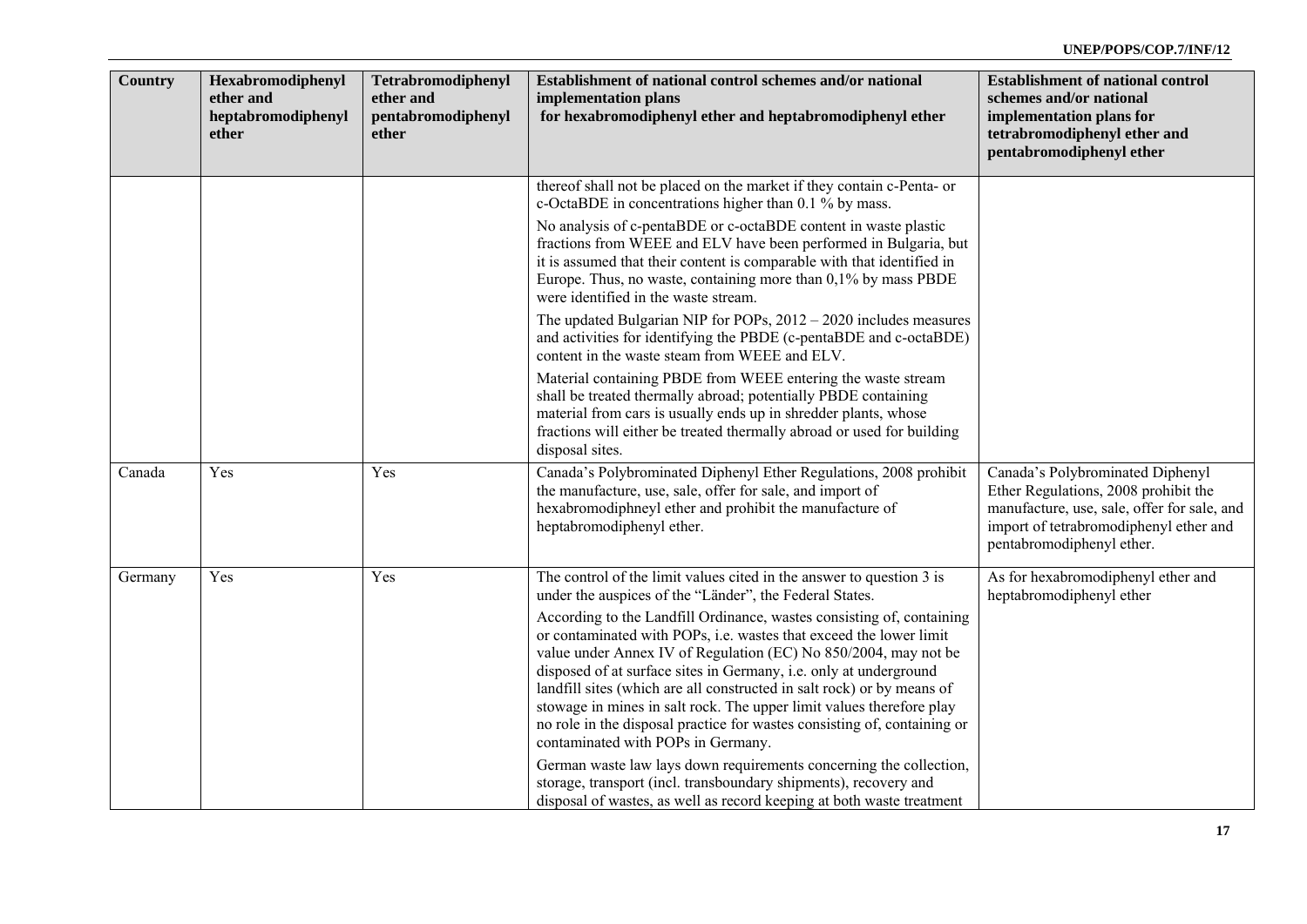| Country | Hexabromodiphenyl ether and heptabromodiphenyl ether | Tetrabromodiphenyl ether and pentabromodiphenyl ether | Establishment of national control schemes and/or national implementation plans for hexabromodiphenyl ether and heptabromodiphenyl ether | Establishment of national control schemes and/or national implementation plans for tetrabromodiphenyl ether and pentabromodiphenyl ether |
|---|---|---|---|---|
| | | | thereof shall not be placed on the market if they contain c-Penta- or c-OctaBDE in concentrations higher than 0.1 % by mass.<br><br>No analysis of c-pentaBDE or c-octaBDE content in waste plastic fractions from WEEE and ELV have been performed in Bulgaria, but it is assumed that their content is comparable with that identified in Europe. Thus, no waste, containing more than 0,1% by mass PBDE were identified in the waste stream.<br><br>The updated Bulgarian NIP for POPs, 2012 – 2020 includes measures and activities for identifying the PBDE (c-pentaBDE and c-octaBDE) content in the waste steam from WEEE and ELV.<br><br>Material containing PBDE from WEEE entering the waste stream shall be treated thermally abroad; potentially PBDE containing material from cars is usually ends up in shredder plants, whose fractions will either be treated thermally abroad or used for building disposal sites. | |
| Canada | Yes | Yes | Canada's Polybrominated Diphenyl Ether Regulations, 2008 prohibit the manufacture, use, sale, offer for sale, and import of hexabromodiphneyl ether and prohibit the manufacture of heptabromodiphenyl ether. | Canada's Polybrominated Diphenyl Ether Regulations, 2008 prohibit the manufacture, use, sale, offer for sale, and import of tetrabromodiphenyl ether and pentabromodiphenyl ether. |
| Germany | Yes | Yes | The control of the limit values cited in the answer to question 3 is under the auspices of the "Länder", the Federal States.<br><br>According to the Landfill Ordinance, wastes consisting of, containing or contaminated with POPs, i.e. wastes that exceed the lower limit value under Annex IV of Regulation (EC) No 850/2004, may not be disposed of at surface sites in Germany, i.e. only at underground landfill sites (which are all constructed in salt rock) or by means of stowage in mines in salt rock. The upper limit values therefore play no role in the disposal practice for wastes consisting of, containing or contaminated with POPs in Germany.<br><br>German waste law lays down requirements concerning the collection, storage, transport (incl. transboundary shipments), recovery and disposal of wastes, as well as record keeping at both waste treatment | As for hexabromodiphenyl ether and heptabromodiphenyl ether |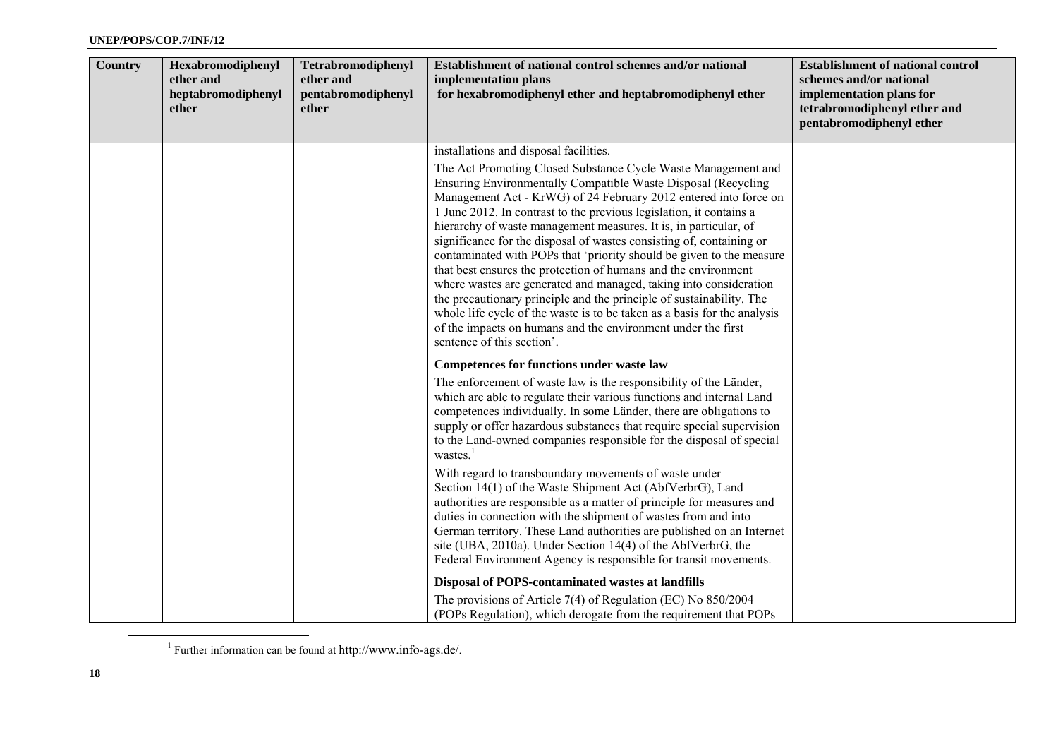| Country | Hexabromodiphenyl ether and heptabromodiphenyl ether | Tetrabromodiphenyl ether and pentabromodiphenyl ether | Establishment of national control schemes and/or national implementation plans for hexabromodiphenyl ether and heptabromodiphenyl ether | Establishment of national control schemes and/or national implementation plans for tetrabromodiphenyl ether and pentabromodiphenyl ether |
|---|---|---|---|---|
| | | | installations and disposal facilities.<br><br>The Act Promoting Closed Substance Cycle Waste Management and Ensuring Environmentally Compatible Waste Disposal (Recycling Management Act - KrWG) of 24 February 2012 entered into force on 1 June 2012. In contrast to the previous legislation, it contains a hierarchy of waste management measures. It is, in particular, of significance for the disposal of wastes consisting of, containing or contaminated with POPs that 'priority should be given to the measure that best ensures the protection of humans and the environment where wastes are generated and managed, taking into consideration the precautionary principle and the principle of sustainability. The whole life cycle of the waste is to be taken as a basis for the analysis of the impacts on humans and the environment under the first sentence of this section'.<br><br>**Competences for functions under waste law**<br><br>The enforcement of waste law is the responsibility of the Länder, which are able to regulate their various functions and internal Land competences individually. In some Länder, there are obligations to supply or offer hazardous substances that require special supervision to the Land-owned companies responsible for the disposal of special wastes.[1]<br><br>With regard to transboundary movements of waste under Section 14(1) of the Waste Shipment Act (AbfVerbrG), Land authorities are responsible as a matter of principle for measures and duties in connection with the shipment of wastes from and into German territory. These Land authorities are published on an Internet site (UBA, 2010a). Under Section 14(4) of the AbfVerbrG, the Federal Environment Agency is responsible for transit movements.<br><br>**Disposal of POPS-contaminated wastes at landfills**<br><br>The provisions of Article 7(4) of Regulation (EC) No 850/2004 (POPs Regulation), which derogate from the requirement that POPs | |

[1] Further information can be found at http://www.info-ags.de/.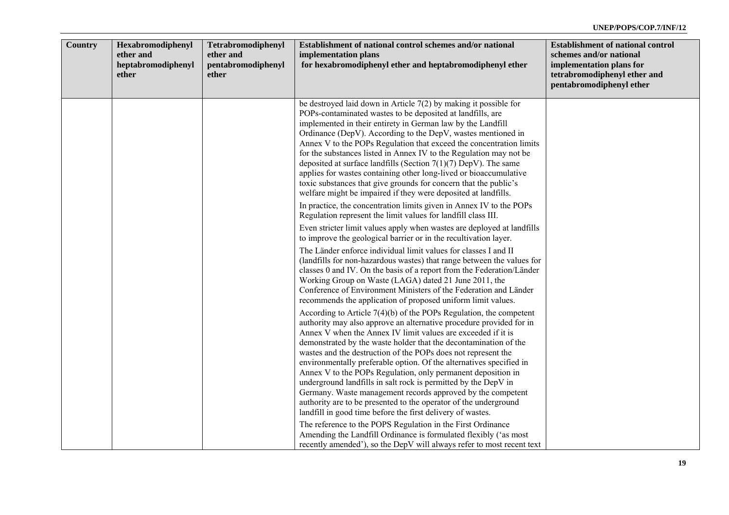| Country | Hexabromodiphenyl ether and heptabromodiphenyl ether | Tetrabromodiphenyl ether and pentabromodiphenyl ether | Establishment of national control schemes and/or national implementation plans for hexabromodiphenyl ether and heptabromodiphenyl ether | Establishment of national control schemes and/or national implementation plans for tetrabromodiphenyl ether and pentabromodiphenyl ether |
|---|---|---|---|---|
| | | | be destroyed laid down in Article 7(2) by making it possible for POPs-contaminated wastes to be deposited at landfills, are implemented in their entirety in German law by the Landfill Ordinance (DepV). According to the DepV, wastes mentioned in Annex V to the POPs Regulation that exceed the concentration limits for the substances listed in Annex IV to the Regulation may not be deposited at surface landfills (Section 7(1)(7) DepV). The same applies for wastes containing other long-lived or bioaccumulative toxic substances that give grounds for concern that the public's welfare might be impaired if they were deposited at landfills.<br><br>In practice, the concentration limits given in Annex IV to the POPs Regulation represent the limit values for landfill class III.<br><br>Even stricter limit values apply when wastes are deployed at landfills to improve the geological barrier or in the recultivation layer.<br><br>The Länder enforce individual limit values for classes I and II (landfills for non-hazardous wastes) that range between the values for classes 0 and IV. On the basis of a report from the Federation/Länder Working Group on Waste (LAGA) dated 21 June 2011, the Conference of Environment Ministers of the Federation and Länder recommends the application of proposed uniform limit values.<br><br>According to Article 7(4)(b) of the POPs Regulation, the competent authority may also approve an alternative procedure provided for in Annex V when the Annex IV limit values are exceeded if it is demonstrated by the waste holder that the decontamination of the wastes and the destruction of the POPs does not represent the environmentally preferable option. Of the alternatives specified in Annex V to the POPs Regulation, only permanent deposition in underground landfills in salt rock is permitted by the DepV in Germany. Waste management records approved by the competent authority are to be presented to the operator of the underground landfill in good time before the first delivery of wastes.<br><br>The reference to the POPS Regulation in the First Ordinance Amending the Landfill Ordinance is formulated flexibly ('as most recently amended'), so the DepV will always refer to most recent text | |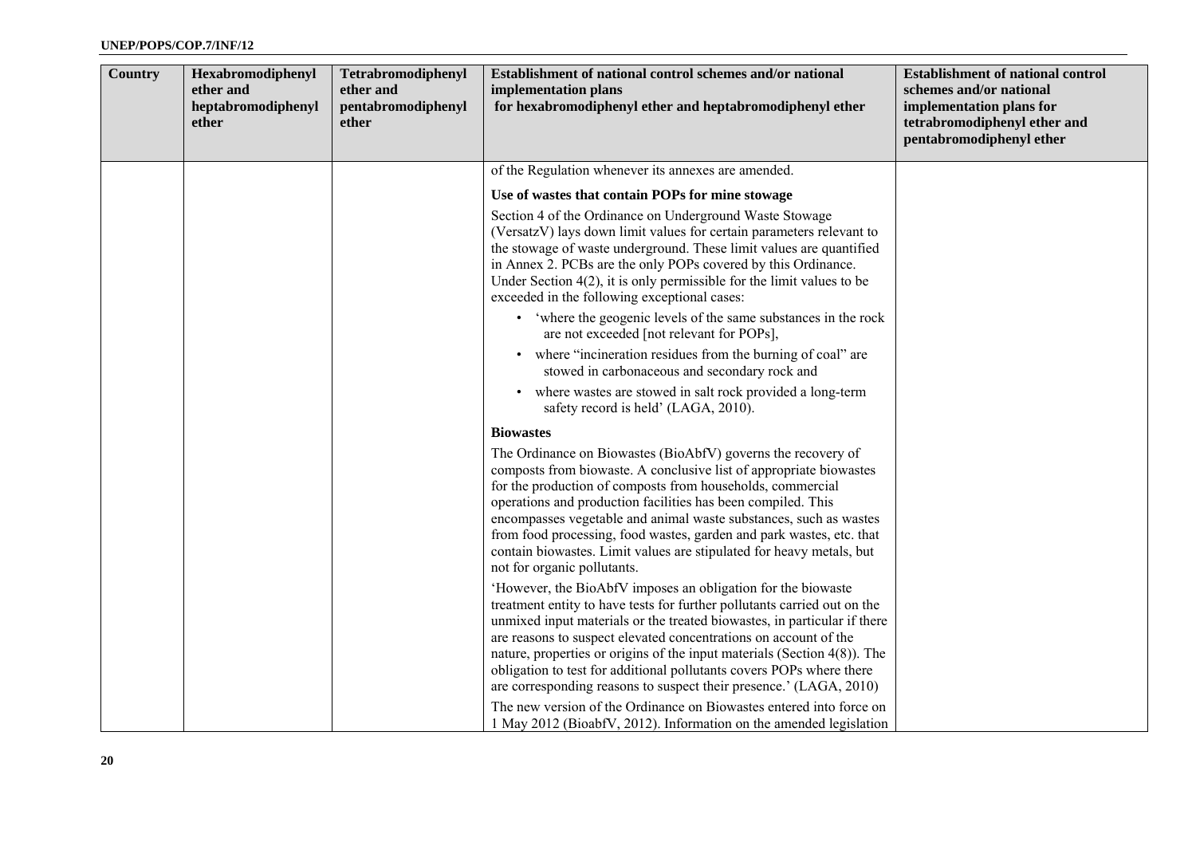| Country | Hexabromodiphenyl ether and heptabromodiphenyl ether | Tetrabromodiphenyl ether and pentabromodiphenyl ether | Establishment of national control schemes and/or national implementation plans for hexabromodiphenyl ether and heptabromodiphenyl ether | Establishment of national control schemes and/or national implementation plans for tetrabromodiphenyl ether and pentabromodiphenyl ether |
|---|---|---|---|---|
| | | | of the Regulation whenever its annexes are amended.<br><br>**Use of wastes that contain POPs for mine stowage**<br><br>Section 4 of the Ordinance on Underground Waste Stowage (VersatzV) lays down limit values for certain parameters relevant to the stowage of waste underground. These limit values are quantified in Annex 2. PCBs are the only POPs covered by this Ordinance. Under Section 4(2), it is only permissible for the limit values to be exceeded in the following exceptional cases:<br>• 'where the geogenic levels of the same substances in the rock are not exceeded [not relevant for POPs],<br>• where "incineration residues from the burning of coal" are stowed in carbonaceous and secondary rock and<br>• where wastes are stowed in salt rock provided a long-term safety record is held' (LAGA, 2010).<br><br>**Biowastes**<br><br>The Ordinance on Biowastes (BioAbfV) governs the recovery of composts from biowaste. A conclusive list of appropriate biowastes for the production of composts from households, commercial operations and production facilities has been compiled. This encompasses vegetable and animal waste substances, such as wastes from food processing, food wastes, garden and park wastes, etc. that contain biowastes. Limit values are stipulated for heavy metals, but not for organic pollutants.<br><br>'However, the BioAbfV imposes an obligation for the biowaste treatment entity to have tests for further pollutants carried out on the unmixed input materials or the treated biowastes, in particular if there are reasons to suspect elevated concentrations on account of the nature, properties or origins of the input materials (Section 4(8)). The obligation to test for additional pollutants covers POPs where there are corresponding reasons to suspect their presence.' (LAGA, 2010)<br><br>The new version of the Ordinance on Biowastes entered into force on 1 May 2012 (BioabfV, 2012). Information on the amended legislation | |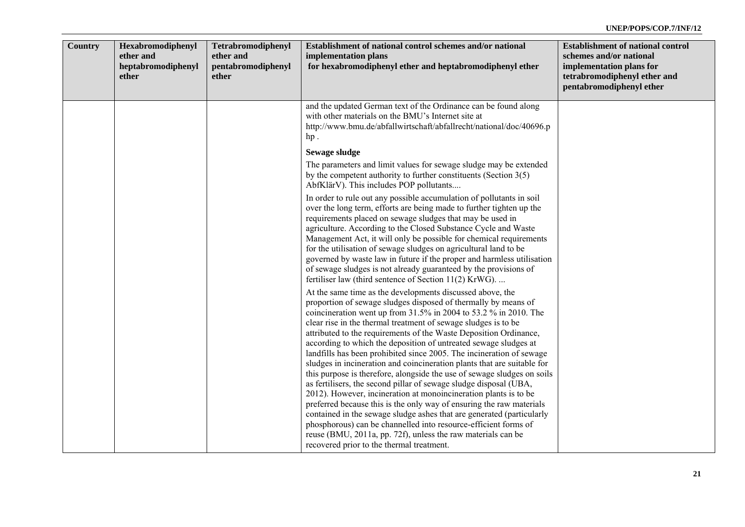| Country | Hexabromodiphenyl ether and heptabromodiphenyl ether | Tetrabromodiphenyl ether and pentabromodiphenyl ether | Establishment of national control schemes and/or national implementation plans for hexabromodiphenyl ether and heptabromodiphenyl ether | Establishment of national control schemes and/or national implementation plans for tetrabromodiphenyl ether and pentabromodiphenyl ether |
|---|---|---|---|---|
| | | | and the updated German text of the Ordinance can be found along with other materials on the BMU's Internet site at http://www.bmu.de/abfallwirtschaft/abfallrecht/national/doc/40696.php .<br><br>**Sewage sludge**<br>The parameters and limit values for sewage sludge may be extended by the competent authority to further constituents (Section 3(5) AbfKlärV). This includes POP pollutants....<br><br>In order to rule out any possible accumulation of pollutants in soil over the long term, efforts are being made to further tighten up the requirements placed on sewage sludges that may be used in agriculture. According to the Closed Substance Cycle and Waste Management Act, it will only be possible for chemical requirements for the utilisation of sewage sludges on agricultural land to be governed by waste law in future if the proper and harmless utilisation of sewage sludges is not already guaranteed by the provisions of fertiliser law (third sentence of Section 11(2) KrWG). ...<br><br>At the same time as the developments discussed above, the proportion of sewage sludges disposed of thermally by means of coincineration went up from 31.5% in 2004 to 53.2 % in 2010. The clear rise in the thermal treatment of sewage sludges is to be attributed to the requirements of the Waste Deposition Ordinance, according to which the deposition of untreated sewage sludges at landfills has been prohibited since 2005. The incineration of sewage sludges in incineration and coincineration plants that are suitable for this purpose is therefore, alongside the use of sewage sludges on soils as fertilisers, the second pillar of sewage sludge disposal (UBA, 2012). However, incineration at monoincineration plants is to be preferred because this is the only way of ensuring the raw materials contained in the sewage sludge ashes that are generated (particularly phosphorous) can be channelled into resource-efficient forms of reuse (BMU, 2011a, pp. 72f), unless the raw materials can be recovered prior to the thermal treatment. | |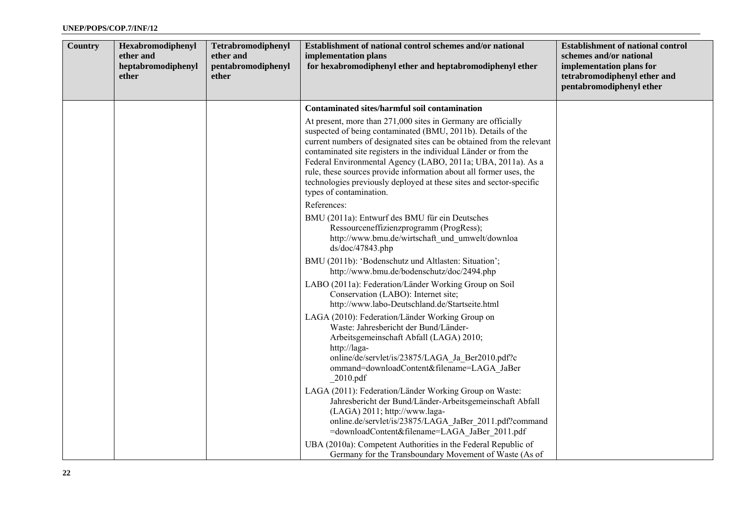| Country | Hexabromodiphenyl ether and heptabromodiphenyl ether | Tetrabromodiphenyl ether and pentabromodiphenyl ether | Establishment of national control schemes and/or national implementation plans for hexabromodiphenyl ether and heptabromodiphenyl ether | Establishment of national control schemes and/or national implementation plans for tetrabromodiphenyl ether and pentabromodiphenyl ether |
|---|---|---|---|---|
| | | | **Contaminated sites/harmful soil contamination**<br><br>At present, more than 271,000 sites in Germany are officially suspected of being contaminated (BMU, 2011b). Details of the current numbers of designated sites can be obtained from the relevant contaminated site registers in the individual Länder or from the Federal Environmental Agency (LABO, 2011a; UBA, 2011a). As a rule, these sources provide information about all former uses, the technologies previously deployed at these sites and sector-specific types of contamination.<br><br>References:<br><br>BMU (2011a): Entwurf des BMU für ein Deutsches Ressourceneffizienzprogramm (ProgRess); http://www.bmu.de/wirtschaft_und_umwelt/downloads/doc/47843.php<br><br>BMU (2011b): 'Bodenschutz und Altlasten: Situation'; http://www.bmu.de/bodenschutz/doc/2494.php<br><br>LABO (2011a): Federation/Länder Working Group on Soil Conservation (LABO): Internet site; http://www.labo-Deutschland.de/Startseite.html<br><br>LAGA (2010): Federation/Länder Working Group on Waste: Jahresbericht der Bund/Länder-Arbeitsgemeinschaft Abfall (LAGA) 2010; http://laga-online/de/servlet/is/23875/LAGA_Ja_Ber2010.pdf?command=downloadContent&filename=LAGA_JaBer_2010.pdf<br><br>LAGA (2011): Federation/Länder Working Group on Waste: Jahresbericht der Bund/Länder-Arbeitsgemeinschaft Abfall (LAGA) 2011; http://www.laga-online.de/servlet/is/23875/LAGA_JaBer_2011.pdf?command=downloadContent&filename=LAGA_JaBer_2011.pdf<br><br>UBA (2010a): Competent Authorities in the Federal Republic of Germany for the Transboundary Movement of Waste (As of | |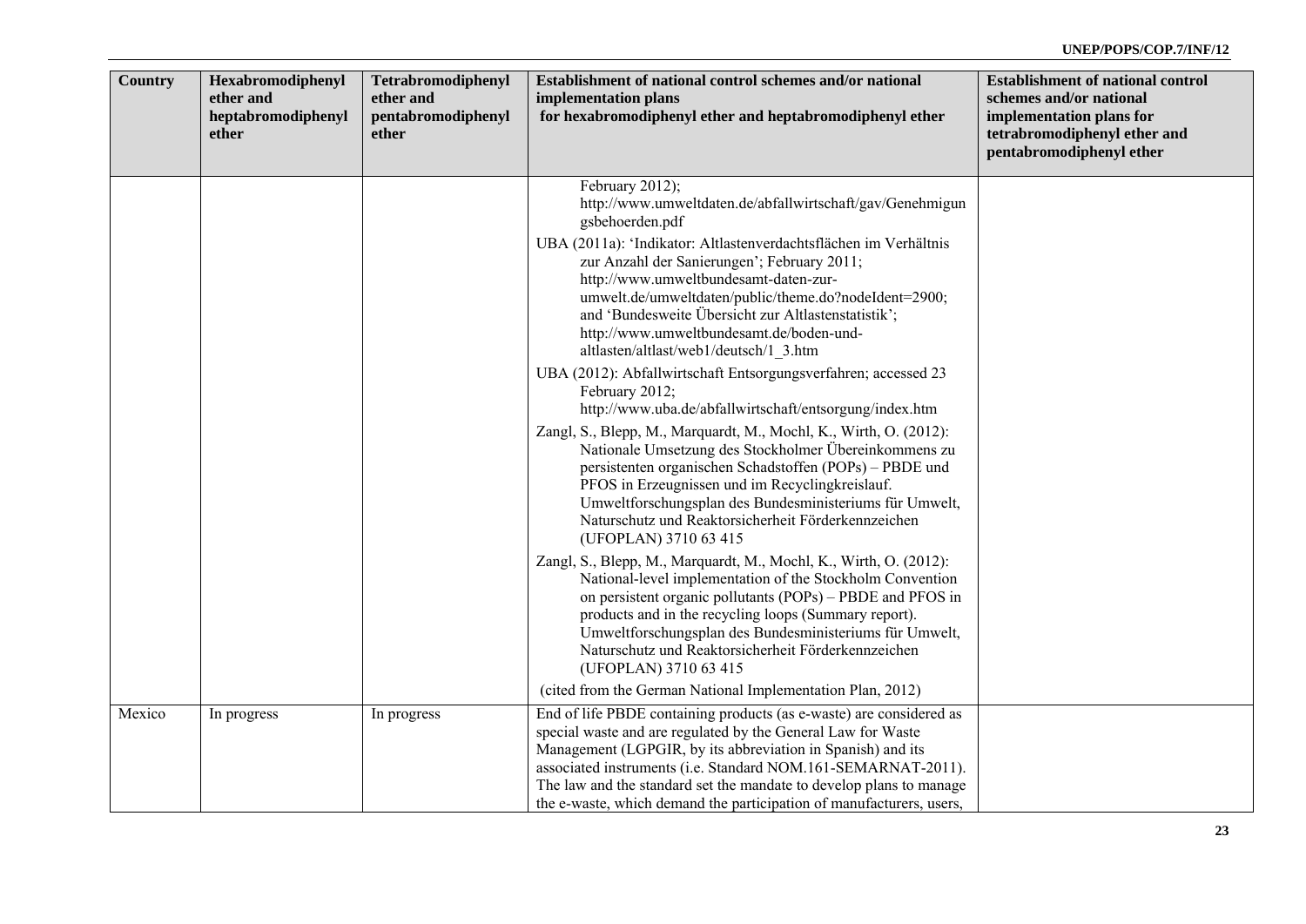| Country | Hexabromodiphenyl ether and heptabromodiphenyl ether | Tetrabromodiphenyl ether and pentabromodiphenyl ether | Establishment of national control schemes and/or national implementation plans for hexabromodiphenyl ether and heptabromodiphenyl ether | Establishment of national control schemes and/or national implementation plans for tetrabromodiphenyl ether and pentabromodiphenyl ether |
|---|---|---|---|---|
| | | | February 2012); http://www.umweltdaten.de/abfallwirtschaft/gav/Genehmigungsbehoerden.pdf<br><br>UBA (2011a): 'Indikator: Altlastenverdachtsflächen im Verhältnis zur Anzahl der Sanierungen'; February 2011; http://www.umweltbundesamt-daten-zur-umwelt.de/umweltdaten/public/theme.do?nodeIdent=2900; and 'Bundesweite Übersicht zur Altlastenstatistik'; http://www.umweltbundesamt.de/boden-und-altlasten/altlast/web1/deutsch/1_3.htm<br><br>UBA (2012): Abfallwirtschaft Entsorgungsverfahren; accessed 23 February 2012; http://www.uba.de/abfallwirtschaft/entsorgung/index.htm<br><br>Zangl, S., Blepp, M., Marquardt, M., Mochl, K., Wirth, O. (2012): Nationale Umsetzung des Stockholmer Übereinkommens zu persistenten organischen Schadstoffen (POPs) – PBDE und PFOS in Erzeugnissen und im Recyclingkreislauf. Umweltforschungsplan des Bundesministeriums für Umwelt, Naturschutz und Reaktorsicherheit Förderkennzeichen (UFOPLAN) 3710 63 415<br><br>Zangl, S., Blepp, M., Marquardt, M., Mochl, K., Wirth, O. (2012): National-level implementation of the Stockholm Convention on persistent organic pollutants (POPs) – PBDE and PFOS in products and in the recycling loops (Summary report). Umweltforschungsplan des Bundesministeriums für Umwelt, Naturschutz und Reaktorsicherheit Förderkennzeichen (UFOPLAN) 3710 63 415<br><br>(cited from the German National Implementation Plan, 2012) | |
| Mexico | In progress | In progress | End of life PBDE containing products (as e-waste) are considered as special waste and are regulated by the General Law for Waste Management (LGPGIR, by its abbreviation in Spanish) and its associated instruments (i.e. Standard NOM.161-SEMARNAT-2011). The law and the standard set the mandate to develop plans to manage the e-waste, which demand the participation of manufacturers, users, | |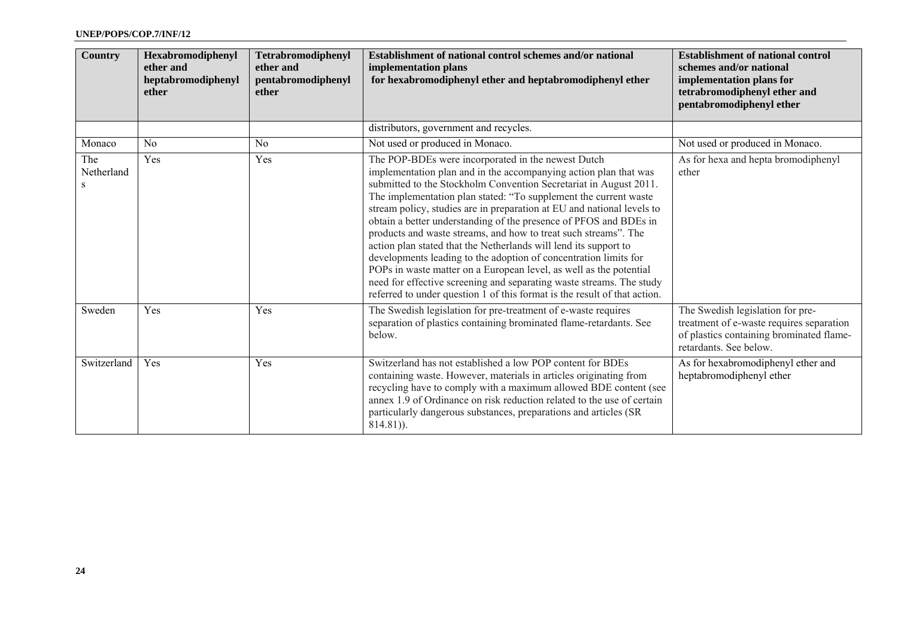| Country | Hexabromodiphenyl ether and heptabromodiphenyl ether | Tetrabromodiphenyl ether and pentabromodiphenyl ether | Establishment of national control schemes and/or national implementation plans for hexabromodiphenyl ether and heptabromodiphenyl ether | Establishment of national control schemes and/or national implementation plans for tetrabromodiphenyl ether and pentabromodiphenyl ether |
|---|---|---|---|---|
| | | | distributors, government and recycles. | |
| Monaco | No | No | Not used or produced in Monaco. | Not used or produced in Monaco. |
| The Netherlands | Yes | Yes | The POP-BDEs were incorporated in the newest Dutch implementation plan and in the accompanying action plan that was submitted to the Stockholm Convention Secretariat in August 2011. The implementation plan stated: "To supplement the current waste stream policy, studies are in preparation at EU and national levels to obtain a better understanding of the presence of PFOS and BDEs in products and waste streams, and how to treat such streams". The action plan stated that the Netherlands will lend its support to developments leading to the adoption of concentration limits for POPs in waste matter on a European level, as well as the potential need for effective screening and separating waste streams. The study referred to under question 1 of this format is the result of that action. | As for hexa and hepta bromodiphenyl ether |
| Sweden | Yes | Yes | The Swedish legislation for pre-treatment of e-waste requires separation of plastics containing brominated flame-retardants. See below. | The Swedish legislation for pre-treatment of e-waste requires separation of plastics containing brominated flame-retardants. See below. |
| Switzerland | Yes | Yes | Switzerland has not established a low POP content for BDEs containing waste. However, materials in articles originating from recycling have to comply with a maximum allowed BDE content (see annex 1.9 of Ordinance on risk reduction related to the use of certain particularly dangerous substances, preparations and articles (SR 814.81)). | As for hexabromodiphenyl ether and heptabromodiphenyl ether |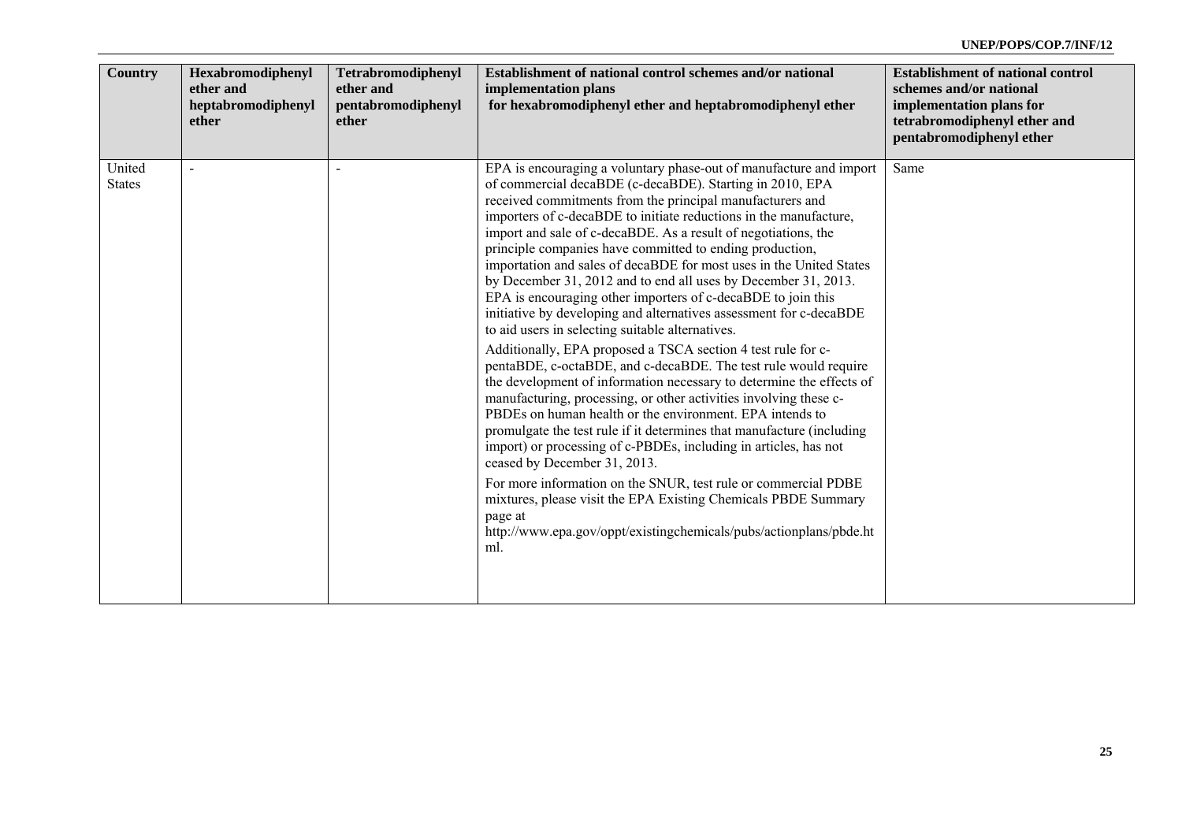| Country | Hexabromodiphenyl ether and heptabromodiphenyl ether | Tetrabromodiphenyl ether and pentabromodiphenyl ether | Establishment of national control schemes and/or national implementation plans for hexabromodiphenyl ether and heptabromodiphenyl ether | Establishment of national control schemes and/or national implementation plans for tetrabromodiphenyl ether and pentabromodiphenyl ether |
|---|---|---|---|---|
| United States | - | - | EPA is encouraging a voluntary phase-out of manufacture and import of commercial decaBDE (c-decaBDE). Starting in 2010, EPA received commitments from the principal manufacturers and importers of c-decaBDE to initiate reductions in the manufacture, import and sale of c-decaBDE. As a result of negotiations, the principle companies have committed to ending production, importation and sales of decaBDE for most uses in the United States by December 31, 2012 and to end all uses by December 31, 2013. EPA is encouraging other importers of c-decaBDE to join this initiative by developing and alternatives assessment for c-decaBDE to aid users in selecting suitable alternatives.<br><br>Additionally, EPA proposed a TSCA section 4 test rule for c-pentaBDE, c-octaBDE, and c-decaBDE. The test rule would require the development of information necessary to determine the effects of manufacturing, processing, or other activities involving these c-PBDEs on human health or the environment. EPA intends to promulgate the test rule if it determines that manufacture (including import) or processing of c-PBDEs, including in articles, has not ceased by December 31, 2013.<br><br>For more information on the SNUR, test rule or commercial PDBE mixtures, please visit the EPA Existing Chemicals PBDE Summary page at http://www.epa.gov/oppt/existingchemicals/pubs/actionplans/pbde.html. | Same |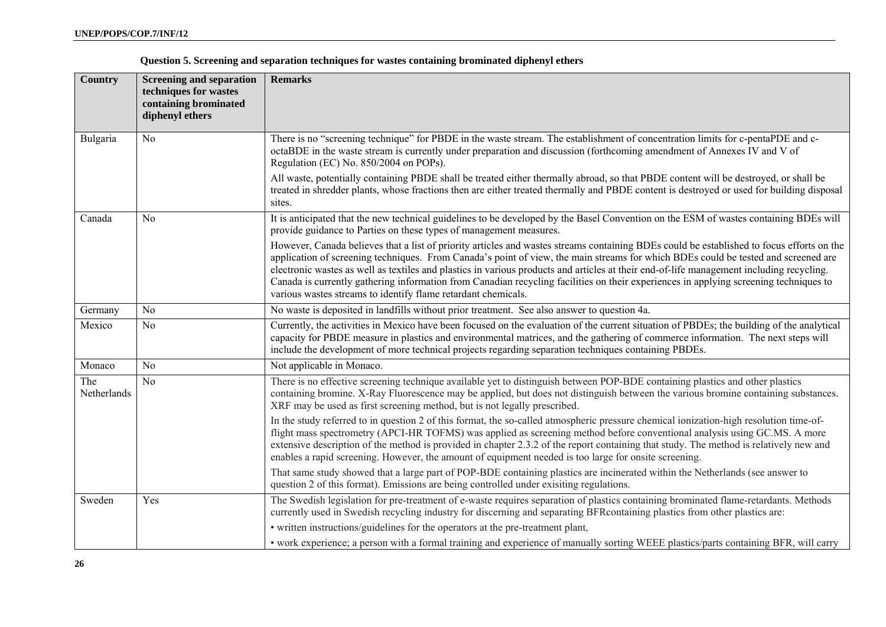**Question 5. Screening and separation techniques for wastes containing brominated diphenyl ethers**

| Country | Screening and separation techniques for wastes containing brominated diphenyl ethers | Remarks |
|---|---|---|
| Bulgaria | No | There is no "screening technique" for PBDE in the waste stream. The establishment of concentration limits for c-pentaPDE and c-octaBDE in the waste stream is currently under preparation and discussion (forthcoming amendment of Annexes IV and V of Regulation (EC) No. 850/2004 on POPs). <br><br> All waste, potentially containing PBDE shall be treated either thermally abroad, so that PBDE content will be destroyed, or shall be treated in shredder plants, whose fractions then are either treated thermally and PBDE content is destroyed or used for building disposal sites. |
| Canada | No | It is anticipated that the new technical guidelines to be developed by the Basel Convention on the ESM of wastes containing BDEs will provide guidance to Parties on these types of management measures. <br><br> However, Canada believes that a list of priority articles and wastes streams containing BDEs could be established to focus efforts on the application of screening techniques. From Canada's point of view, the main streams for which BDEs could be tested and screened are electronic wastes as well as textiles and plastics in various products and articles at their end-of-life management including recycling. Canada is currently gathering information from Canadian recycling facilities on their experiences in applying screening techniques to various wastes streams to identify flame retardant chemicals. |
| Germany | No | No waste is deposited in landfills without prior treatment. See also answer to question 4a. |
| Mexico | No | Currently, the activities in Mexico have been focused on the evaluation of the current situation of PBDEs; the building of the analytical capacity for PBDE measure in plastics and environmental matrices, and the gathering of commerce information. The next steps will include the development of more technical projects regarding separation techniques containing PBDEs. |
| Monaco | No | Not applicable in Monaco. |
| The Netherlands | No | There is no effective screening technique available yet to distinguish between POP-BDE containing plastics and other plastics containing bromine. X-Ray Fluorescence may be applied, but does not distinguish between the various bromine containing substances. XRF may be used as first screening method, but is not legally prescribed. <br><br> In the study referred to in question 2 of this format, the so-called atmospheric pressure chemical ionization-high resolution time-of-flight mass spectrometry (APCI-HR TOFMS) was applied as screening method before conventional analysis using GC.MS. A more extensive description of the method is provided in chapter 2.3.2 of the report containing that study. The method is relatively new and enables a rapid screening. However, the amount of equipment needed is too large for onsite screening. <br><br> That same study showed that a large part of POP-BDE containing plastics are incinerated within the Netherlands (see answer to question 2 of this format). Emissions are being controlled under exisiting regulations. |
| Sweden | Yes | The Swedish legislation for pre-treatment of e-waste requires separation of plastics containing brominated flame-retardants. Methods currently used in Swedish recycling industry for discerning and separating BFRcontaining plastics from other plastics are: <br><br> • written instructions/guidelines for the operators at the pre-treatment plant, <br><br> • work experience; a person with a formal training and experience of manually sorting WEEE plastics/parts containing BFR, will carry |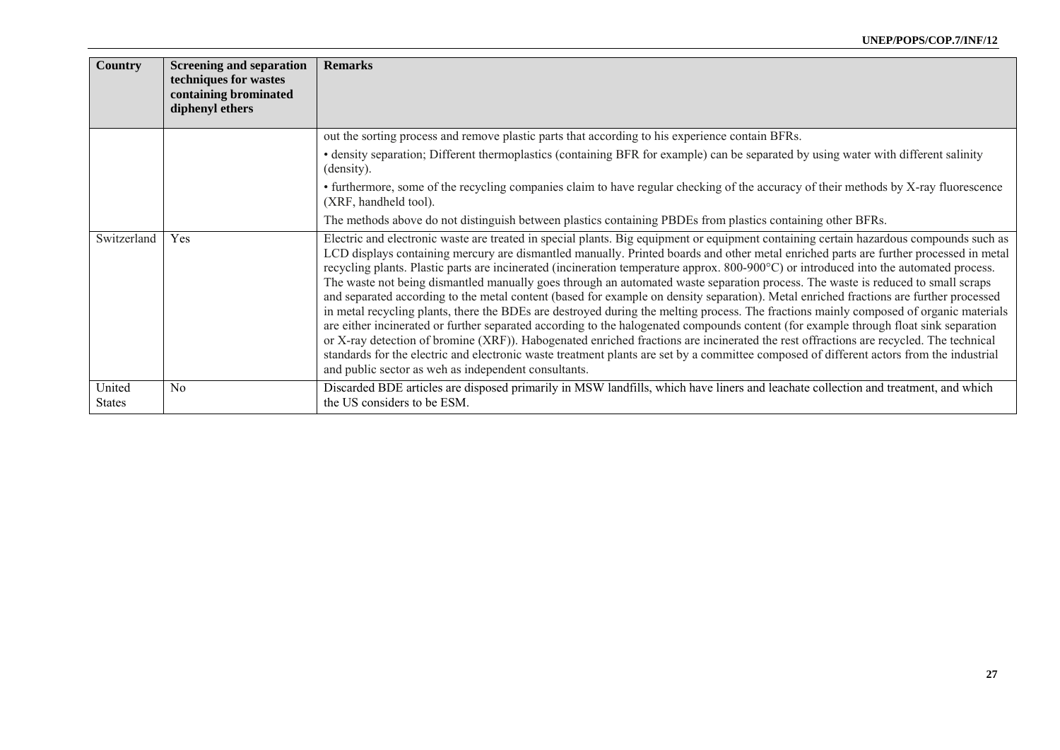| Country | Screening and separation techniques for wastes containing brominated diphenyl ethers | Remarks |
|---|---|---|
| | | out the sorting process and remove plastic parts that according to his experience contain BFRs.<br>• density separation; Different thermoplastics (containing BFR for example) can be separated by using water with different salinity (density).<br>• furthermore, some of the recycling companies claim to have regular checking of the accuracy of their methods by X-ray fluorescence (XRF, handheld tool).<br>The methods above do not distinguish between plastics containing PBDEs from plastics containing other BFRs. |
| Switzerland | Yes | Electric and electronic waste are treated in special plants. Big equipment or equipment containing certain hazardous compounds such as LCD displays containing mercury are dismantled manually. Printed boards and other metal enriched parts are further processed in metal recycling plants. Plastic parts are incinerated (incineration temperature approx. 800-900°C) or introduced into the automated process. The waste not being dismantled manually goes through an automated waste separation process. The waste is reduced to small scraps and separated according to the metal content (based for example on density separation). Metal enriched fractions are further processed in metal recycling plants, there the BDEs are destroyed during the melting process. The fractions mainly composed of organic materials are either incinerated or further separated according to the halogenated compounds content (for example through float sink separation or X-ray detection of bromine (XRF)). Habogenated enriched fractions are incinerated the rest offractions are recycled. The technical standards for the electric and electronic waste treatment plants are set by a committee composed of different actors from the industrial and public sector as weh as independent consultants. |
| United States | No | Discarded BDE articles are disposed primarily in MSW landfills, which have liners and leachate collection and treatment, and which the US considers to be ESM. |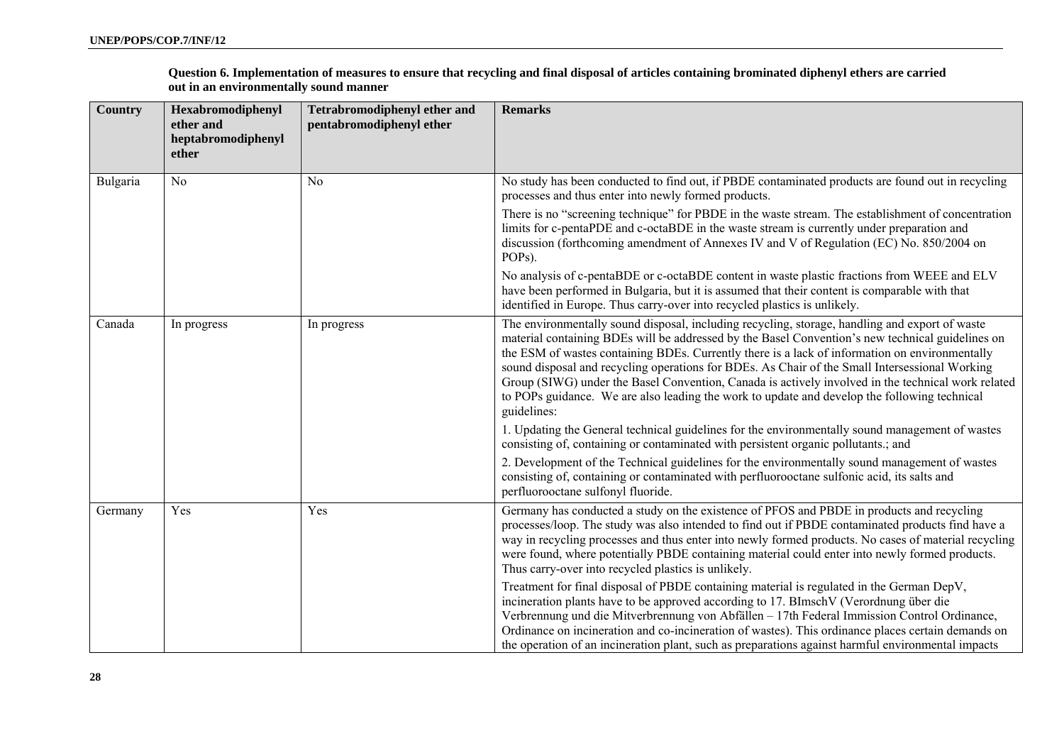**Question 6. Implementation of measures to ensure that recycling and final disposal of articles containing brominated diphenyl ethers are carried out in an environmentally sound manner**

| Country | Hexabromodiphenyl ether and heptabromodiphenyl ether | Tetrabromodiphenyl ether and pentabromodiphenyl ether | Remarks |
|---|---|---|---|
| Bulgaria | No | No | No study has been conducted to find out, if PBDE contaminated products are found out in recycling processes and thus enter into newly formed products.<br><br>There is no "screening technique" for PBDE in the waste stream. The establishment of concentration limits for c-pentaPDE and c-octaBDE in the waste stream is currently under preparation and discussion (forthcoming amendment of Annexes IV and V of Regulation (EC) No. 850/2004 on POPs).<br><br>No analysis of c-pentaBDE or c-octaBDE content in waste plastic fractions from WEEE and ELV have been performed in Bulgaria, but it is assumed that their content is comparable with that identified in Europe. Thus carry-over into recycled plastics is unlikely. |
| Canada | In progress | In progress | The environmentally sound disposal, including recycling, storage, handling and export of waste material containing BDEs will be addressed by the Basel Convention's new technical guidelines on the ESM of wastes containing BDEs. Currently there is a lack of information on environmentally sound disposal and recycling operations for BDEs. As Chair of the Small Intersessional Working Group (SIWG) under the Basel Convention, Canada is actively involved in the technical work related to POPs guidance. We are also leading the work to update and develop the following technical guidelines:<br><br>1. Updating the General technical guidelines for the environmentally sound management of wastes consisting of, containing or contaminated with persistent organic pollutants.; and<br><br>2. Development of the Technical guidelines for the environmentally sound management of wastes consisting of, containing or contaminated with perfluorooctane sulfonic acid, its salts and perfluorooctane sulfonyl fluoride. |
| Germany | Yes | Yes | Germany has conducted a study on the existence of PFOS and PBDE in products and recycling processes/loop. The study was also intended to find out if PBDE contaminated products find have a way in recycling processes and thus enter into newly formed products. No cases of material recycling were found, where potentially PBDE containing material could enter into newly formed products. Thus carry-over into recycled plastics is unlikely.<br><br>Treatment for final disposal of PBDE containing material is regulated in the German DepV, incineration plants have to be approved according to 17. BImschV (Verordnung über die Verbrennung und die Mitverbrennung von Abfällen – 17th Federal Immission Control Ordinance, Ordinance on incineration and co-incineration of wastes). This ordinance places certain demands on the operation of an incineration plant, such as preparations against harmful environmental impacts |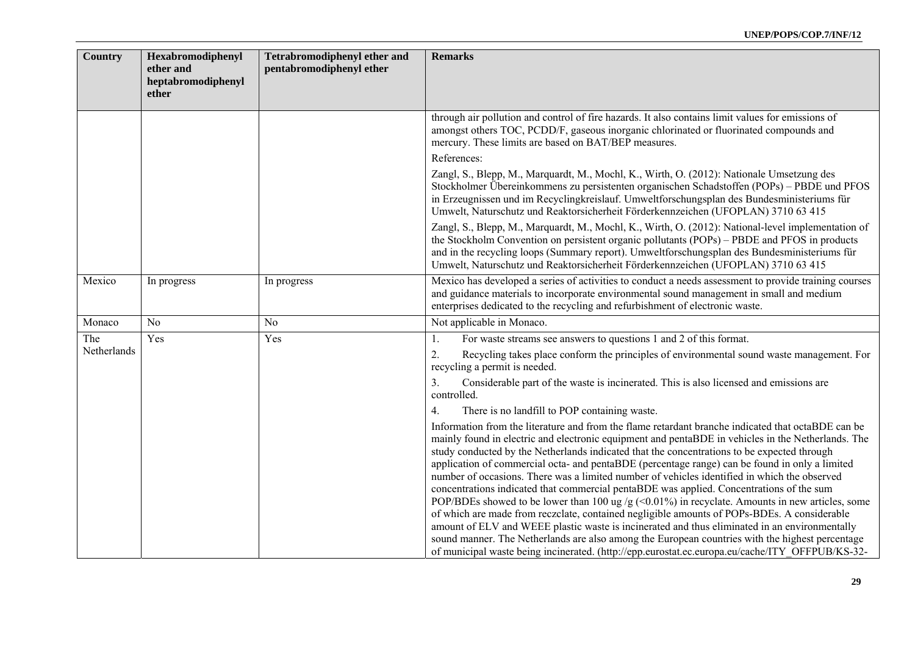| Country | Hexabromodiphenyl ether and heptabromodiphenyl ether | Tetrabromodiphenyl ether and pentabromodiphenyl ether | Remarks |
|---|---|---|---|
| | | | through air pollution and control of fire hazards. It also contains limit values for emissions of amongst others TOC, PCDD/F, gaseous inorganic chlorinated or fluorinated compounds and mercury. These limits are based on BAT/BEP measures.<br><br>References:<br><br>Zangl, S., Blepp, M., Marquardt, M., Mochl, K., Wirth, O. (2012): Nationale Umsetzung des Stockholmer Übereinkommens zu persistenten organischen Schadstoffen (POPs) – PBDE und PFOS in Erzeugnissen und im Recyclingkreislauf. Umweltforschungsplan des Bundesministeriums für Umwelt, Naturschutz und Reaktorsicherheit Förderkennzeichen (UFOPLAN) 3710 63 415<br><br>Zangl, S., Blepp, M., Marquardt, M., Mochl, K., Wirth, O. (2012): National-level implementation of the Stockholm Convention on persistent organic pollutants (POPs) – PBDE and PFOS in products and in the recycling loops (Summary report). Umweltforschungsplan des Bundesministeriums für Umwelt, Naturschutz und Reaktorsicherheit Förderkennzeichen (UFOPLAN) 3710 63 415 |
| Mexico | In progress | In progress | Mexico has developed a series of activities to conduct a needs assessment to provide training courses and guidance materials to incorporate environmental sound management in small and medium enterprises dedicated to the recycling and refurbishment of electronic waste. |
| Monaco | No | No | Not applicable in Monaco. |
| The Netherlands | Yes | Yes | 1. For waste streams see answers to questions 1 and 2 of this format.<br><br>2. Recycling takes place conform the principles of environmental sound waste management. For recycling a permit is needed.<br><br>3. Considerable part of the waste is incinerated. This is also licensed and emissions are controlled.<br><br>4. There is no landfill to POP containing waste.<br><br>Information from the literature and from the flame retardant branche indicated that octaBDE can be mainly found in electric and electronic equipment and pentaBDE in vehicles in the Netherlands. The study conducted by the Netherlands indicated that the concentrations to be expected through application of commercial octa- and pentaBDE (percentage range) can be found in only a limited number of occasions. There was a limited number of vehicles identified in which the observed concentrations indicated that commercial pentaBDE was applied. Concentrations of the sum POP/BDEs showed to be lower than 100 ug /g (<0.01%) in recyclate. Amounts in new articles, some of which are made from reczclate, contained negligible amounts of POPs-BDEs. A considerable amount of ELV and WEEE plastic waste is incinerated and thus eliminated in an environmentally sound manner. The Netherlands are also among the European countries with the highest percentage of municipal waste being incinerated. (http://epp.eurostat.ec.europa.eu/cache/ITY_OFFPUB/KS-32- |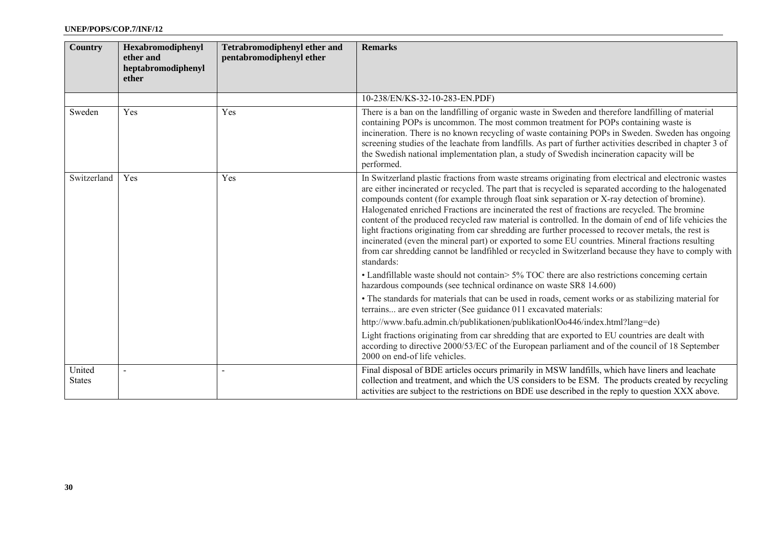| Country | Hexabromodiphenyl ether and heptabromodiphenyl ether | Tetrabromodiphenyl ether and pentabromodiphenyl ether | Remarks |
|---|---|---|---|
| | | | 10-238/EN/KS-32-10-283-EN.PDF) |
| Sweden | Yes | Yes | There is a ban on the landfilling of organic waste in Sweden and therefore landfilling of material containing POPs is uncommon. The most common treatment for POPs containing waste is incineration. There is no known recycling of waste containing POPs in Sweden. Sweden has ongoing screening studies of the leachate from landfills. As part of further activities described in chapter 3 of the Swedish national implementation plan, a study of Swedish incineration capacity will be performed. |
| Switzerland | Yes | Yes | In Switzerland plastic fractions from waste streams originating from electrical and electronic wastes are either incinerated or recycled. The part that is recycled is separated according to the halogenated compounds content (for example through float sink separation or X-ray detection of bromine). Halogenated enriched Fractions are incinerated the rest of fractions are recycled. The bromine content of the produced recycled raw material is controlled. In the domain of end of life vehicies the light fractions originating from car shredding are further processed to recover metals, the rest is incinerated (even the mineral part) or exported to some EU countries. Mineral fractions resulting from car shredding cannot be landfihled or recycled in Switzerland because they have to comply with standards:<br>• Landfillable waste should not contain> 5% TOC there are also restrictions conceming certain hazardous compounds (see technical ordinance on waste SR8 14.600)<br>• The standards for materials that can be used in roads, cement works or as stabilizing material for terrains... are even stricter (See guidance 011 excavated materials:<br>http://www.bafu.admin.ch/publikationen/publikationlOo446/index.html?lang=de)<br>Light fractions originating from car shredding that are exported to EU countries are dealt with according to directive 2000/53/EC of the European parliament and of the council of 18 September 2000 on end-of life vehicles. |
| United States | - | - | Final disposal of BDE articles occurs primarily in MSW landfills, which have liners and leachate collection and treatment, and which the US considers to be ESM. The products created by recycling activities are subject to the restrictions on BDE use described in the reply to question XXX above. |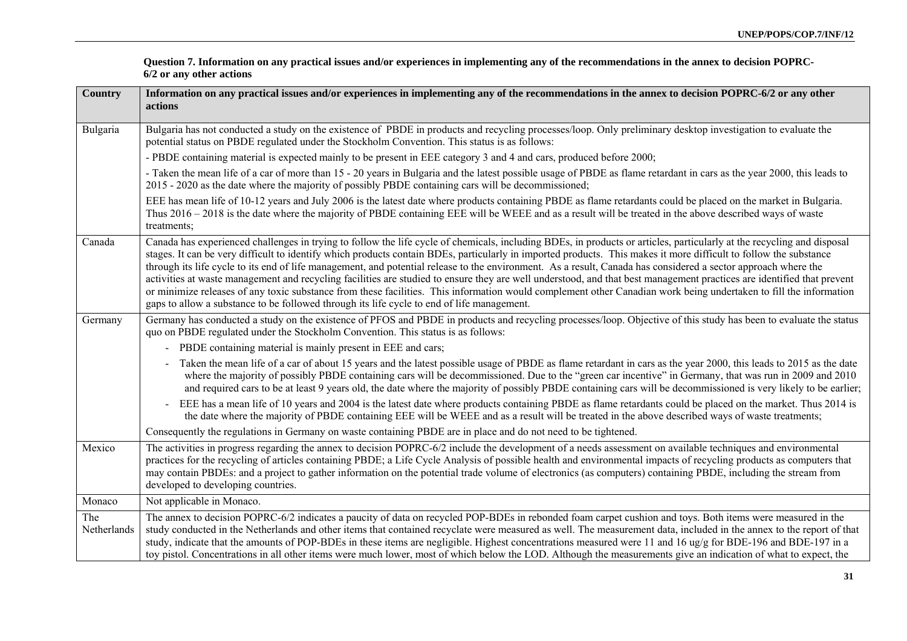**Question 7. Information on any practical issues and/or experiences in implementing any of the recommendations in the annex to decision POPRC-6/2 or any other actions**

| Country | Information on any practical issues and/or experiences in implementing any of the recommendations in the annex to decision POPRC-6/2 or any other actions |
|---|---|
| Bulgaria | Bulgaria has not conducted a study on the existence of PBDE in products and recycling processes/loop. Only preliminary desktop investigation to evaluate the potential status on PBDE regulated under the Stockholm Convention. This status is as follows:<br>- PBDE containing material is expected mainly to be present in EEE category 3 and 4 and cars, produced before 2000;<br>- Taken the mean life of a car of more than 15 - 20 years in Bulgaria and the latest possible usage of PBDE as flame retardant in cars as the year 2000, this leads to 2015 - 2020 as the date where the majority of possibly PBDE containing cars will be decommissioned;<br>EEE has mean life of 10-12 years and July 2006 is the latest date where products containing PBDE as flame retardants could be placed on the market in Bulgaria. Thus 2016 – 2018 is the date where the majority of PBDE containing EEE will be WEEE and as a result will be treated in the above described ways of waste treatments; |
| Canada | Canada has experienced challenges in trying to follow the life cycle of chemicals, including BDEs, in products or articles, particularly at the recycling and disposal stages. It can be very difficult to identify which products contain BDEs, particularly in imported products. This makes it more difficult to follow the substance through its life cycle to its end of life management, and potential release to the environment. As a result, Canada has considered a sector approach where the activities at waste management and recycling facilities are studied to ensure they are well understood, and that best management practices are identified that prevent or minimize releases of any toxic substance from these facilities. This information would complement other Canadian work being undertaken to fill the information gaps to allow a substance to be followed through its life cycle to end of life management. |
| Germany | Germany has conducted a study on the existence of PFOS and PBDE in products and recycling processes/loop. Objective of this study has been to evaluate the status quo on PBDE regulated under the Stockholm Convention. This status is as follows:<br>- PBDE containing material is mainly present in EEE and cars;<br>- Taken the mean life of a car of about 15 years and the latest possible usage of PBDE as flame retardant in cars as the year 2000, this leads to 2015 as the date where the majority of possibly PBDE containing cars will be decommissioned. Due to the "green car incentive" in Germany, that was run in 2009 and 2010 and required cars to be at least 9 years old, the date where the majority of possibly PBDE containing cars will be decommissioned is very likely to be earlier;<br>- EEE has a mean life of 10 years and 2004 is the latest date where products containing PBDE as flame retardants could be placed on the market. Thus 2014 is the date where the majority of PBDE containing EEE will be WEEE and as a result will be treated in the above described ways of waste treatments;<br>Consequently the regulations in Germany on waste containing PBDE are in place and do not need to be tightened. |
| Mexico | The activities in progress regarding the annex to decision POPRC-6/2 include the development of a needs assessment on available techniques and environmental practices for the recycling of articles containing PBDE; a Life Cycle Analysis of possible health and environmental impacts of recycling products as computers that may contain PBDEs: and a project to gather information on the potential trade volume of electronics (as computers) containing PBDE, including the stream from developed to developing countries. |
| Monaco | Not applicable in Monaco. |
| The Netherlands | The annex to decision POPRC-6/2 indicates a paucity of data on recycled POP-BDEs in rebonded foam carpet cushion and toys. Both items were measured in the study conducted in the Netherlands and other items that contained recyclate were measured as well. The measurement data, included in the annex to the report of that study, indicate that the amounts of POP-BDEs in these items are negligible. Highest concentrations measured were 11 and 16 ug/g for BDE-196 and BDE-197 in a toy pistol. Concentrations in all other items were much lower, most of which below the LOD. Although the measurements give an indication of what to expect, the |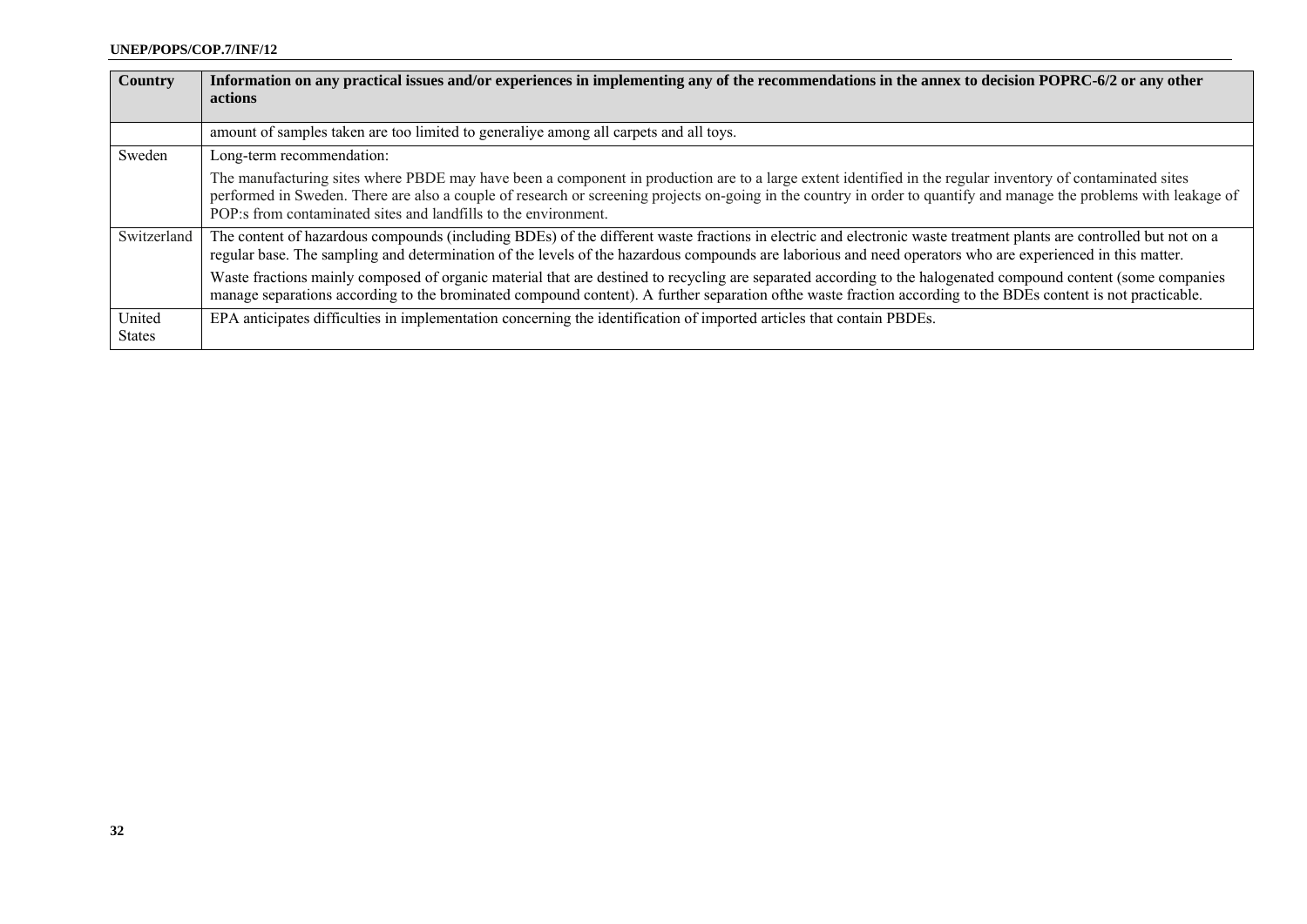| Country | Information on any practical issues and/or experiences in implementing any of the recommendations in the annex to decision POPRC-6/2 or any other actions |
| --- | --- |
| | amount of samples taken are too limited to generaliye among all carpets and all toys. |
| Sweden | Long-term recommendation:<br><br>The manufacturing sites where PBDE may have been a component in production are to a large extent identified in the regular inventory of contaminated sites performed in Sweden. There are also a couple of research or screening projects on-going in the country in order to quantify and manage the problems with leakage of POP:s from contaminated sites and landfills to the environment. |
| Switzerland | The content of hazardous compounds (including BDEs) of the different waste fractions in electric and electronic waste treatment plants are controlled but not on a regular base. The sampling and determination of the levels of the hazardous compounds are laborious and need operators who are experienced in this matter.<br><br>Waste fractions mainly composed of organic material that are destined to recycling are separated according to the halogenated compound content (some companies manage separations according to the brominated compound content). A further separation ofthe waste fraction according to the BDEs content is not practicable. |
| United States | EPA anticipates difficulties in implementation concerning the identification of imported articles that contain PBDEs. |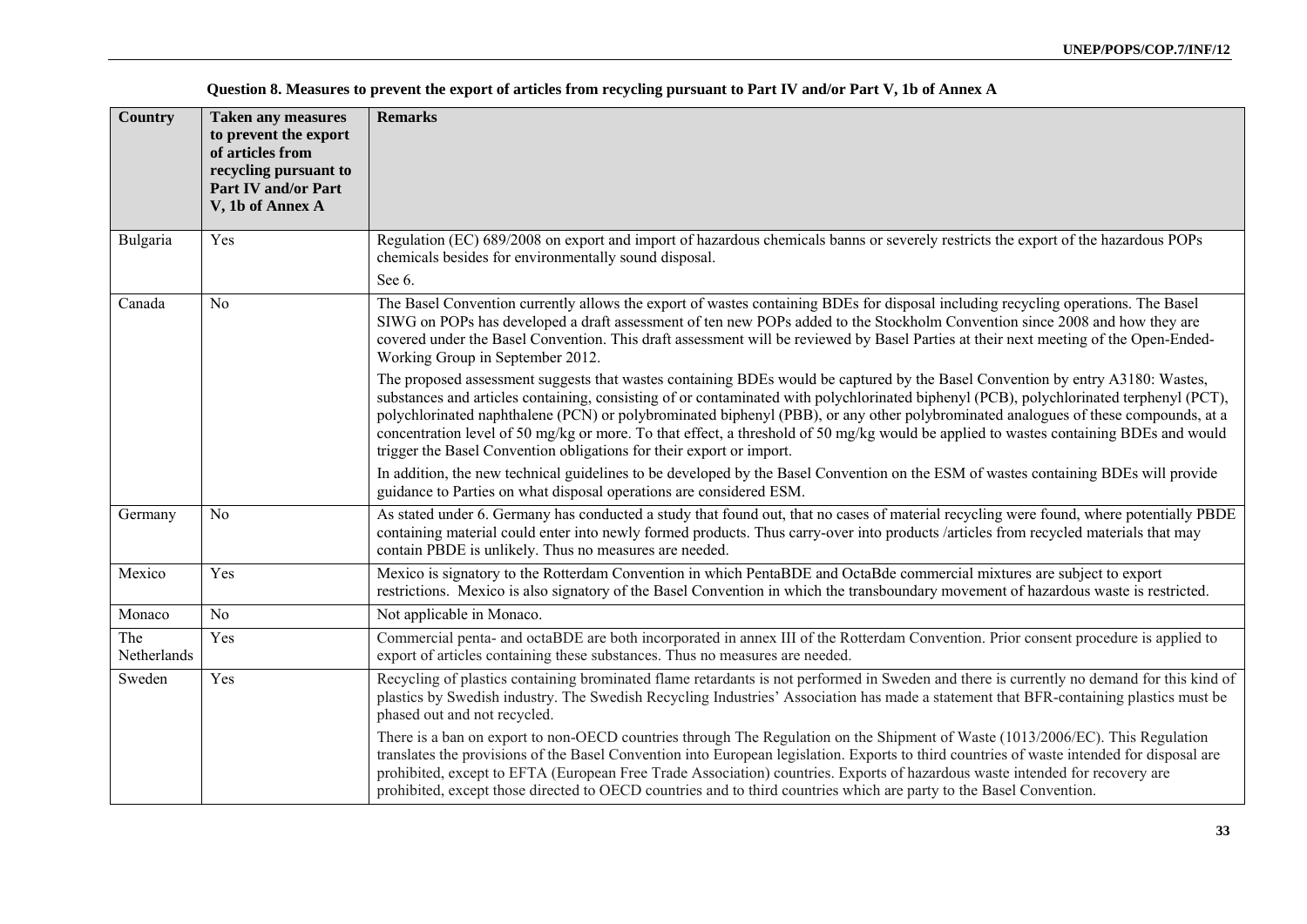**Question 8. Measures to prevent the export of articles from recycling pursuant to Part IV and/or Part V, 1b of Annex A**

| Country | Taken any measures to prevent the export of articles from recycling pursuant to Part IV and/or Part V, 1b of Annex A | Remarks |
|---|---|---|
| Bulgaria | Yes | Regulation (EC) 689/2008 on export and import of hazardous chemicals banns or severely restricts the export of the hazardous POPs chemicals besides for environmentally sound disposal.<br><br>See 6. |
| Canada | No | The Basel Convention currently allows the export of wastes containing BDEs for disposal including recycling operations. The Basel SIWG on POPs has developed a draft assessment of ten new POPs added to the Stockholm Convention since 2008 and how they are covered under the Basel Convention. This draft assessment will be reviewed by Basel Parties at their next meeting of the Open-Ended-Working Group in September 2012.<br><br>The proposed assessment suggests that wastes containing BDEs would be captured by the Basel Convention by entry A3180: Wastes, substances and articles containing, consisting of or contaminated with polychlorinated biphenyl (PCB), polychlorinated terphenyl (PCT), polychlorinated naphthalene (PCN) or polybrominated biphenyl (PBB), or any other polybrominated analogues of these compounds, at a concentration level of 50 mg/kg or more. To that effect, a threshold of 50 mg/kg would be applied to wastes containing BDEs and would trigger the Basel Convention obligations for their export or import.<br><br>In addition, the new technical guidelines to be developed by the Basel Convention on the ESM of wastes containing BDEs will provide guidance to Parties on what disposal operations are considered ESM. |
| Germany | No | As stated under 6. Germany has conducted a study that found out, that no cases of material recycling were found, where potentially PBDE containing material could enter into newly formed products. Thus carry-over into products /articles from recycled materials that may contain PBDE is unlikely. Thus no measures are needed. |
| Mexico | Yes | Mexico is signatory to the Rotterdam Convention in which PentaBDE and OctaBde commercial mixtures are subject to export restrictions. Mexico is also signatory of the Basel Convention in which the transboundary movement of hazardous waste is restricted. |
| Monaco | No | Not applicable in Monaco. |
| The Netherlands | Yes | Commercial penta- and octaBDE are both incorporated in annex III of the Rotterdam Convention. Prior consent procedure is applied to export of articles containing these substances. Thus no measures are needed. |
| Sweden | Yes | Recycling of plastics containing brominated flame retardants is not performed in Sweden and there is currently no demand for this kind of plastics by Swedish industry. The Swedish Recycling Industries' Association has made a statement that BFR-containing plastics must be phased out and not recycled.<br><br>There is a ban on export to non-OECD countries through The Regulation on the Shipment of Waste (1013/2006/EC). This Regulation translates the provisions of the Basel Convention into European legislation. Exports to third countries of waste intended for disposal are prohibited, except to EFTA (European Free Trade Association) countries. Exports of hazardous waste intended for recovery are prohibited, except those directed to OECD countries and to third countries which are party to the Basel Convention. |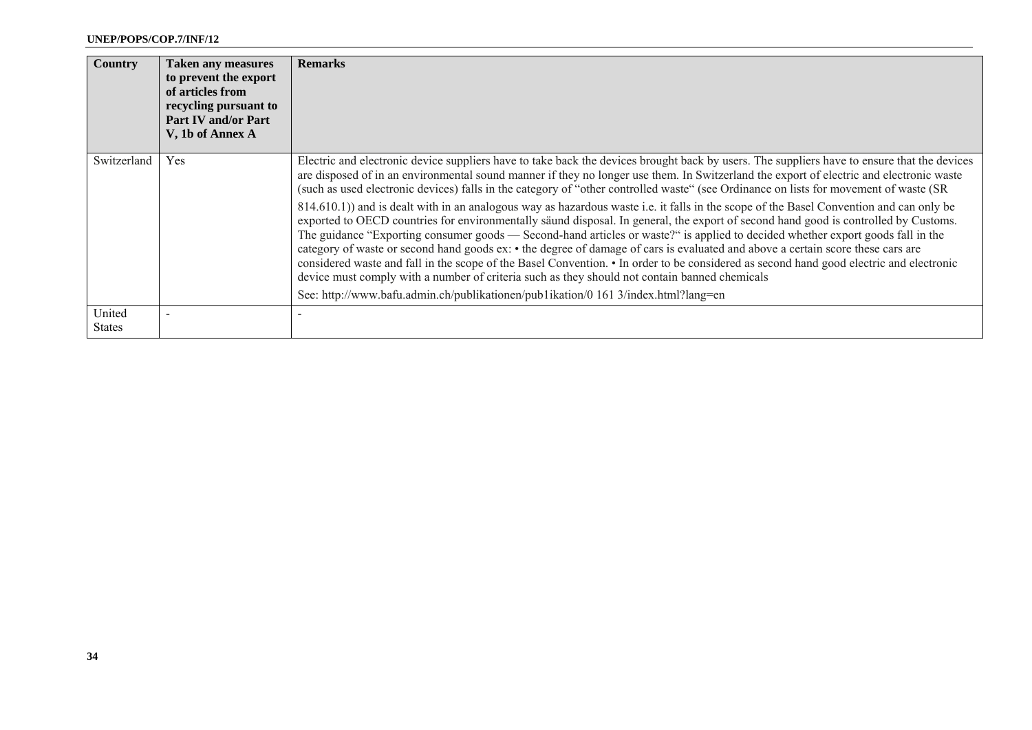| Country | Taken any measures to prevent the export of articles from recycling pursuant to Part IV and/or Part V, 1b of Annex A | Remarks |
|---|---|---|
| Switzerland | Yes | Electric and electronic device suppliers have to take back the devices brought back by users. The suppliers have to ensure that the devices are disposed of in an environmental sound manner if they no longer use them. In Switzerland the export of electric and electronic waste (such as used electronic devices) falls in the category of "other controlled waste" (see Ordinance on lists for movement of waste (SR 814.610.1)) and is dealt with in an analogous way as hazardous waste i.e. it falls in the scope of the Basel Convention and can only be exported to OECD countries for environmentally säund disposal. In general, the export of second hand good is controlled by Customs. The guidance "Exporting consumer goods — Second-hand articles or waste?" is applied to decided whether export goods fall in the category of waste or second hand goods ex: • the degree of damage of cars is evaluated and above a certain score these cars are considered waste and fall in the scope of the Basel Convention. • In order to be considered as second hand good electric and electronic device must comply with a number of criteria such as they should not contain banned chemicals<br>See: http://www.bafu.admin.ch/publikationen/pub1ikation/0 161 3/index.html?lang=en |
| United States | - | - |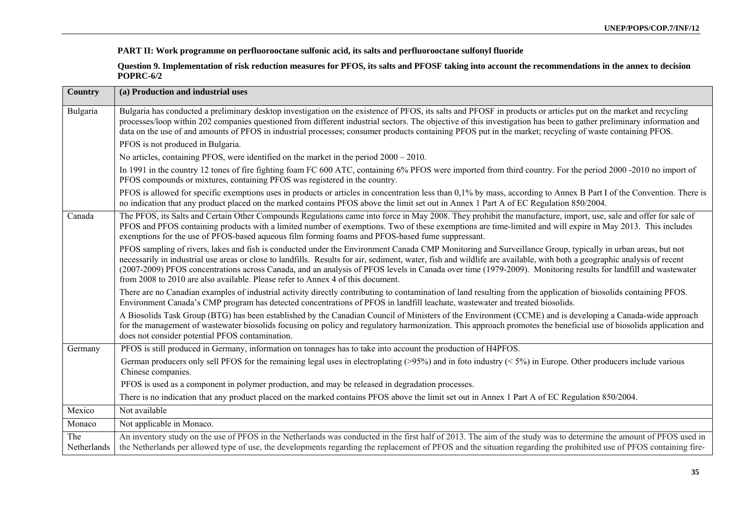**PART II: Work programme on perfluorooctane sulfonic acid, its salts and perfluorooctane sulfonyl fluoride**

**Question 9. Implementation of risk reduction measures for PFOS, its salts and PFOSF taking into account the recommendations in the annex to decision POPRC-6/2**

| Country | (a) Production and industrial uses |
|---|---|
| Bulgaria | Bulgaria has conducted a preliminary desktop investigation on the existence of PFOS, its salts and PFOSF in products or articles put on the market and recycling processes/loop within 202 companies questioned from different industrial sectors. The objective of this investigation has been to gather preliminary information and data on the use of and amounts of PFOS in industrial processes; consumer products containing PFOS put in the market; recycling of waste containing PFOS.<br>PFOS is not produced in Bulgaria.<br>No articles, containing PFOS, were identified on the market in the period 2000 – 2010.<br>In 1991 in the country 12 tones of fire fighting foam FC 600 ATC, containing 6% PFOS were imported from third country. For the period 2000 -2010 no import of PFOS compounds or mixtures, containing PFOS was registered in the country.<br>PFOS is allowed for specific exemptions uses in products or articles in concentration less than 0,1% by mass, according to Annex B Part I of the Convention. There is no indication that any product placed on the marked contains PFOS above the limit set out in Annex 1 Part A of EC Regulation 850/2004. |
| Canada | The PFOS, its Salts and Certain Other Compounds Regulations came into force in May 2008. They prohibit the manufacture, import, use, sale and offer for sale of PFOS and PFOS containing products with a limited number of exemptions. Two of these exemptions are time-limited and will expire in May 2013. This includes exemptions for the use of PFOS-based aqueous film forming foams and PFOS-based fume suppressant.<br>PFOS sampling of rivers, lakes and fish is conducted under the Environment Canada CMP Monitoring and Surveillance Group, typically in urban areas, but not necessarily in industrial use areas or close to landfills. Results for air, sediment, water, fish and wildlife are available, with both a geographic analysis of recent (2007-2009) PFOS concentrations across Canada, and an analysis of PFOS levels in Canada over time (1979-2009). Monitoring results for landfill and wastewater from 2008 to 2010 are also available. Please refer to Annex 4 of this document.<br>There are no Canadian examples of industrial activity directly contributing to contamination of land resulting from the application of biosolids containing PFOS. Environment Canada's CMP program has detected concentrations of PFOS in landfill leachate, wastewater and treated biosolids.<br>A Biosolids Task Group (BTG) has been established by the Canadian Council of Ministers of the Environment (CCME) and is developing a Canada-wide approach for the management of wastewater biosolids focusing on policy and regulatory harmonization. This approach promotes the beneficial use of biosolids application and does not consider potential PFOS contamination. |
| Germany | PFOS is still produced in Germany, information on tonnages has to take into account the production of H4PFOS.<br>German producers only sell PFOS for the remaining legal uses in electroplating (>95%) and in foto industry (< 5%) in Europe. Other producers include various Chinese companies.<br>PFOS is used as a component in polymer production, and may be released in degradation processes.<br>There is no indication that any product placed on the marked contains PFOS above the limit set out in Annex 1 Part A of EC Regulation 850/2004. |
| Mexico | Not available |
| Monaco | Not applicable in Monaco. |
| The Netherlands | An inventory study on the use of PFOS in the Netherlands was conducted in the first half of 2013. The aim of the study was to determine the amount of PFOS used in the Netherlands per allowed type of use, the developments regarding the replacement of PFOS and the situation regarding the prohibited use of PFOS containing fire- |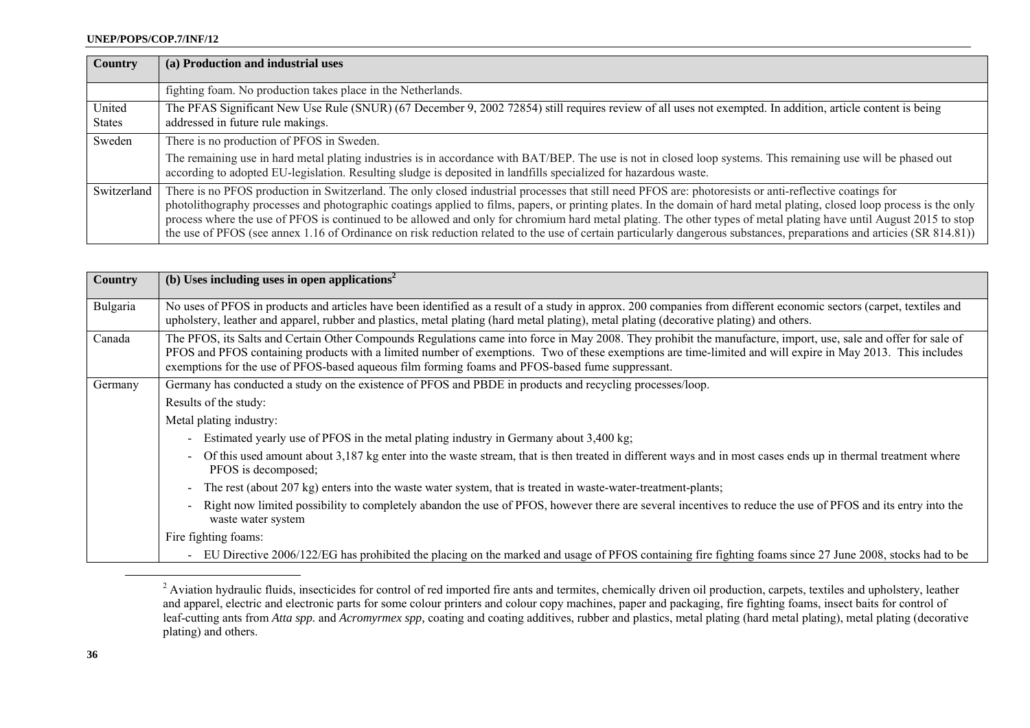| Country | (a) Production and industrial uses |
| --- | --- |
| | fighting foam. No production takes place in the Netherlands. |
| United States | The PFAS Significant New Use Rule (SNUR) (67 December 9, 2002 72854) still requires review of all uses not exempted. In addition, article content is being addressed in future rule makings. |
| Sweden | There is no production of PFOS in Sweden.<br><br>The remaining use in hard metal plating industries is in accordance with BAT/BEP. The use is not in closed loop systems. This remaining use will be phased out according to adopted EU-legislation. Resulting sludge is deposited in landfills specialized for hazardous waste. |
| Switzerland | There is no PFOS production in Switzerland. The only closed industrial processes that still need PFOS are: photoresists or anti-reflective coatings for photolithography processes and photographic coatings applied to films, papers, or printing plates. In the domain of hard metal plating, closed loop process is the only process where the use of PFOS is continued to be allowed and only for chromium hard metal plating. The other types of metal plating have until August 2015 to stop the use of PFOS (see annex 1.16 of Ordinance on risk reduction related to the use of certain particularly dangerous substances, preparations and articles (SR 814.81)) |

| Country | (b) Uses including uses in open applications[2] |
| --- | --- |
| Bulgaria | No uses of PFOS in products and articles have been identified as a result of a study in approx. 200 companies from different economic sectors (carpet, textiles and upholstery, leather and apparel, rubber and plastics, metal plating (hard metal plating), metal plating (decorative plating) and others. |
| Canada | The PFOS, its Salts and Certain Other Compounds Regulations came into force in May 2008. They prohibit the manufacture, import, use, sale and offer for sale of PFOS and PFOS containing products with a limited number of exemptions. Two of these exemptions are time-limited and will expire in May 2013. This includes exemptions for the use of PFOS-based aqueous film forming foams and PFOS-based fume suppressant. |
| Germany | Germany has conducted a study on the existence of PFOS and PBDE in products and recycling processes/loop.<br><br>Results of the study:<br><br>Metal plating industry:<br><br>- Estimated yearly use of PFOS in the metal plating industry in Germany about 3,400 kg;<br>- Of this used amount about 3,187 kg enter into the waste stream, that is then treated in different ways and in most cases ends up in thermal treatment where PFOS is decomposed;<br>- The rest (about 207 kg) enters into the waste water system, that is treated in waste-water-treatment-plants;<br>- Right now limited possibility to completely abandon the use of PFOS, however there are several incentives to reduce the use of PFOS and its entry into the waste water system<br><br>Fire fighting foams:<br><br>- EU Directive 2006/122/EG has prohibited the placing on the marked and usage of PFOS containing fire fighting foams since 27 June 2008, stocks had to be |

[2] Aviation hydraulic fluids, insecticides for control of red imported fire ants and termites, chemically driven oil production, carpets, textiles and upholstery, leather and apparel, electric and electronic parts for some colour printers and colour copy machines, paper and packaging, fire fighting foams, insect baits for control of leaf-cutting ants from *Atta spp.* and *Acromyrmex spp,* coating and coating additives, rubber and plastics, metal plating (hard metal plating), metal plating (decorative plating) and others.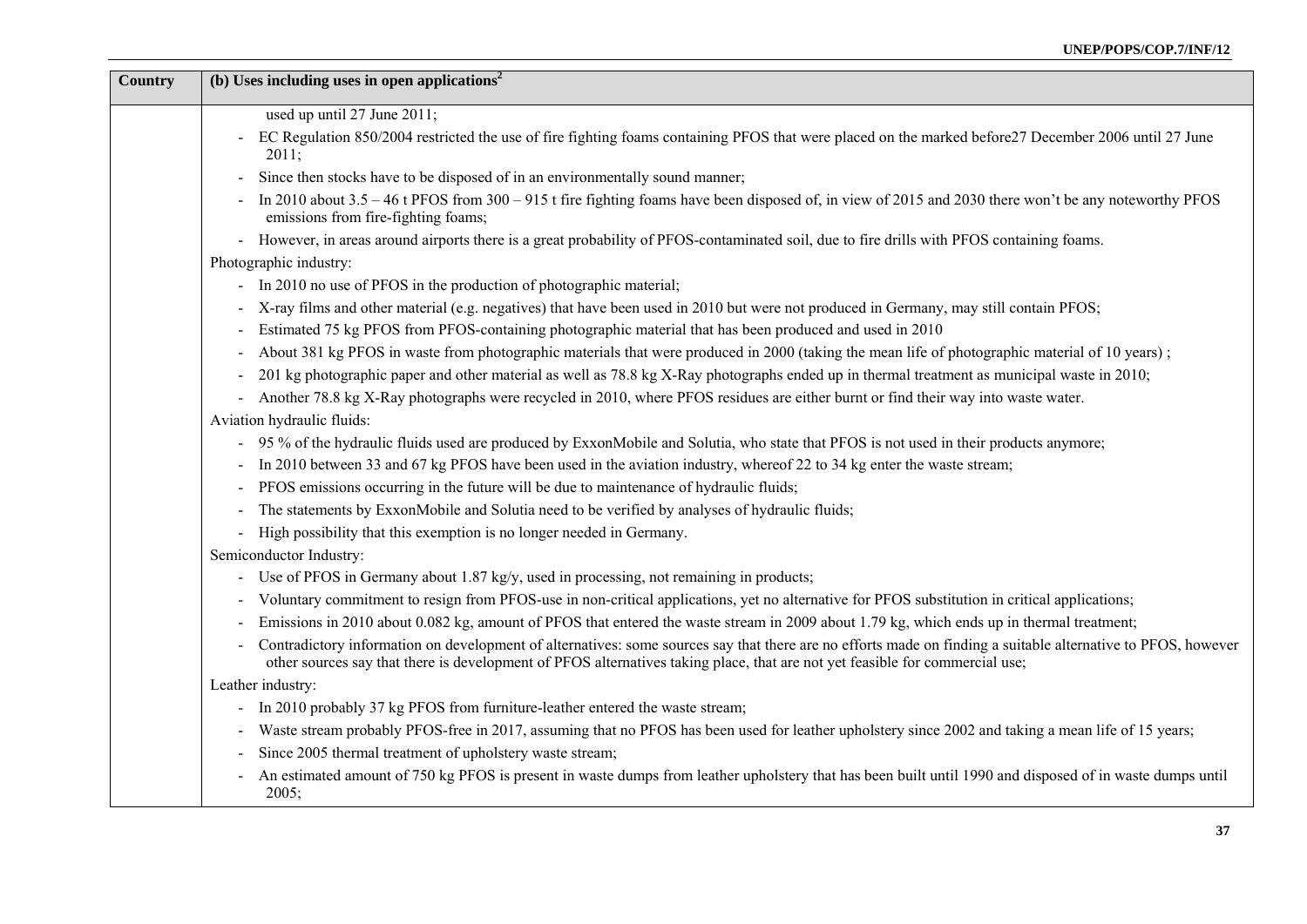| Country | (b) Uses including uses in open applications[2] |
| --- | --- |
| | used up until 27 June 2011;<br>- EC Regulation 850/2004 restricted the use of fire fighting foams containing PFOS that were placed on the marked before27 December 2006 until 27 June 2011;<br>- Since then stocks have to be disposed of in an environmentally sound manner;<br>- In 2010 about 3.5 – 46 t PFOS from 300 – 915 t fire fighting foams have been disposed of, in view of 2015 and 2030 there won't be any noteworthy PFOS emissions from fire-fighting foams;<br>- However, in areas around airports there is a great probability of PFOS-contaminated soil, due to fire drills with PFOS containing foams.<br>Photographic industry:<br>- In 2010 no use of PFOS in the production of photographic material;<br>- X-ray films and other material (e.g. negatives) that have been used in 2010 but were not produced in Germany, may still contain PFOS;<br>- Estimated 75 kg PFOS from PFOS-containing photographic material that has been produced and used in 2010<br>- About 381 kg PFOS in waste from photographic materials that were produced in 2000 (taking the mean life of photographic material of 10 years) ;<br>- 201 kg photographic paper and other material as well as 78.8 kg X-Ray photographs ended up in thermal treatment as municipal waste in 2010;<br>- Another 78.8 kg X-Ray photographs were recycled in 2010, where PFOS residues are either burnt or find their way into waste water.<br>Aviation hydraulic fluids:<br>- 95 % of the hydraulic fluids used are produced by ExxonMobile and Solutia, who state that PFOS is not used in their products anymore;<br>- In 2010 between 33 and 67 kg PFOS have been used in the aviation industry, whereof 22 to 34 kg enter the waste stream;<br>- PFOS emissions occurring in the future will be due to maintenance of hydraulic fluids;<br>- The statements by ExxonMobile and Solutia need to be verified by analyses of hydraulic fluids;<br>- High possibility that this exemption is no longer needed in Germany.<br>Semiconductor Industry:<br>- Use of PFOS in Germany about 1.87 kg/y, used in processing, not remaining in products;<br>- Voluntary commitment to resign from PFOS-use in non-critical applications, yet no alternative for PFOS substitution in critical applications;<br>- Emissions in 2010 about 0.082 kg, amount of PFOS that entered the waste stream in 2009 about 1.79 kg, which ends up in thermal treatment;<br>- Contradictory information on development of alternatives: some sources say that there are no efforts made on finding a suitable alternative to PFOS, however other sources say that there is development of PFOS alternatives taking place, that are not yet feasible for commercial use;<br>Leather industry:<br>- In 2010 probably 37 kg PFOS from furniture-leather entered the waste stream;<br>- Waste stream probably PFOS-free in 2017, assuming that no PFOS has been used for leather upholstery since 2002 and taking a mean life of 15 years;<br>- Since 2005 thermal treatment of upholstery waste stream;<br>- An estimated amount of 750 kg PFOS is present in waste dumps from leather upholstery that has been built until 1990 and disposed of in waste dumps until 2005; |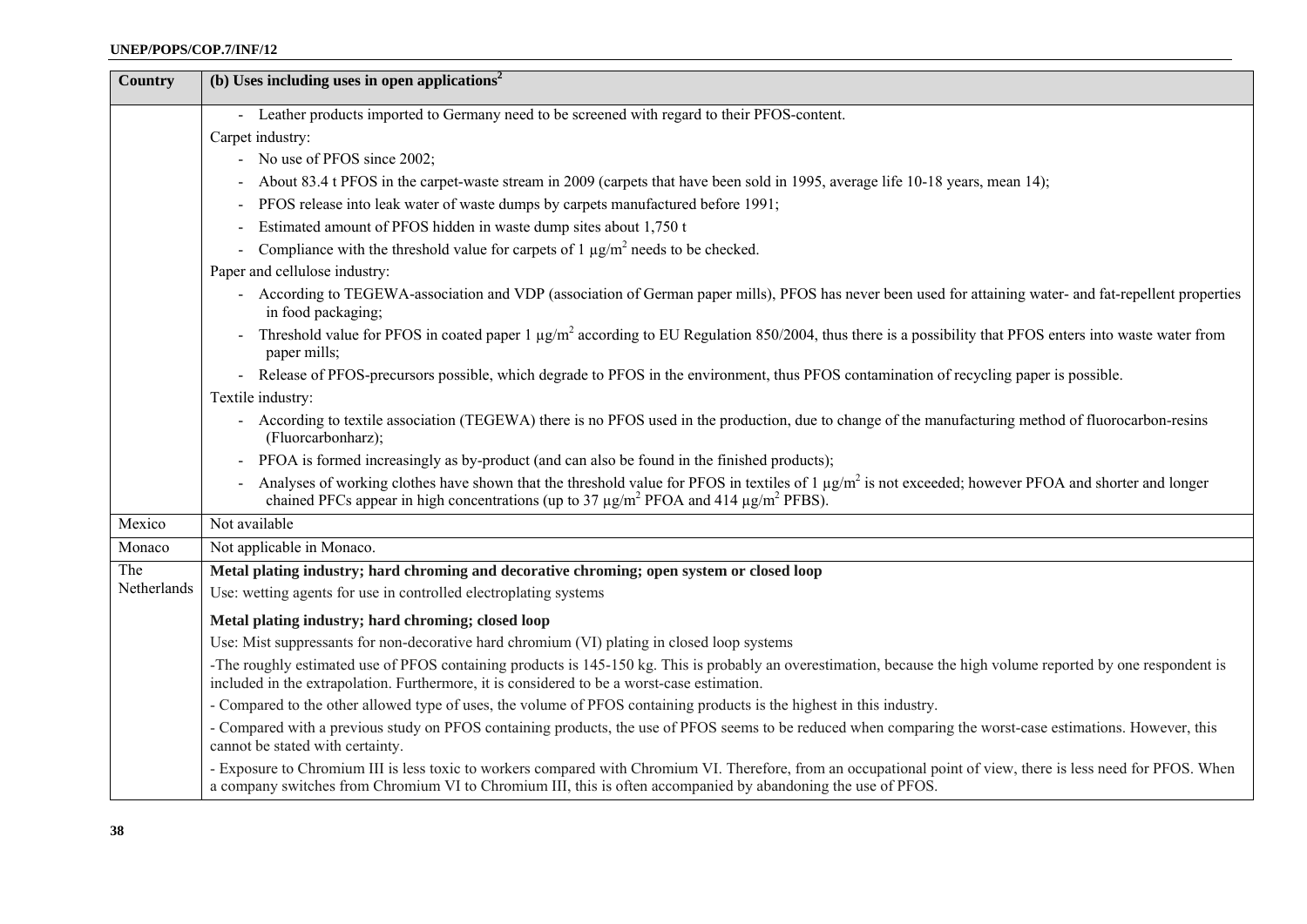| Country | (b) Uses including uses in open applications[2] |
|---|---|
| | - Leather products imported to Germany need to be screened with regard to their PFOS-content.<br>Carpet industry:<br>- No use of PFOS since 2002;<br>- About 83.4 t PFOS in the carpet-waste stream in 2009 (carpets that have been sold in 1995, average life 10-18 years, mean 14);<br>- PFOS release into leak water of waste dumps by carpets manufactured before 1991;<br>- Estimated amount of PFOS hidden in waste dump sites about 1,750 t<br>- Compliance with the threshold value for carpets of 1 µg/m$^2$ needs to be checked.<br>Paper and cellulose industry:<br>- According to TEGEWA-association and VDP (association of German paper mills), PFOS has never been used for attaining water- and fat-repellent properties in food packaging;<br>- Threshold value for PFOS in coated paper 1 µg/m$^2$ according to EU Regulation 850/2004, thus there is a possibility that PFOS enters into waste water from paper mills;<br>- Release of PFOS-precursors possible, which degrade to PFOS in the environment, thus PFOS contamination of recycling paper is possible.<br>Textile industry:<br>- According to textile association (TEGEWA) there is no PFOS used in the production, due to change of the manufacturing method of fluorocarbon-resins (Fluorcarbonharz);<br>- PFOA is formed increasingly as by-product (and can also be found in the finished products);<br>- Analyses of working clothes have shown that the threshold value for PFOS in textiles of 1 µg/m$^2$ is not exceeded; however PFOA and shorter and longer chained PFCs appear in high concentrations (up to 37 µg/m$^2$ PFOA and 414 µg/m$^2$ PFBS). |
| Mexico | Not available |
| Monaco | Not applicable in Monaco. |
| The Netherlands | **Metal plating industry; hard chroming and decorative chroming; open system or closed loop**<br>Use: wetting agents for use in controlled electroplating systems<br>**Metal plating industry; hard chroming; closed loop**<br>Use: Mist suppressants for non-decorative hard chromium (VI) plating in closed loop systems<br>-The roughly estimated use of PFOS containing products is 145-150 kg. This is probably an overestimation, because the high volume reported by one respondent is included in the extrapolation. Furthermore, it is considered to be a worst-case estimation.<br>- Compared to the other allowed type of uses, the volume of PFOS containing products is the highest in this industry.<br>- Compared with a previous study on PFOS containing products, the use of PFOS seems to be reduced when comparing the worst-case estimations. However, this cannot be stated with certainty.<br>- Exposure to Chromium III is less toxic to workers compared with Chromium VI. Therefore, from an occupational point of view, there is less need for PFOS. When a company switches from Chromium VI to Chromium III, this is often accompanied by abandoning the use of PFOS. |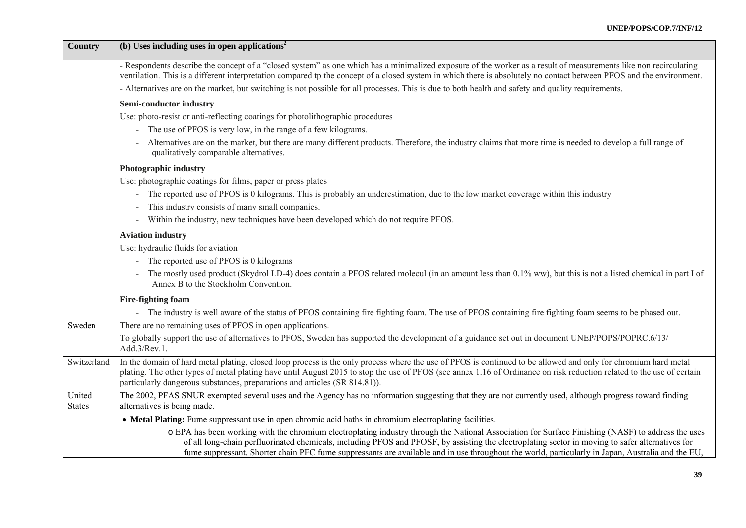| Country | (b) Uses including uses in open applications[2] |
|---|---|
| | - Respondents describe the concept of a "closed system" as one which has a minimalized exposure of the worker as a result of measurements like non recirculating ventilation. This is a different interpretation compared tp the concept of a closed system in which there is absolutely no contact between PFOS and the environment.<br>- Alternatives are on the market, but switching is not possible for all processes. This is due to both health and safety and quality requirements.<br>**Semi-conductor industry**<br>Use: photo-resist or anti-reflecting coatings for photolithographic procedures<br>- The use of PFOS is very low, in the range of a few kilograms.<br>- Alternatives are on the market, but there are many different products. Therefore, the industry claims that more time is needed to develop a full range of qualitatively comparable alternatives.<br>**Photographic industry**<br>Use: photographic coatings for films, paper or press plates<br>- The reported use of PFOS is 0 kilograms. This is probably an underestimation, due to the low market coverage within this industry<br>- This industry consists of many small companies.<br>- Within the industry, new techniques have been developed which do not require PFOS.<br>**Aviation industry**<br>Use: hydraulic fluids for aviation<br>- The reported use of PFOS is 0 kilograms<br>- The mostly used product (Skydrol LD-4) does contain a PFOS related molecul (in an amount less than 0.1% ww), but this is not a listed chemical in part I of Annex B to the Stockholm Convention.<br>**Fire-fighting foam**<br>- The industry is well aware of the status of PFOS containing fire fighting foam. The use of PFOS containing fire fighting foam seems to be phased out. |
| Sweden | There are no remaining uses of PFOS in open applications.<br>To globally support the use of alternatives to PFOS, Sweden has supported the development of a guidance set out in document UNEP/POPS/POPRC.6/13/Add.3/Rev.1. |
| Switzerland | In the domain of hard metal plating, closed loop process is the only process where the use of PFOS is continued to be allowed and only for chromium hard metal plating. The other types of metal plating have until August 2015 to stop the use of PFOS (see annex 1.16 of Ordinance on risk reduction related to the use of certain particularly dangerous substances, preparations and articles (SR 814.81)). |
| United States | The 2002, PFAS SNUR exempted several uses and the Agency has no information suggesting that they are not currently used, although progress toward finding alternatives is being made.<br>• **Metal Plating:** Fume suppressant use in open chromic acid baths in chromium electroplating facilities.<br>o EPA has been working with the chromium electroplating industry through the National Association for Surface Finishing (NASF) to address the uses of all long-chain perfluorinated chemicals, including PFOS and PFOSF, by assisting the electroplating sector in moving to safer alternatives for fume suppressant. Shorter chain PFC fume suppressants are available and in use throughout the world, particularly in Japan, Australia and the EU, |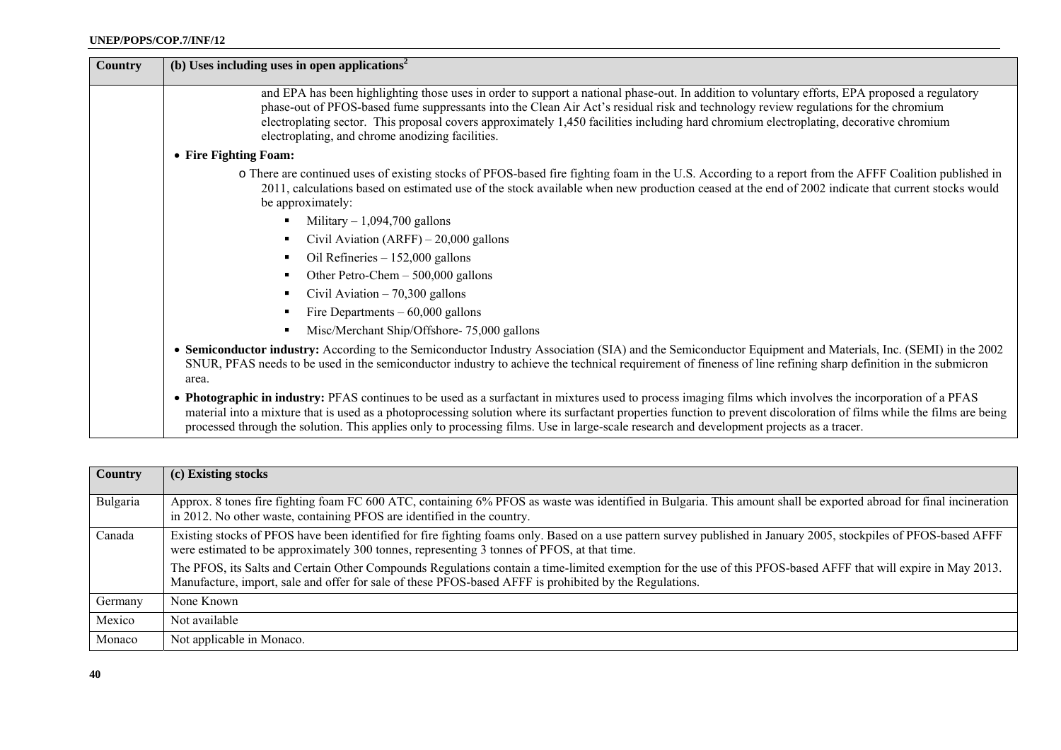| Country | (b) Uses including uses in open applications[2] |
|---|---|
| | and EPA has been highlighting those uses in order to support a national phase-out. In addition to voluntary efforts, EPA proposed a regulatory phase-out of PFOS-based fume suppressants into the Clean Air Act's residual risk and technology review regulations for the chromium electroplating sector. This proposal covers approximately 1,450 facilities including hard chromium electroplating, decorative chromium electroplating, and chrome anodizing facilities.<br>• **Fire Fighting Foam:**<br>o There are continued uses of existing stocks of PFOS-based fire fighting foam in the U.S. According to a report from the AFFF Coalition published in 2011, calculations based on estimated use of the stock available when new production ceased at the end of 2002 indicate that current stocks would be approximately:<br>▪ Military – 1,094,700 gallons<br>▪ Civil Aviation (ARFF) – 20,000 gallons<br>▪ Oil Refineries – 152,000 gallons<br>▪ Other Petro-Chem – 500,000 gallons<br>▪ Civil Aviation – 70,300 gallons<br>▪ Fire Departments – 60,000 gallons<br>▪ Misc/Merchant Ship/Offshore- 75,000 gallons<br>• **Semiconductor industry:** According to the Semiconductor Industry Association (SIA) and the Semiconductor Equipment and Materials, Inc. (SEMI) in the 2002 SNUR, PFAS needs to be used in the semiconductor industry to achieve the technical requirement of fineness of line refining sharp definition in the submicron area.<br>• **Photographic in industry:** PFAS continues to be used as a surfactant in mixtures used to process imaging films which involves the incorporation of a PFAS material into a mixture that is used as a photoprocessing solution where its surfactant properties function to prevent discoloration of films while the films are being processed through the solution. This applies only to processing films. Use in large-scale research and development projects as a tracer. |

| Country | (c) Existing stocks |
|---|---|
| Bulgaria | Approx. 8 tones fire fighting foam FC 600 ATC, containing 6% PFOS as waste was identified in Bulgaria. This amount shall be exported abroad for final incineration in 2012. No other waste, containing PFOS are identified in the country. |
| Canada | Existing stocks of PFOS have been identified for fire fighting foams only. Based on a use pattern survey published in January 2005, stockpiles of PFOS-based AFFF were estimated to be approximately 300 tonnes, representing 3 tonnes of PFOS, at that time.<br>The PFOS, its Salts and Certain Other Compounds Regulations contain a time-limited exemption for the use of this PFOS-based AFFF that will expire in May 2013. Manufacture, import, sale and offer for sale of these PFOS-based AFFF is prohibited by the Regulations. |
| Germany | None Known |
| Mexico | Not available |
| Monaco | Not applicable in Monaco. |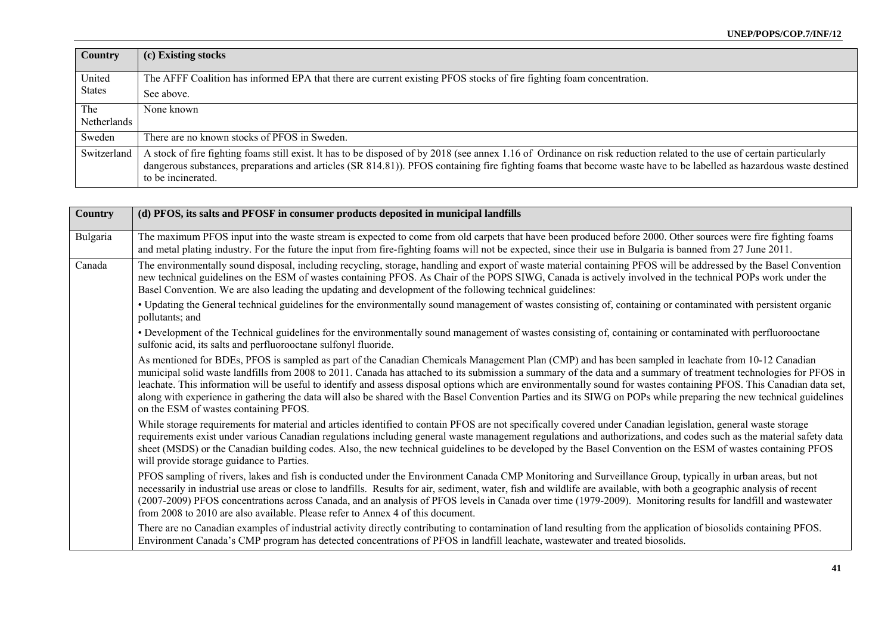| Country | (c) Existing stocks |
|---|---|
| United States | The AFFF Coalition has informed EPA that there are current existing PFOS stocks of fire fighting foam concentration.<br>See above. |
| The Netherlands | None known |
| Sweden | There are no known stocks of PFOS in Sweden. |
| Switzerland | A stock of fire fighting foams still exist. It has to be disposed of by 2018 (see annex 1.16 of Ordinance on risk reduction related to the use of certain particularly dangerous substances, preparations and articles (SR 814.81)). PFOS containing fire fighting foams that become waste have to be labelled as hazardous waste destined to be incinerated. |

| Country | (d) PFOS, its salts and PFOSF in consumer products deposited in municipal landfills |
|---|---|
| Bulgaria | The maximum PFOS input into the waste stream is expected to come from old carpets that have been produced before 2000. Other sources were fire fighting foams and metal plating industry. For the future the input from fire-fighting foams will not be expected, since their use in Bulgaria is banned from 27 June 2011. |
| Canada | The environmentally sound disposal, including recycling, storage, handling and export of waste material containing PFOS will be addressed by the Basel Convention new technical guidelines on the ESM of wastes containing PFOS. As Chair of the POPS SIWG, Canada is actively involved in the technical POPs work under the Basel Convention. We are also leading the updating and development of the following technical guidelines:<br>• Updating the General technical guidelines for the environmentally sound management of wastes consisting of, containing or contaminated with persistent organic pollutants; and<br>• Development of the Technical guidelines for the environmentally sound management of wastes consisting of, containing or contaminated with perfluorooctane sulfonic acid, its salts and perfluorooctane sulfonyl fluoride.<br>As mentioned for BDEs, PFOS is sampled as part of the Canadian Chemicals Management Plan (CMP) and has been sampled in leachate from 10-12 Canadian municipal solid waste landfills from 2008 to 2011. Canada has attached to its submission a summary of the data and a summary of treatment technologies for PFOS in leachate. This information will be useful to identify and assess disposal options which are environmentally sound for wastes containing PFOS. This Canadian data set, along with experience in gathering the data will also be shared with the Basel Convention Parties and its SIWG on POPs while preparing the new technical guidelines on the ESM of wastes containing PFOS.<br>While storage requirements for material and articles identified to contain PFOS are not specifically covered under Canadian legislation, general waste storage requirements exist under various Canadian regulations including general waste management regulations and authorizations, and codes such as the material safety data sheet (MSDS) or the Canadian building codes. Also, the new technical guidelines to be developed by the Basel Convention on the ESM of wastes containing PFOS will provide storage guidance to Parties.<br>PFOS sampling of rivers, lakes and fish is conducted under the Environment Canada CMP Monitoring and Surveillance Group, typically in urban areas, but not necessarily in industrial use areas or close to landfills. Results for air, sediment, water, fish and wildlife are available, with both a geographic analysis of recent (2007-2009) PFOS concentrations across Canada, and an analysis of PFOS levels in Canada over time (1979-2009). Monitoring results for landfill and wastewater from 2008 to 2010 are also available. Please refer to Annex 4 of this document.<br>There are no Canadian examples of industrial activity directly contributing to contamination of land resulting from the application of biosolids containing PFOS. Environment Canada's CMP program has detected concentrations of PFOS in landfill leachate, wastewater and treated biosolids. |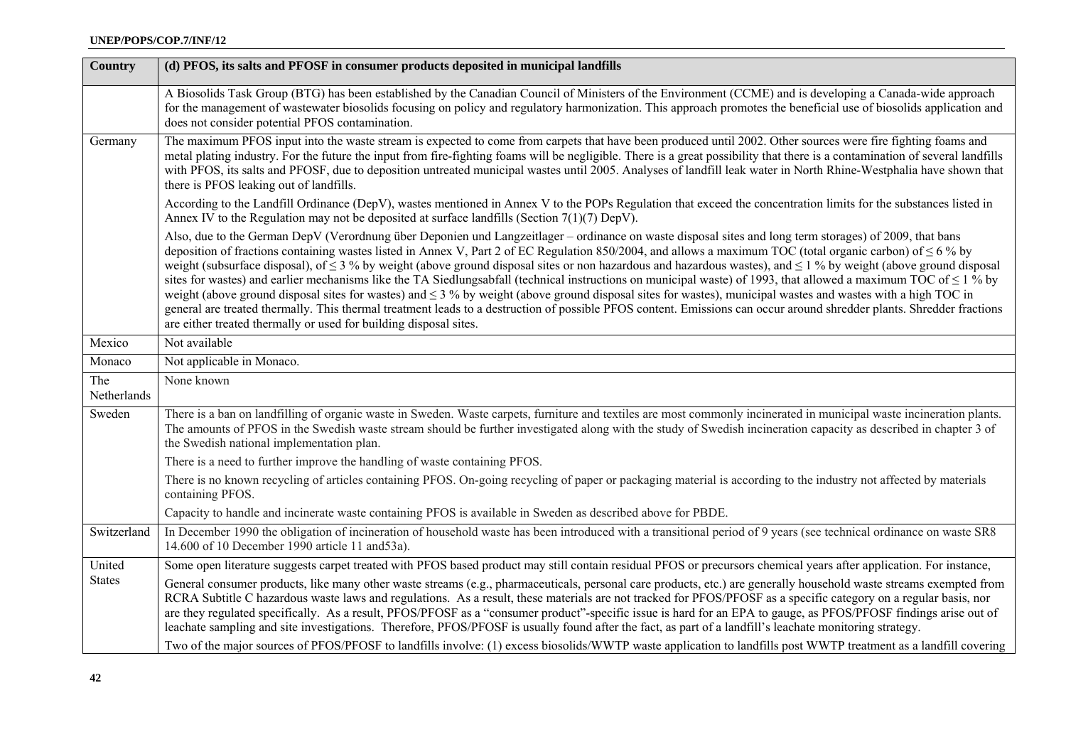| Country | (d) PFOS, its salts and PFOSF in consumer products deposited in municipal landfills |
|---|---|
| | A Biosolids Task Group (BTG) has been established by the Canadian Council of Ministers of the Environment (CCME) and is developing a Canada-wide approach for the management of wastewater biosolids focusing on policy and regulatory harmonization. This approach promotes the beneficial use of biosolids application and does not consider potential PFOS contamination. |
| Germany | The maximum PFOS input into the waste stream is expected to come from carpets that have been produced until 2002. Other sources were fire fighting foams and metal plating industry. For the future the input from fire-fighting foams will be negligible. There is a great possibility that there is a contamination of several landfills with PFOS, its salts and PFOSF, due to deposition untreated municipal wastes until 2005. Analyses of landfill leak water in North Rhine-Westphalia have shown that there is PFOS leaking out of landfills.<br><br>According to the Landfill Ordinance (DepV), wastes mentioned in Annex V to the POPs Regulation that exceed the concentration limits for the substances listed in Annex IV to the Regulation may not be deposited at surface landfills (Section 7(1)(7) DepV).<br><br>Also, due to the German DepV (Verordnung über Deponien und Langzeitlager – ordinance on waste disposal sites and long term storages) of 2009, that bans deposition of fractions containing wastes listed in Annex V, Part 2 of EC Regulation 850/2004, and allows a maximum TOC (total organic carbon) of ≤ 6 % by weight (subsurface disposal), of ≤ 3 % by weight (above ground disposal sites or non hazardous and hazardous wastes), and ≤ 1 % by weight (above ground disposal sites for wastes) and earlier mechanisms like the TA Siedlungsabfall (technical instructions on municipal waste) of 1993, that allowed a maximum TOC of ≤ 1 % by weight (above ground disposal sites for wastes) and ≤ 3 % by weight (above ground disposal sites for wastes), municipal wastes and wastes with a high TOC in general are treated thermally. This thermal treatment leads to a destruction of possible PFOS content. Emissions can occur around shredder plants. Shredder fractions are either treated thermally or used for building disposal sites. |
| Mexico | Not available |
| Monaco | Not applicable in Monaco. |
| The Netherlands | None known |
| Sweden | There is a ban on landfilling of organic waste in Sweden. Waste carpets, furniture and textiles are most commonly incinerated in municipal waste incineration plants. The amounts of PFOS in the Swedish waste stream should be further investigated along with the study of Swedish incineration capacity as described in chapter 3 of the Swedish national implementation plan.<br><br>There is a need to further improve the handling of waste containing PFOS.<br><br>There is no known recycling of articles containing PFOS. On-going recycling of paper or packaging material is according to the industry not affected by materials containing PFOS.<br><br>Capacity to handle and incinerate waste containing PFOS is available in Sweden as described above for PBDE. |
| Switzerland | In December 1990 the obligation of incineration of household waste has been introduced with a transitional period of 9 years (see technical ordinance on waste SR8 14.600 of 10 December 1990 article 11 and53a). |
| United States | Some open literature suggests carpet treated with PFOS based product may still contain residual PFOS or precursors chemical years after application. For instance,<br><br>General consumer products, like many other waste streams (e.g., pharmaceuticals, personal care products, etc.) are generally household waste streams exempted from RCRA Subtitle C hazardous waste laws and regulations. As a result, these materials are not tracked for PFOS/PFOSF as a specific category on a regular basis, nor are they regulated specifically. As a result, PFOS/PFOSF as a "consumer product"-specific issue is hard for an EPA to gauge, as PFOS/PFOSF findings arise out of leachate sampling and site investigations. Therefore, PFOS/PFOSF is usually found after the fact, as part of a landfill's leachate monitoring strategy.<br><br>Two of the major sources of PFOS/PFOSF to landfills involve: (1) excess biosolids/WWTP waste application to landfills post WWTP treatment as a landfill covering |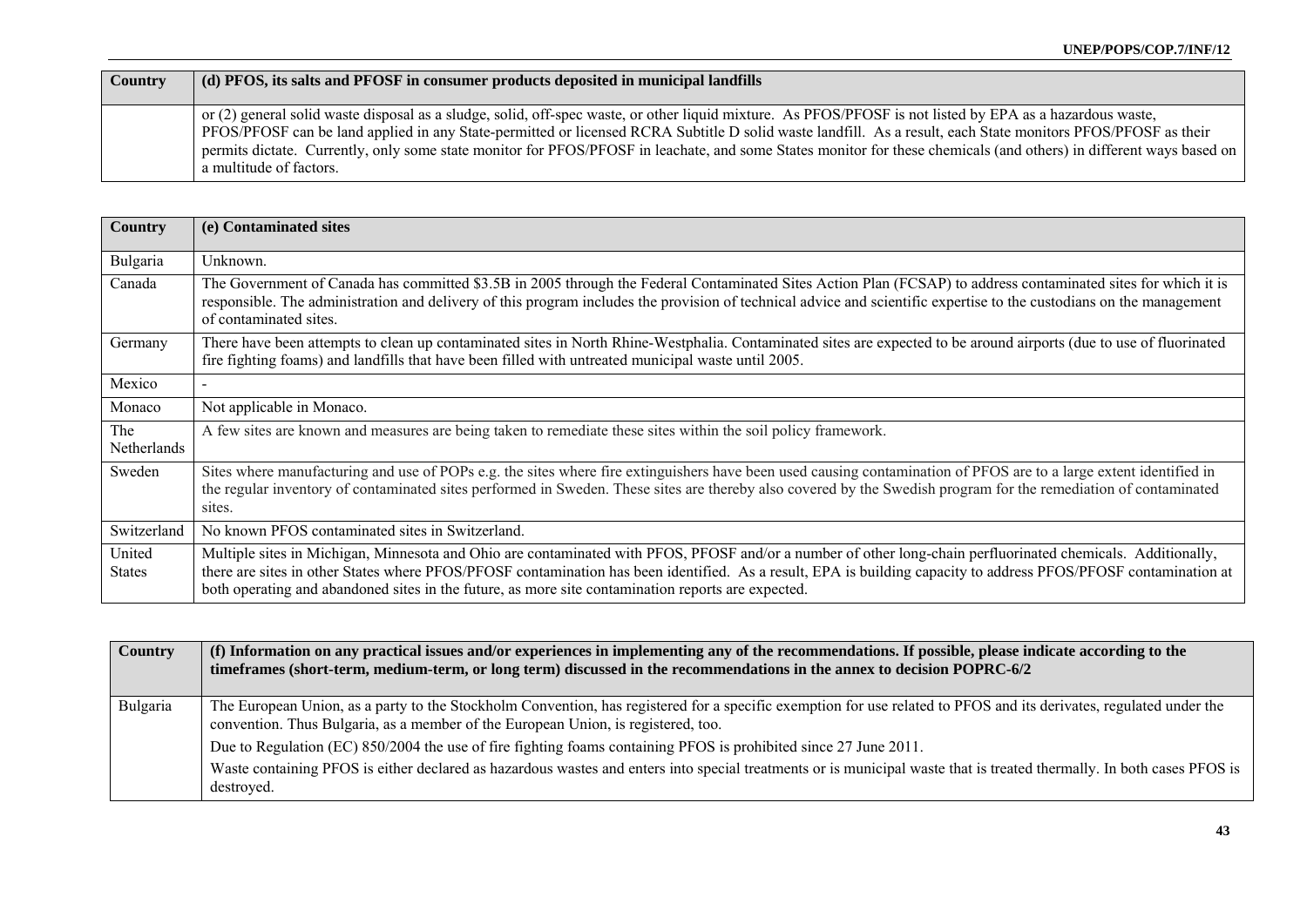| Country | (d) PFOS, its salts and PFOSF in consumer products deposited in municipal landfills |
|---|---|
| | or (2) general solid waste disposal as a sludge, solid, off-spec waste, or other liquid mixture. As PFOS/PFOSF is not listed by EPA as a hazardous waste, PFOS/PFOSF can be land applied in any State-permitted or licensed RCRA Subtitle D solid waste landfill. As a result, each State monitors PFOS/PFOSF as their permits dictate. Currently, only some state monitor for PFOS/PFOSF in leachate, and some States monitor for these chemicals (and others) in different ways based on a multitude of factors. |

| Country | (e) Contaminated sites |
|---|---|
| Bulgaria | Unknown. |
| Canada | The Government of Canada has committed $3.5B in 2005 through the Federal Contaminated Sites Action Plan (FCSAP) to address contaminated sites for which it is responsible. The administration and delivery of this program includes the provision of technical advice and scientific expertise to the custodians on the management of contaminated sites. |
| Germany | There have been attempts to clean up contaminated sites in North Rhine-Westphalia. Contaminated sites are expected to be around airports (due to use of fluorinated fire fighting foams) and landfills that have been filled with untreated municipal waste until 2005. |
| Mexico | - |
| Monaco | Not applicable in Monaco. |
| The Netherlands | A few sites are known and measures are being taken to remediate these sites within the soil policy framework. |
| Sweden | Sites where manufacturing and use of POPs e.g. the sites where fire extinguishers have been used causing contamination of PFOS are to a large extent identified in the regular inventory of contaminated sites performed in Sweden. These sites are thereby also covered by the Swedish program for the remediation of contaminated sites. |
| Switzerland | No known PFOS contaminated sites in Switzerland. |
| United States | Multiple sites in Michigan, Minnesota and Ohio are contaminated with PFOS, PFOSF and/or a number of other long-chain perfluorinated chemicals. Additionally, there are sites in other States where PFOS/PFOSF contamination has been identified. As a result, EPA is building capacity to address PFOS/PFOSF contamination at both operating and abandoned sites in the future, as more site contamination reports are expected. |

| Country | (f) Information on any practical issues and/or experiences in implementing any of the recommendations. If possible, please indicate according to the timeframes (short-term, medium-term, or long term) discussed in the recommendations in the annex to decision POPRC-6/2 |
|---|---|
| Bulgaria | The European Union, as a party to the Stockholm Convention, has registered for a specific exemption for use related to PFOS and its derivates, regulated under the convention. Thus Bulgaria, as a member of the European Union, is registered, too.<br><br>Due to Regulation (EC) 850/2004 the use of fire fighting foams containing PFOS is prohibited since 27 June 2011.<br><br>Waste containing PFOS is either declared as hazardous wastes and enters into special treatments or is municipal waste that is treated thermally. In both cases PFOS is destroyed. |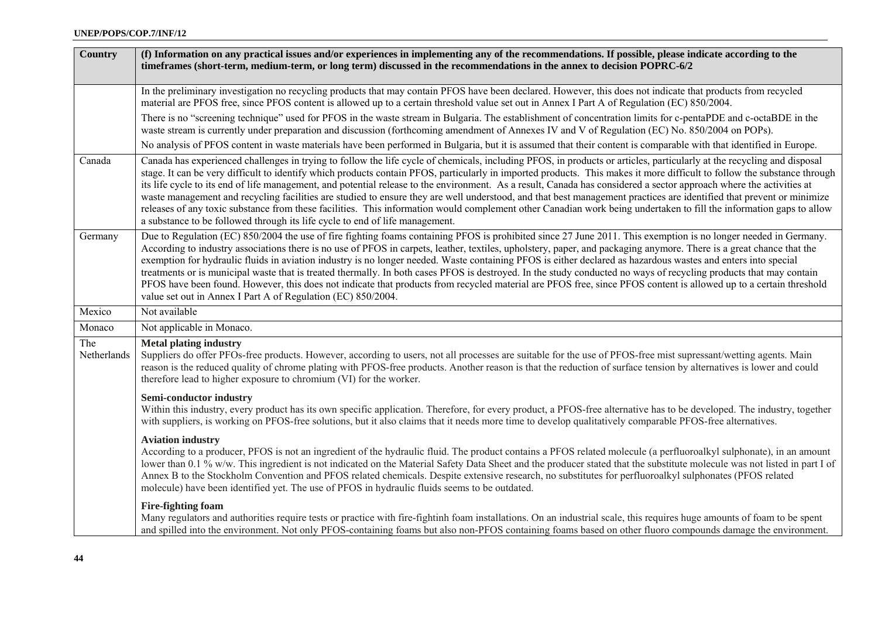| Country | (f) Information on any practical issues and/or experiences in implementing any of the recommendations. If possible, please indicate according to the timeframes (short-term, medium-term, or long term) discussed in the recommendations in the annex to decision POPRC-6/2 |
|---|---|
| | In the preliminary investigation no recycling products that may contain PFOS have been declared. However, this does not indicate that products from recycled material are PFOS free, since PFOS content is allowed up to a certain threshold value set out in Annex I Part A of Regulation (EC) 850/2004.<br><br>There is no "screening technique" used for PFOS in the waste stream in Bulgaria. The establishment of concentration limits for c-pentaPDE and c-octaBDE in the waste stream is currently under preparation and discussion (forthcoming amendment of Annexes IV and V of Regulation (EC) No. 850/2004 on POPs).<br><br>No analysis of PFOS content in waste materials have been performed in Bulgaria, but it is assumed that their content is comparable with that identified in Europe. |
| Canada | Canada has experienced challenges in trying to follow the life cycle of chemicals, including PFOS, in products or articles, particularly at the recycling and disposal stage. It can be very difficult to identify which products contain PFOS, particularly in imported products. This makes it more difficult to follow the substance through its life cycle to its end of life management, and potential release to the environment. As a result, Canada has considered a sector approach where the activities at waste management and recycling facilities are studied to ensure they are well understood, and that best management practices are identified that prevent or minimize releases of any toxic substance from these facilities. This information would complement other Canadian work being undertaken to fill the information gaps to allow a substance to be followed through its life cycle to end of life management. |
| Germany | Due to Regulation (EC) 850/2004 the use of fire fighting foams containing PFOS is prohibited since 27 June 2011. This exemption is no longer needed in Germany. According to industry associations there is no use of PFOS in carpets, leather, textiles, upholstery, paper, and packaging anymore. There is a great chance that the exemption for hydraulic fluids in aviation industry is no longer needed. Waste containing PFOS is either declared as hazardous wastes and enters into special treatments or is municipal waste that is treated thermally. In both cases PFOS is destroyed. In the study conducted no ways of recycling products that may contain PFOS have been found. However, this does not indicate that products from recycled material are PFOS free, since PFOS content is allowed up to a certain threshold value set out in Annex I Part A of Regulation (EC) 850/2004. |
| Mexico | Not available |
| Monaco | Not applicable in Monaco. |
| The Netherlands | **Metal plating industry**<br>Suppliers do offer PFOs-free products. However, according to users, not all processes are suitable for the use of PFOS-free mist supressant/wetting agents. Main reason is the reduced quality of chrome plating with PFOS-free products. Another reason is that the reduction of surface tension by alternatives is lower and could therefore lead to higher exposure to chromium (VI) for the worker.<br><br>**Semi-conductor industry**<br>Within this industry, every product has its own specific application. Therefore, for every product, a PFOS-free alternative has to be developed. The industry, together with suppliers, is working on PFOS-free solutions, but it also claims that it needs more time to develop qualitatively comparable PFOS-free alternatives.<br><br>**Aviation industry**<br>According to a producer, PFOS is not an ingredient of the hydraulic fluid. The product contains a PFOS related molecule (a perfluoroalkyl sulphonate), in an amount lower than 0.1 % w/w. This ingredient is not indicated on the Material Safety Data Sheet and the producer stated that the substitute molecule was not listed in part I of Annex B to the Stockholm Convention and PFOS related chemicals. Despite extensive research, no substitutes for perfluoroalkyl sulphonates (PFOS related molecule) have been identified yet. The use of PFOS in hydraulic fluids seems to be outdated.<br><br>**Fire-fighting foam**<br>Many regulators and authorities require tests or practice with fire-fightinh foam installations. On an industrial scale, this requires huge amounts of foam to be spent and spilled into the environment. Not only PFOS-containing foams but also non-PFOS containing foams based on other fluoro compounds damage the environment. |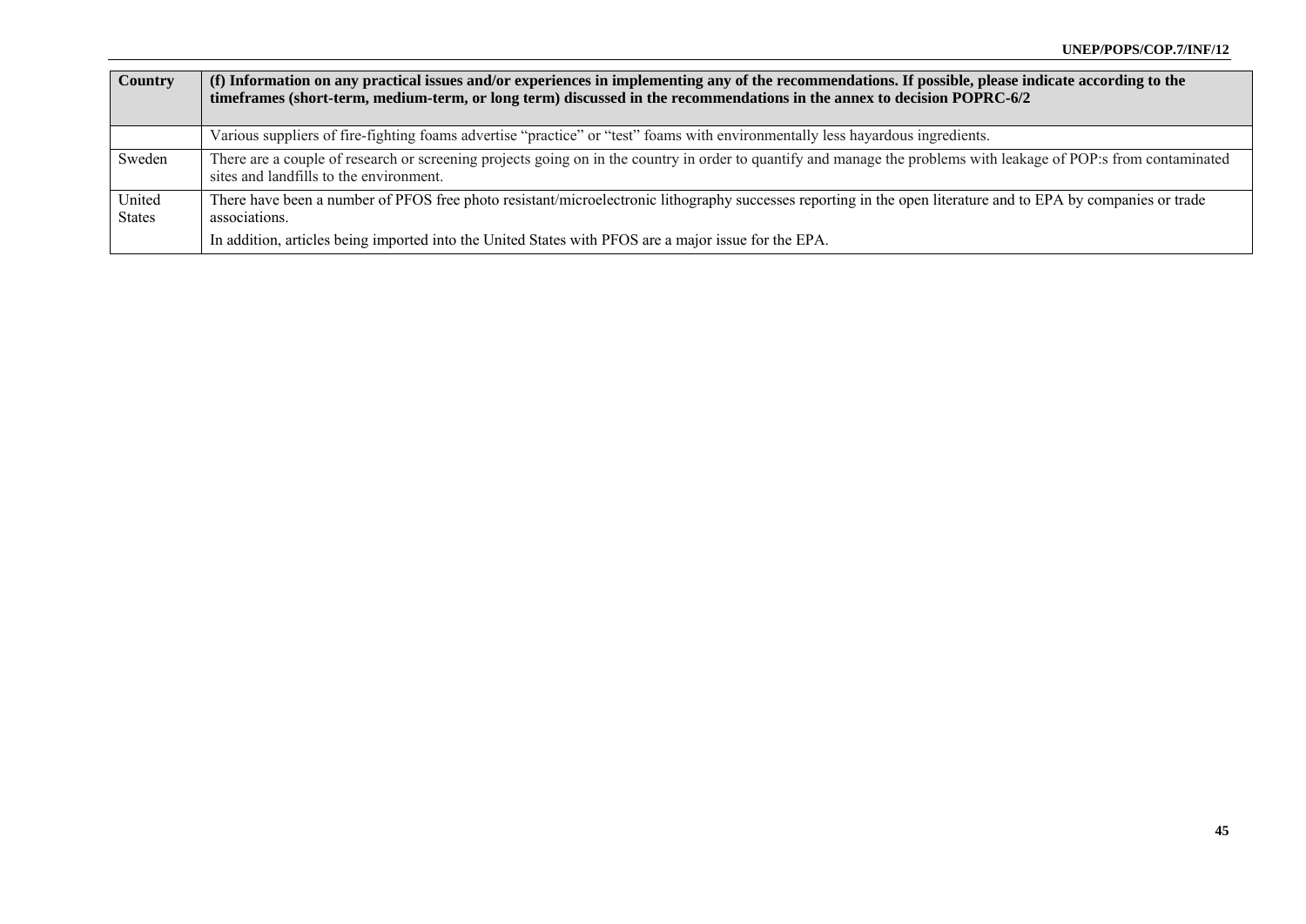| Country | (f) Information on any practical issues and/or experiences in implementing any of the recommendations. If possible, please indicate according to the timeframes (short-term, medium-term, or long term) discussed in the recommendations in the annex to decision POPRC-6/2 |
|---|---|
| | Various suppliers of fire-fighting foams advertise "practice" or "test" foams with environmentally less hayardous ingredients. |
| Sweden | There are a couple of research or screening projects going on in the country in order to quantify and manage the problems with leakage of POP:s from contaminated sites and landfills to the environment. |
| United States | There have been a number of PFOS free photo resistant/microelectronic lithography successes reporting in the open literature and to EPA by companies or trade associations.<br><br>In addition, articles being imported into the United States with PFOS are a major issue for the EPA. |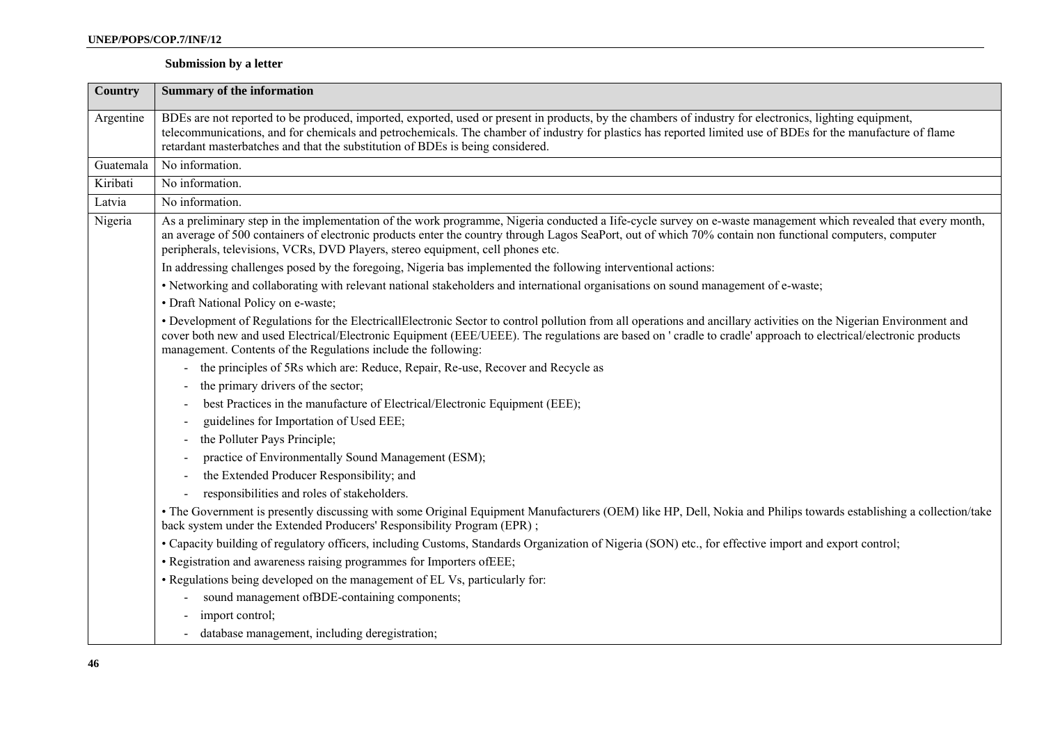**Submission by a letter**

| Country | Summary of the information |
|---|---|
| Argentine | BDEs are not reported to be produced, imported, exported, used or present in products, by the chambers of industry for electronics, lighting equipment, telecommunications, and for chemicals and petrochemicals. The chamber of industry for plastics has reported limited use of BDEs for the manufacture of flame retardant masterbatches and that the substitution of BDEs is being considered. |
| Guatemala | No information. |
| Kiribati | No information. |
| Latvia | No information. |
| Nigeria | As a preliminary step in the implementation of the work programme, Nigeria conducted a Iife-cycle survey on e-waste management which revealed that every month, an average of 500 containers of electronic products enter the country through Lagos SeaPort, out of which 70% contain non functional computers, computer peripherals, televisions, VCRs, DVD Players, stereo equipment, cell phones etc.<br><br>In addressing challenges posed by the foregoing, Nigeria bas implemented the following interventional actions:<br><br>• Networking and collaborating with relevant national stakeholders and international organisations on sound management of e-waste;<br><br>• Draft National Policy on e-waste;<br><br>• Development of Regulations for the ElectricallElectronic Sector to control pollution from all operations and ancillary activities on the Nigerian Environment and cover both new and used Electrical/Electronic Equipment (EEE/UEEE). The regulations are based on ' cradle to cradle' approach to electrical/electronic products management. Contents of the Regulations include the following:<br><br>- the principles of 5Rs which are: Reduce, Repair, Re-use, Recover and Recycle as<br>- the primary drivers of the sector;<br>- best Practices in the manufacture of Electrical/Electronic Equipment (EEE);<br>- guidelines for Importation of Used EEE;<br>- the Polluter Pays Principle;<br>- practice of Environmentally Sound Management (ESM);<br>- the Extended Producer Responsibility; and<br>- responsibilities and roles of stakeholders.<br><br>• The Government is presently discussing with some Original Equipment Manufacturers (OEM) like HP, Dell, Nokia and Philips towards establishing a collection/take back system under the Extended Producers' Responsibility Program (EPR) ;<br><br>• Capacity building of regulatory officers, including Customs, Standards Organization of Nigeria (SON) etc., for effective import and export control;<br><br>• Registration and awareness raising programmes for Importers ofEEE;<br><br>• Regulations being developed on the management of EL Vs, particularly for:<br><br>- sound management ofBDE-containing components;<br>- import control;<br>- database management, including deregistration; |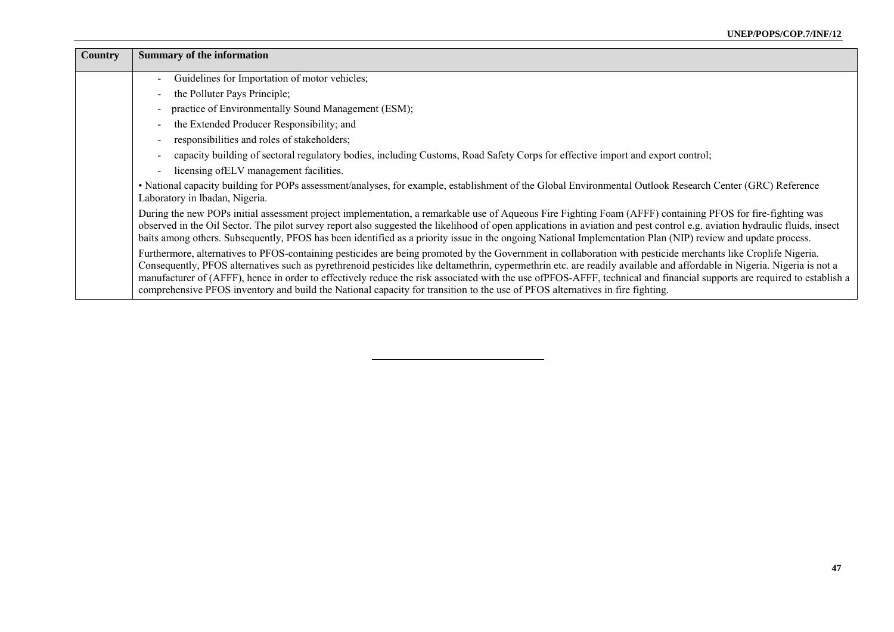| Country | Summary of the information |
| --- | --- |
| | - Guidelines for Importation of motor vehicles;<br>- the Polluter Pays Principle;<br>- practice of Environmentally Sound Management (ESM);<br>- the Extended Producer Responsibility; and<br>- responsibilities and roles of stakeholders;<br>- capacity building of sectoral regulatory bodies, including Customs, Road Safety Corps for effective import and export control;<br>- licensing ofELV management facilities.<br>• National capacity building for POPs assessment/analyses, for example, establishment of the Global Environmental Outlook Research Center (GRC) Reference Laboratory in lbadan, Nigeria.<br>During the new POPs initial assessment project implementation, a remarkable use of Aqueous Fire Fighting Foam (AFFF) containing PFOS for fire-fighting was observed in the Oil Sector. The pilot survey report also suggested the likelihood of open applications in aviation and pest control e.g. aviation hydraulic fluids, insect baits among others. Subsequently, PFOS has been identified as a priority issue in the ongoing National Implementation Plan (NIP) review and update process.<br>Furthermore, alternatives to PFOS-containing pesticides are being promoted by the Government in collaboration with pesticide merchants like Croplife Nigeria. Consequently, PFOS alternatives such as pyrethrenoid pesticides like deltamethrin, cypermethrin etc. are readily available and affordable in Nigeria. Nigeria is not a manufacturer of (AFFF), hence in order to effectively reduce the risk associated with the use ofPFOS-AFFF, technical and financial supports are required to establish a comprehensive PFOS inventory and build the National capacity for transition to the use of PFOS alternatives in fire fighting. |